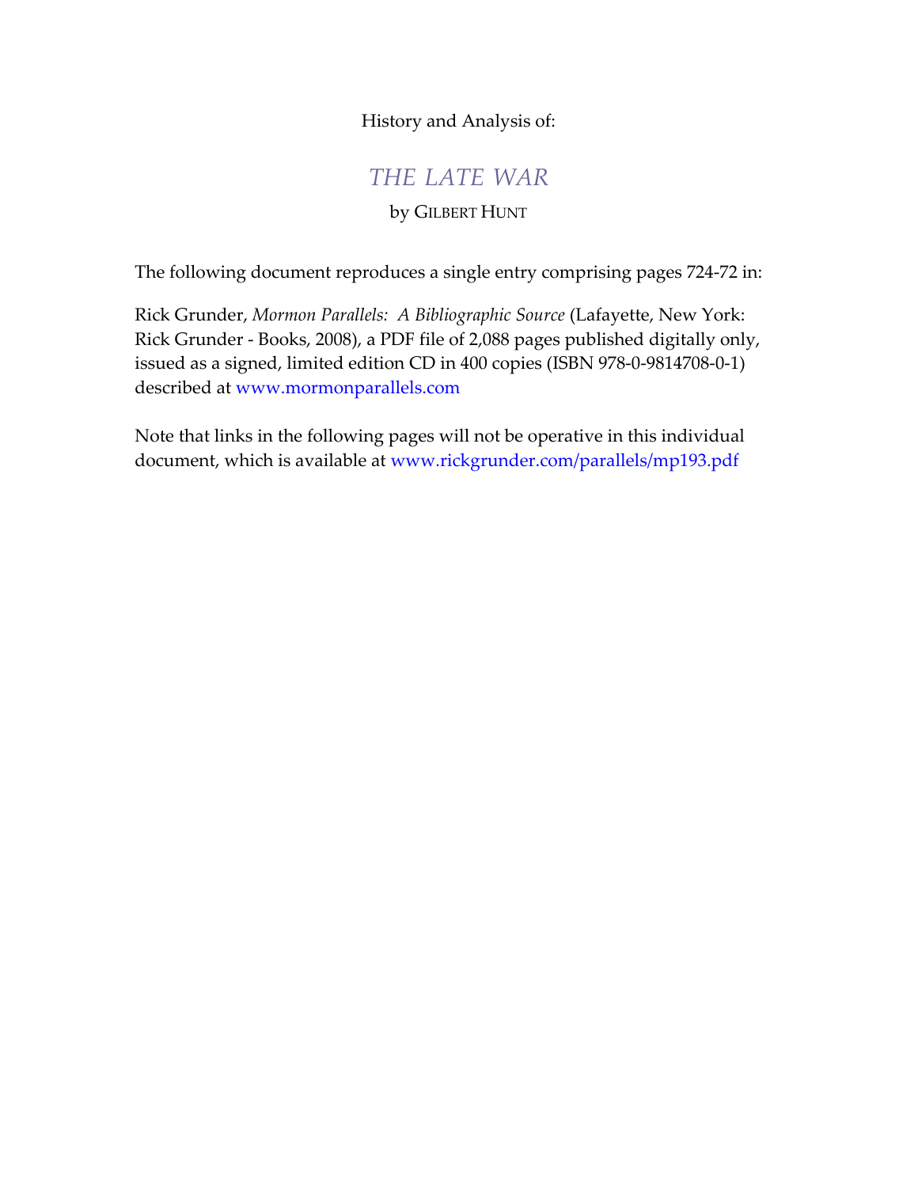History and Analysis of:

# *THE LATE WAR*

by GILBERT HUNT

The following document reproduces a single entry comprising pages 724-72 in:

Rick Grunder, *Mormon Parallels: A Bibliographic Source* (Lafayette, New York: Rick Grunder - Books, 2008), a PDF file of 2,088 pages published digitally only, issued as a signed, limited edition CD in 400 copies (ISBN 978-0-9814708-0-1) described at www.mormonparallels.com

Note that links in the following pages will not be operative in this individual document, which is available at www.rickgrunder.com/parallels/mp193.pdf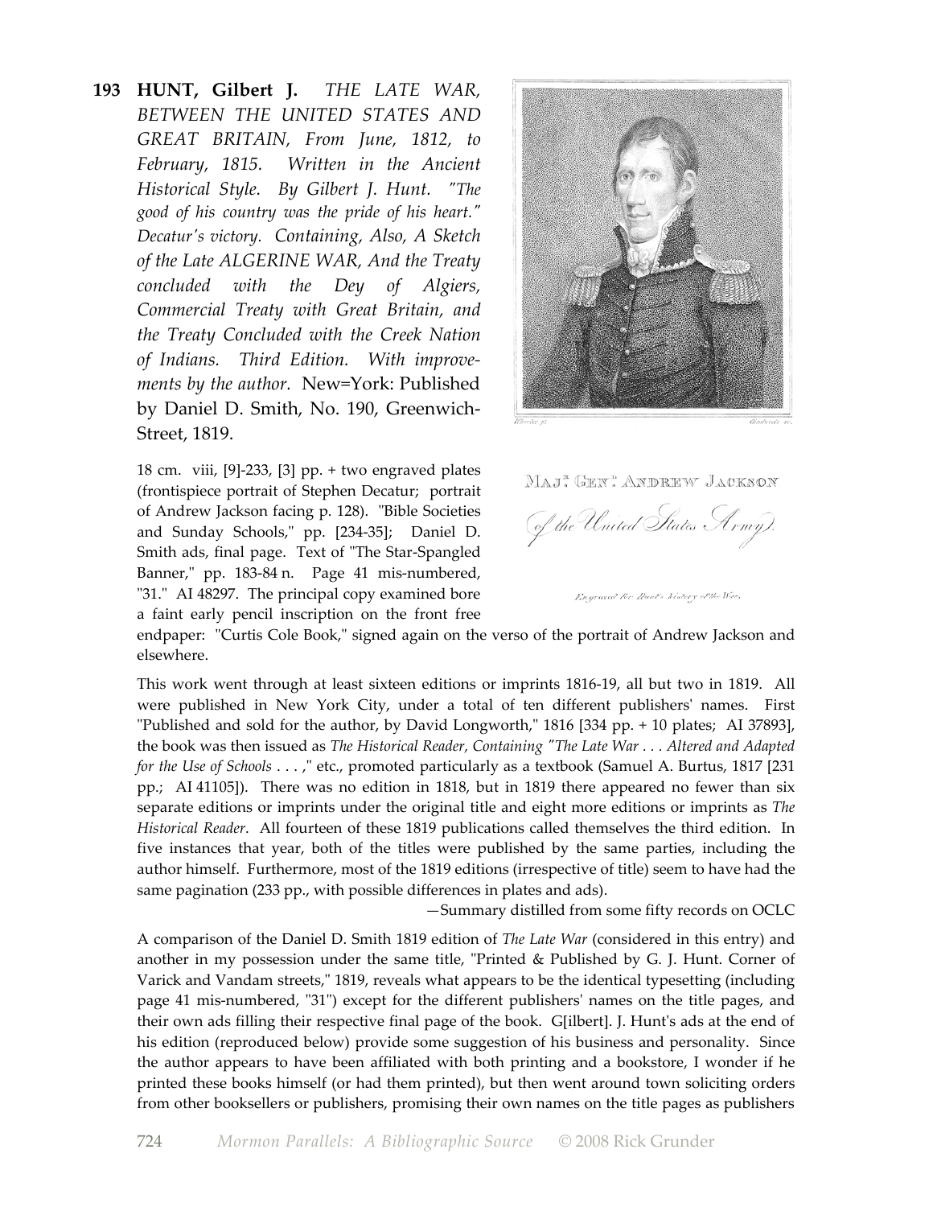**193 HUNT, Gilbert J.** *THE LATE WAR, BETWEEN THE UNITED STATES AND GREAT BRITAIN, From June, 1812, to February, 1815. Written in the Ancient Historical Style. By Gilbert J. Hunt. "The good of his country was the pride of his heart." Decatur's victory. Containing, Also, A Sketch of the Late ALGERINE WAR, And the Treaty concluded with the Dey of Algiers, Commercial Treaty with Great Britain, and the Treaty Concluded with the Creek Nation of Indians. Third Edition. With improvements by the author.* New=York: Published by Daniel D. Smith, No. 190, Greenwich-Street, 1819.

MAJ<sup>r</sup>. GEN<sup>l</sup>. ANDREW JACKSON
*of the United States Army.*

*Engraved for Hunt's history of the War.*

18 cm. viii, [9]-233, [3] pp. + two engraved plates (frontispiece portrait of Stephen Decatur; portrait of Andrew Jackson facing p. 128). "Bible Societies and Sunday Schools," pp. [234-35]; Daniel D. Smith ads, final page. Text of "The Star-Spangled Banner," pp. 183-84 n. Page 41 mis-numbered, "31." AI 48297. The principal copy examined bore a faint early pencil inscription on the front free endpaper: "Curtis Cole Book," signed again on the verso of the portrait of Andrew Jackson and elsewhere.

This work went through at least sixteen editions or imprints 1816-19, all but two in 1819. All were published in New York City, under a total of ten different publishers' names. First "Published and sold for the author, by David Longworth," 1816 [334 pp. + 10 plates; AI 37893], the book was then issued as *The Historical Reader, Containing "The Late War . . . Altered and Adapted for the Use of Schools . . . ,"* etc., promoted particularly as a textbook (Samuel A. Burtus, 1817 [231 pp.; AI 41105]). There was no edition in 1818, but in 1819 there appeared no fewer than six separate editions or imprints under the original title and eight more editions or imprints as *The Historical Reader*. All fourteen of these 1819 publications called themselves the third edition. In five instances that year, both of the titles were published by the same parties, including the author himself. Furthermore, most of the 1819 editions (irrespective of title) seem to have had the same pagination (233 pp., with possible differences in plates and ads).

—Summary distilled from some fifty records on OCLC

A comparison of the Daniel D. Smith 1819 edition of *The Late War* (considered in this entry) and another in my possession under the same title, "Printed & Published by G. J. Hunt. Corner of Varick and Vandam streets," 1819, reveals what appears to be the identical typesetting (including page 41 mis-numbered, "31") except for the different publishers' names on the title pages, and their own ads filling their respective final page of the book. G[ilbert]. J. Hunt's ads at the end of his edition (reproduced below) provide some suggestion of his business and personality. Since the author appears to have been affiliated with both printing and a bookstore, I wonder if he printed these books himself (or had them printed), but then went around town soliciting orders from other booksellers or publishers, promising their own names on the title pages as publishers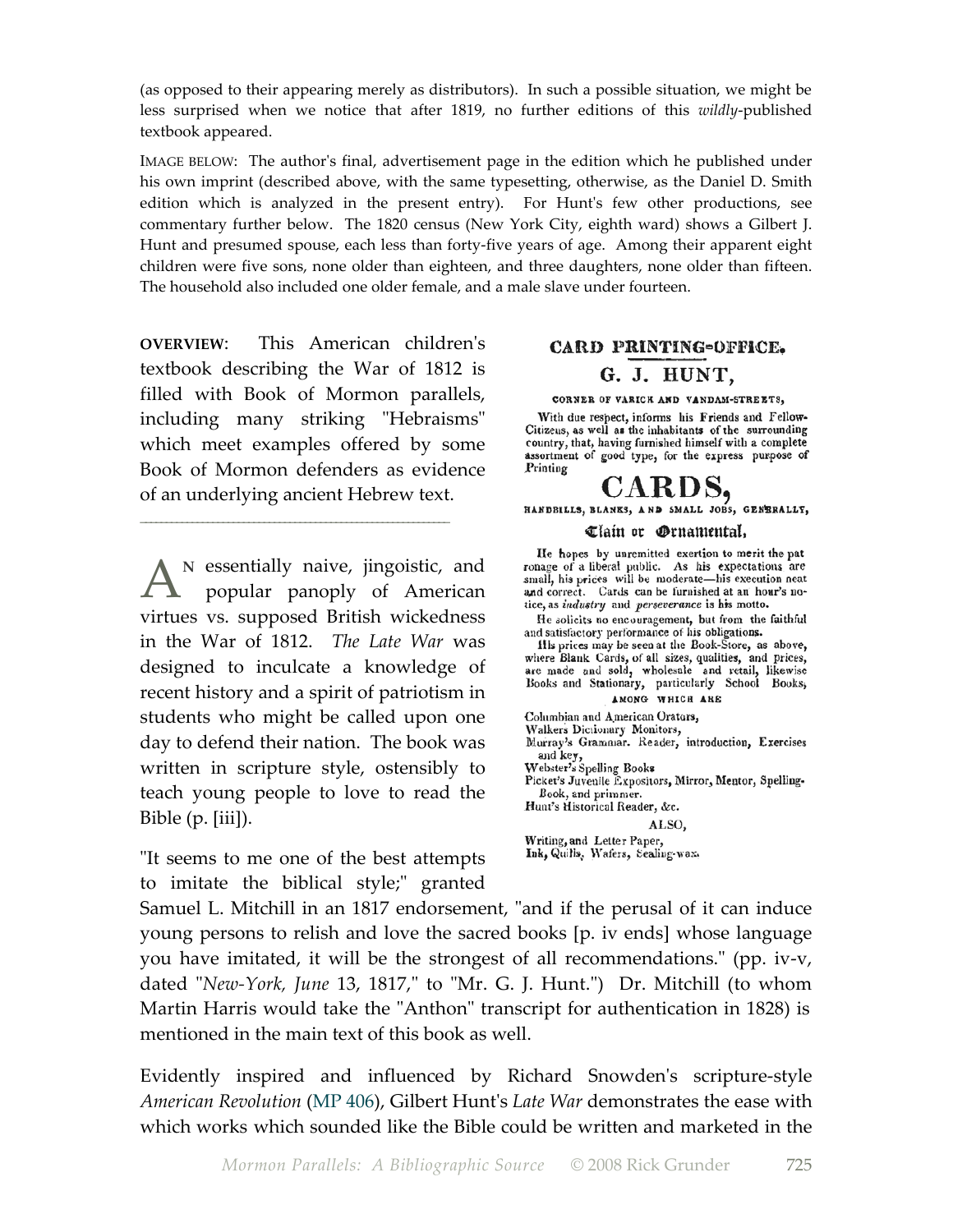(as opposed to their appearing merely as distributors). In such a possible situation, we might be less surprised when we notice that after 1819, no further editions of this *wildly*-published textbook appeared.

IMAGE BELOW: The author's final, advertisement page in the edition which he published under his own imprint (described above, with the same typesetting, otherwise, as the Daniel D. Smith edition which is analyzed in the present entry). For Hunt's few other productions, see commentary further below. The 1820 census (New York City, eighth ward) shows a Gilbert J. Hunt and presumed spouse, each less than forty-five years of age. Among their apparent eight children were five sons, none older than eighteen, and three daughters, none older than fifteen. The household also included one older female, and a male slave under fourteen.

**CARD PRINTING-OFFICE.**

**G. J. HUNT,**

CORNER OF VARICK AND VANDAM-STREETS,

With due respect, informs his Friends and Fellow-Citizens, as well as the inhabitants of the surrounding country, that, having furnished himself with a complete assortment of good type, for the express purpose of Printing

**CARDS,**

HANDBILLS, BLANKS, AND SMALL JOBS, GENERALLY,

Plain or Ornamental,

He hopes by unremitted exertion to merit the patronage of a liberal public. As his expectations are small, his prices will be moderate—his execution neat and correct. Cards can be furnished at an hour's notice, as *industry* and *perseverance* is his motto.

He solicits no encouragement, but from the faithful and satisfactory performance of his obligations.

His prices may be seen at the Book-Store, as above, where Blank Cards, of all sizes, qualities, and prices, are made and sold, wholesale and retail, likewise Books and Stationary, particularly School Books,

AMONG WHICH ARE

Columbian and American Orators,
Walkers Dictionary Monitors,
Murray's Grammar. Reader, introduction, Exercises and key,
Webster's Spelling Books
Picket's Juvenile Expositors, Mirror, Mentor, Spelling-Book, and primmer.
Hunt's Historical Reader, &c.

ALSO,

Writing, and Letter Paper,
Ink, Quills, Wafers, Sealing-wax.

**OVERVIEW**: This American children's textbook describing the War of 1812 is filled with Book of Mormon parallels, including many striking "Hebraisms" which meet examples offered by some Book of Mormon defenders as evidence of an underlying ancient Hebrew text.

---

An essentially naive, jingoistic, and popular panoply of American virtues vs. supposed British wickedness in the War of 1812. *The Late War* was designed to inculcate a knowledge of recent history and a spirit of patriotism in students who might be called upon one day to defend their nation. The book was written in scripture style, ostensibly to teach young people to love to read the Bible (p. [iii]).

"It seems to me one of the best attempts to imitate the biblical style;" granted Samuel L. Mitchill in an 1817 endorsement, "and if the perusal of it can induce young persons to relish and love the sacred books [p. iv ends] whose language you have imitated, it will be the strongest of all recommendations." (pp. iv-v, dated "*New-York, June* 13, 1817," to "Mr. G. J. Hunt.") Dr. Mitchill (to whom Martin Harris would take the "Anthon" transcript for authentication in 1828) is mentioned in the main text of this book as well.

Evidently inspired and influenced by Richard Snowden's scripture-style *American Revolution* (MP 406), Gilbert Hunt's *Late War* demonstrates the ease with which works which sounded like the Bible could be written and marketed in the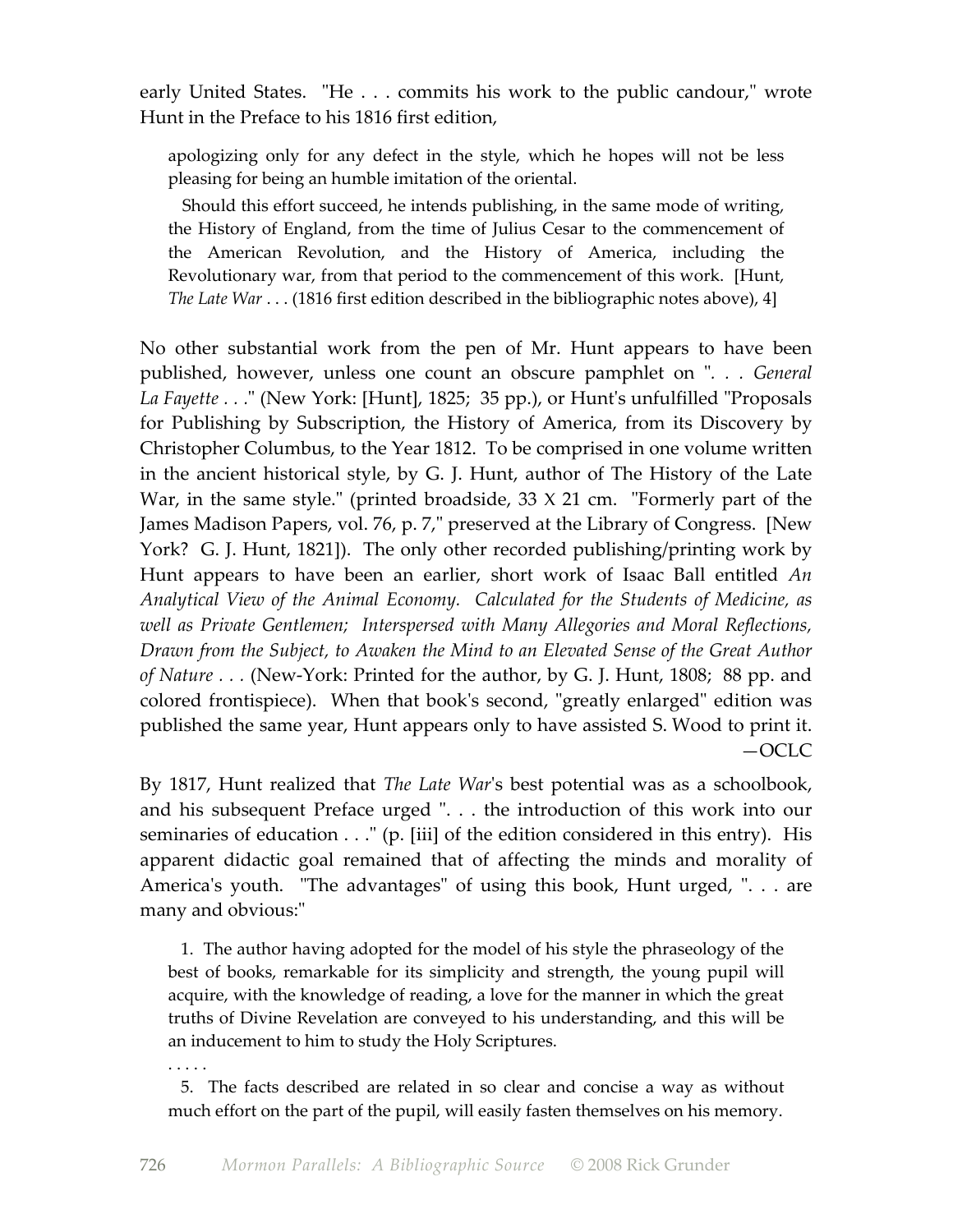early United States. "He . . . commits his work to the public candour," wrote Hunt in the Preface to his 1816 first edition,

> apologizing only for any defect in the style, which he hopes will not be less pleasing for being an humble imitation of the oriental.
>
> Should this effort succeed, he intends publishing, in the same mode of writing, the History of England, from the time of Julius Cesar to the commencement of the American Revolution, and the History of America, including the Revolutionary war, from that period to the commencement of this work. [Hunt, *The Late War* . . . (1816 first edition described in the bibliographic notes above), 4]

No other substantial work from the pen of Mr. Hunt appears to have been published, however, unless one count an obscure pamphlet on ". . . *General La Fayette* . . ." (New York: [Hunt], 1825; 35 pp.), or Hunt's unfulfilled "Proposals for Publishing by Subscription, the History of America, from its Discovery by Christopher Columbus, to the Year 1812. To be comprised in one volume written in the ancient historical style, by G. J. Hunt, author of The History of the Late War, in the same style." (printed broadside, 33 X 21 cm. "Formerly part of the James Madison Papers, vol. 76, p. 7," preserved at the Library of Congress. [New York? G. J. Hunt, 1821]). The only other recorded publishing/printing work by Hunt appears to have been an earlier, short work of Isaac Ball entitled *An Analytical View of the Animal Economy. Calculated for the Students of Medicine, as well as Private Gentlemen; Interspersed with Many Allegories and Moral Reflections, Drawn from the Subject, to Awaken the Mind to an Elevated Sense of the Great Author of Nature* . . . (New-York: Printed for the author, by G. J. Hunt, 1808; 88 pp. and colored frontispiece). When that book's second, "greatly enlarged" edition was published the same year, Hunt appears only to have assisted S. Wood to print it. —OCLC

By 1817, Hunt realized that *The Late War*'s best potential was as a schoolbook, and his subsequent Preface urged ". . . the introduction of this work into our seminaries of education . . ." (p. [iii] of the edition considered in this entry). His apparent didactic goal remained that of affecting the minds and morality of America's youth. "The advantages" of using this book, Hunt urged, ". . . are many and obvious:"

> 1. The author having adopted for the model of his style the phraseology of the best of books, remarkable for its simplicity and strength, the young pupil will acquire, with the knowledge of reading, a love for the manner in which the great truths of Divine Revelation are conveyed to his understanding, and this will be an inducement to him to study the Holy Scriptures.
>
> . . . . .
>
> 5. The facts described are related in so clear and concise a way as without much effort on the part of the pupil, will easily fasten themselves on his memory.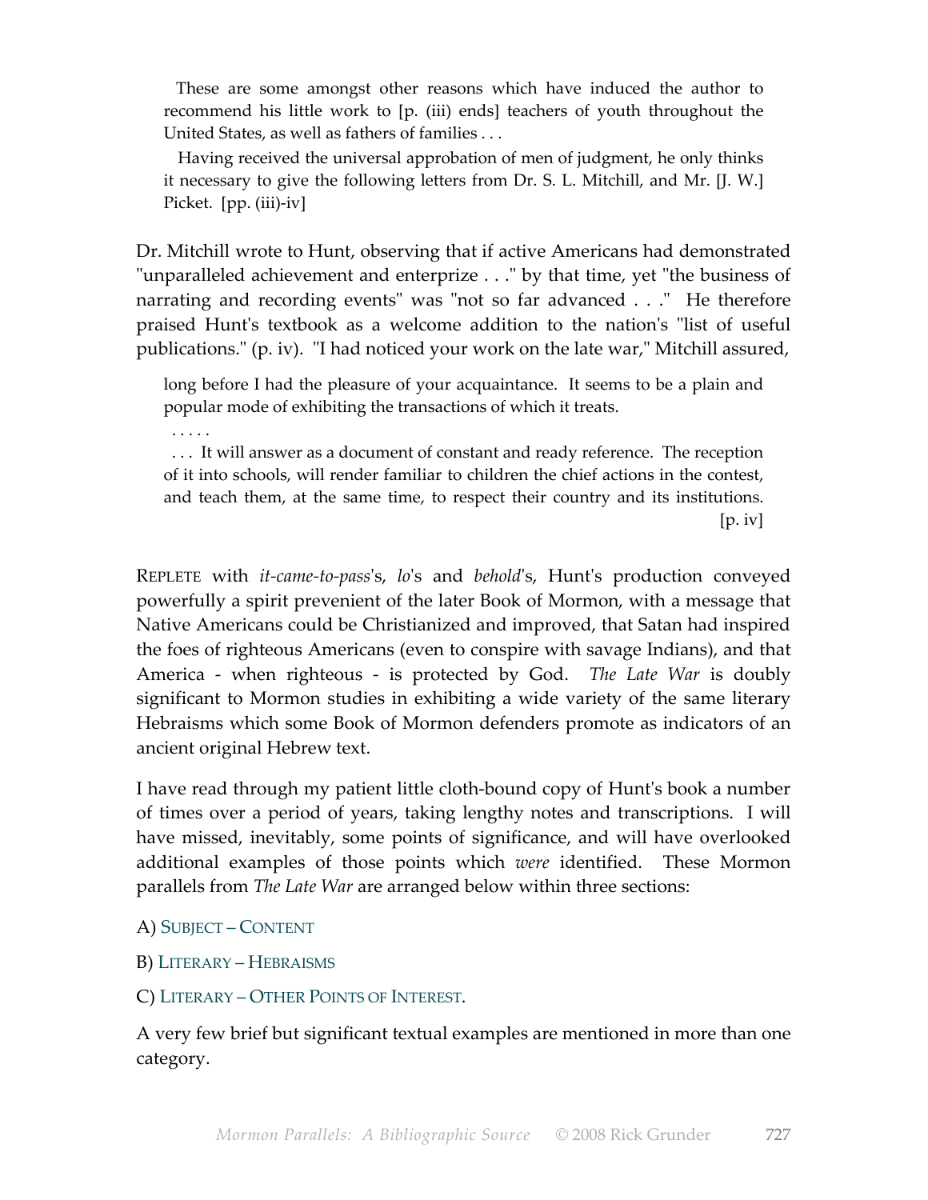> These are some amongst other reasons which have induced the author to recommend his little work to [p. (iii) ends] teachers of youth throughout the United States, as well as fathers of families . . .
>
> Having received the universal approbation of men of judgment, he only thinks it necessary to give the following letters from Dr. S. L. Mitchill, and Mr. [J. W.] Picket. [pp. (iii)-iv]

Dr. Mitchill wrote to Hunt, observing that if active Americans had demonstrated "unparalleled achievement and enterprize . . ." by that time, yet "the business of narrating and recording events" was "not so far advanced . . ." He therefore praised Hunt's textbook as a welcome addition to the nation's "list of useful publications." (p. iv). "I had noticed your work on the late war," Mitchill assured,

> long before I had the pleasure of your acquaintance. It seems to be a plain and popular mode of exhibiting the transactions of which it treats.
>
> . . . . .
>
> . . . It will answer as a document of constant and ready reference. The reception of it into schools, will render familiar to children the chief actions in the contest, and teach them, at the same time, to respect their country and its institutions. [p. iv]

REPLETE with *it-came-to-pass*'s, *lo*'s and *behold*'s, Hunt's production conveyed powerfully a spirit prevenient of the later Book of Mormon, with a message that Native Americans could be Christianized and improved, that Satan had inspired the foes of righteous Americans (even to conspire with savage Indians), and that America - when righteous - is protected by God. *The Late War* is doubly significant to Mormon studies in exhibiting a wide variety of the same literary Hebraisms which some Book of Mormon defenders promote as indicators of an ancient original Hebrew text.

I have read through my patient little cloth-bound copy of Hunt's book a number of times over a period of years, taking lengthy notes and transcriptions. I will have missed, inevitably, some points of significance, and will have overlooked additional examples of those points which *were* identified. These Mormon parallels from *The Late War* are arranged below within three sections:

A) SUBJECT – CONTENT

B) LITERARY – HEBRAISMS

C) LITERARY – OTHER POINTS OF INTEREST.

A very few brief but significant textual examples are mentioned in more than one category.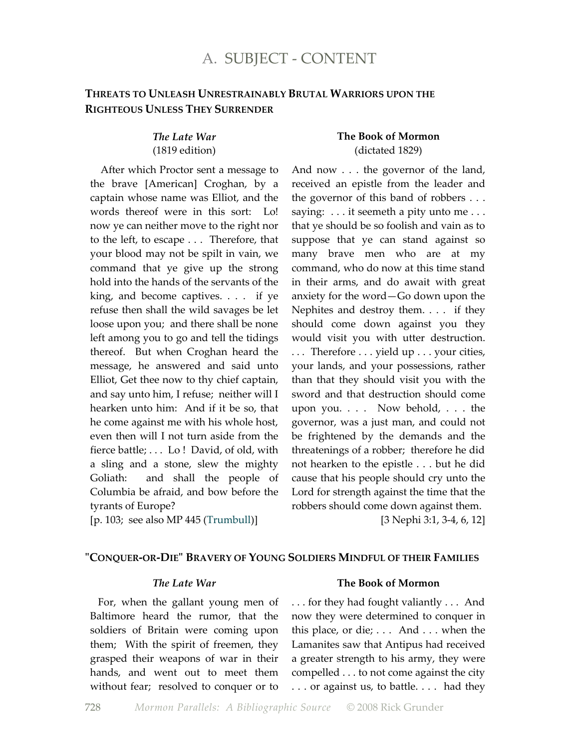# A. SUBJECT - CONTENT

### THREATS TO UNLEASH UNRESTRAINABLY BRUTAL WARRIORS UPON THE RIGHTEOUS UNLESS THEY SURRENDER

***The Late War*** (1819 edition)

After which Proctor sent a message to the brave [American] Croghan, by a captain whose name was Elliot, and the words thereof were in this sort: Lo! now ye can neither move to the right nor to the left, to escape . . . Therefore, that your blood may not be spilt in vain, we command that ye give up the strong hold into the hands of the servants of the king, and become captives. . . . if ye refuse then shall the wild savages be let loose upon you; and there shall be none left among you to go and tell the tidings thereof. But when Croghan heard the message, he answered and said unto Elliot, Get thee now to thy chief captain, and say unto him, I refuse; neither will I hearken unto him: And if it be so, that he come against me with his whole host, even then will I not turn aside from the fierce battle; . . . Lo ! David, of old, with a sling and a stone, slew the mighty Goliath: and shall the people of Columbia be afraid, and bow before the tyrants of Europe?
[p. 103; see also MP 445 (Trumbull)]

**The Book of Mormon** (dictated 1829)

And now . . . the governor of the land, received an epistle from the leader and the governor of this band of robbers . . . saying: . . . it seemeth a pity unto me . . . that ye should be so foolish and vain as to suppose that ye can stand against so many brave men who are at my command, who do now at this time stand in their arms, and do await with great anxiety for the word—Go down upon the Nephites and destroy them. . . . if they should come down against you they would visit you with utter destruction. . . . Therefore . . . yield up . . . your cities, your lands, and your possessions, rather than that they should visit you with the sword and that destruction should come upon you. . . . Now behold, . . . the governor, was a just man, and could not be frightened by the demands and the threatenings of a robber; therefore he did not hearken to the epistle . . . but he did cause that his people should cry unto the Lord for strength against the time that the robbers should come down against them.
[3 Nephi 3:1, 3-4, 6, 12]

### "CONQUER-OR-DIE" BRAVERY OF YOUNG SOLDIERS MINDFUL OF THEIR FAMILIES

***The Late War***

For, when the gallant young men of Baltimore heard the rumor, that the soldiers of Britain were coming upon them; With the spirit of freemen, they grasped their weapons of war in their hands, and went out to meet them without fear; resolved to conquer or to

**The Book of Mormon**

. . . for they had fought valiantly . . . And now they were determined to conquer in this place, or die; . . . And . . . when the Lamanites saw that Antipus had received a greater strength to his army, they were compelled . . . to not come against the city . . . or against us, to battle. . . . had they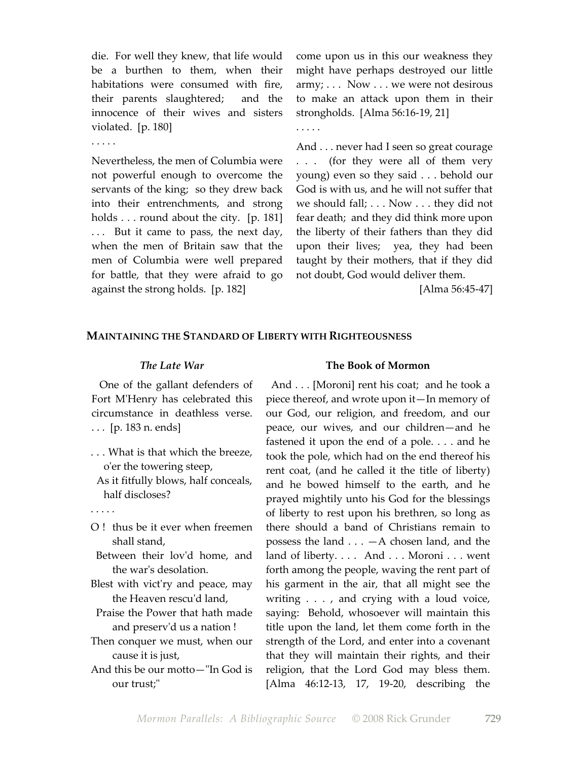die. For well they knew, that life would be a burthen to them, when their habitations were consumed with fire, their parents slaughtered; and the innocence of their wives and sisters violated. [p. 180]

. . . . .

Nevertheless, the men of Columbia were not powerful enough to overcome the servants of the king; so they drew back into their entrenchments, and strong holds . . . round about the city. [p. 181] . . . But it came to pass, the next day, when the men of Britain saw that the men of Columbia were well prepared for battle, that they were afraid to go against the strong holds. [p. 182]

come upon us in this our weakness they might have perhaps destroyed our little army; . . . Now . . . we were not desirous to make an attack upon them in their strongholds. [Alma 56:16-19, 21]

. . . . .

And . . . never had I seen so great courage . . . (for they were all of them very young) even so they said . . . behold our God is with us, and he will not suffer that we should fall; . . . Now . . . they did not fear death; and they did think more upon the liberty of their fathers than they did upon their lives; yea, they had been taught by their mothers, that if they did not doubt, God would deliver them.

[Alma 56:45-47]

## Maintaining the Standard of Liberty with Righteousness

*The Late War*

One of the gallant defenders of Fort M'Henry has celebrated this circumstance in deathless verse. . . . [p. 183 n. ends]

. . . What is that which the breeze, o'er the towering steep,
As it fitfully blows, half conceals, half discloses?

. . . . .

O ! thus be it ever when freemen shall stand,
Between their lov'd home, and the war's desolation.
Blest with vict'ry and peace, may the Heaven rescu'd land,
Praise the Power that hath made and preserv'd us a nation !
Then conquer we must, when our cause it is just,
And this be our motto—"In God is our trust;"

**The Book of Mormon**

And . . . [Moroni] rent his coat; and he took a piece thereof, and wrote upon it—In memory of our God, our religion, and freedom, and our peace, our wives, and our children—and he fastened it upon the end of a pole. . . . and he took the pole, which had on the end thereof his rent coat, (and he called it the title of liberty) and he bowed himself to the earth, and he prayed mightily unto his God for the blessings of liberty to rest upon his brethren, so long as there should a band of Christians remain to possess the land . . . —A chosen land, and the land of liberty. . . . And . . . Moroni . . . went forth among the people, waving the rent part of his garment in the air, that all might see the writing . . . , and crying with a loud voice, saying: Behold, whosoever will maintain this title upon the land, let them come forth in the strength of the Lord, and enter into a covenant that they will maintain their rights, and their religion, that the Lord God may bless them. [Alma 46:12-13, 17, 19-20, describing the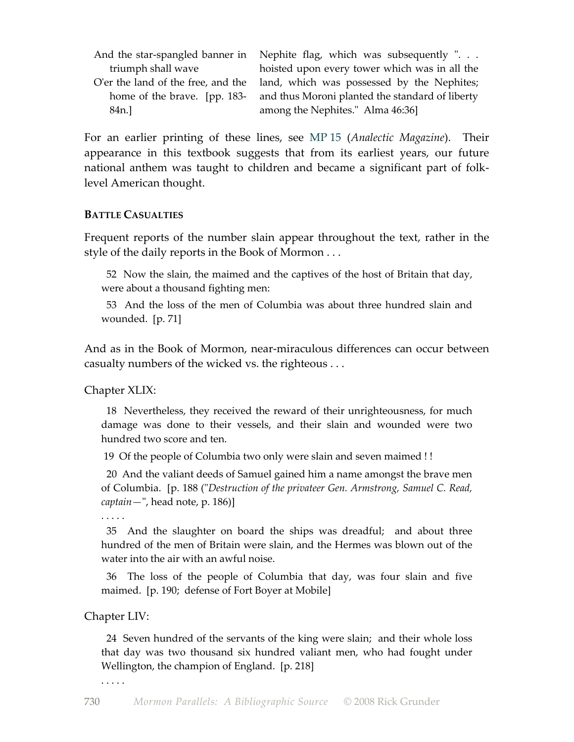| | |
|---|---|
| And the star-spangled banner in triumph shall wave<br>O'er the land of the free, and the home of the brave. [pp. 183-84n.] | Nephite flag, which was subsequently ". . . hoisted upon every tower which was in all the land, which was possessed by the Nephites; and thus Moroni planted the standard of liberty among the Nephites." Alma 46:36] |

For an earlier printing of these lines, see MP 15 (*Analectic Magazine*). Their appearance in this textbook suggests that from its earliest years, our future national anthem was taught to children and became a significant part of folk-level American thought.

**BATTLE CASUALTIES**

Frequent reports of the number slain appear throughout the text, rather in the style of the daily reports in the Book of Mormon . . .

> 52 Now the slain, the maimed and the captives of the host of Britain that day, were about a thousand fighting men:
>
> 53 And the loss of the men of Columbia was about three hundred slain and wounded. [p. 71]

And as in the Book of Mormon, near-miraculous differences can occur between casualty numbers of the wicked vs. the righteous . . .

Chapter XLIX:

> 18 Nevertheless, they received the reward of their unrighteousness, for much damage was done to their vessels, and their slain and wounded were two hundred two score and ten.
>
> 19 Of the people of Columbia two only were slain and seven maimed ! !
>
> 20 And the valiant deeds of Samuel gained him a name amongst the brave men of Columbia. [p. 188 ("*Destruction of the privateer Gen. Armstrong, Samuel C. Read, captain—*", head note, p. 186)]
>
> . . . . .
>
> 35 And the slaughter on board the ships was dreadful; and about three hundred of the men of Britain were slain, and the Hermes was blown out of the water into the air with an awful noise.
>
> 36 The loss of the people of Columbia that day, was four slain and five maimed. [p. 190; defense of Fort Boyer at Mobile]

Chapter LIV:

> 24 Seven hundred of the servants of the king were slain; and their whole loss that day was two thousand six hundred valiant men, who had fought under Wellington, the champion of England. [p. 218]
>
> . . . . .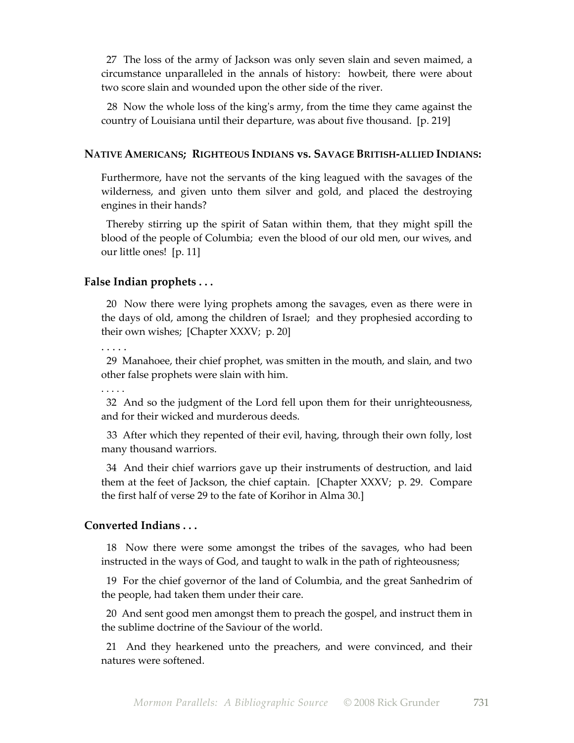27 The loss of the army of Jackson was only seven slain and seven maimed, a circumstance unparalleled in the annals of history: howbeit, there were about two score slain and wounded upon the other side of the river.

28 Now the whole loss of the king's army, from the time they came against the country of Louisiana until their departure, was about five thousand. [p. 219]

**NATIVE AMERICANS; RIGHTEOUS INDIANS vs. SAVAGE BRITISH-ALLIED INDIANS:**

Furthermore, have not the servants of the king leagued with the savages of the wilderness, and given unto them silver and gold, and placed the destroying engines in their hands?

Thereby stirring up the spirit of Satan within them, that they might spill the blood of the people of Columbia; even the blood of our old men, our wives, and our little ones! [p. 11]

### False Indian prophets . . .

20 Now there were lying prophets among the savages, even as there were in the days of old, among the children of Israel; and they prophesied according to their own wishes; [Chapter XXXV; p. 20]

. . . . .

29 Manahoee, their chief prophet, was smitten in the mouth, and slain, and two other false prophets were slain with him.

. . . . .

32 And so the judgment of the Lord fell upon them for their unrighteousness, and for their wicked and murderous deeds.

33 After which they repented of their evil, having, through their own folly, lost many thousand warriors.

34 And their chief warriors gave up their instruments of destruction, and laid them at the feet of Jackson, the chief captain. [Chapter XXXV; p. 29. Compare the first half of verse 29 to the fate of Korihor in Alma 30.]

### Converted Indians . . .

18 Now there were some amongst the tribes of the savages, who had been instructed in the ways of God, and taught to walk in the path of righteousness;

19 For the chief governor of the land of Columbia, and the great Sanhedrim of the people, had taken them under their care.

20 And sent good men amongst them to preach the gospel, and instruct them in the sublime doctrine of the Saviour of the world.

21 And they hearkened unto the preachers, and were convinced, and their natures were softened.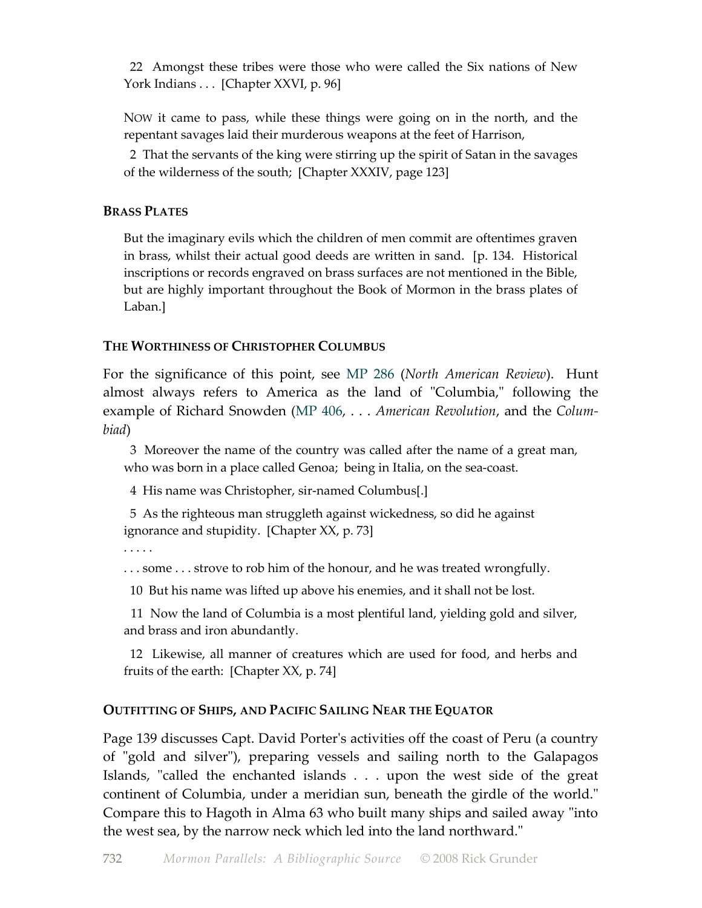22 Amongst these tribes were those who were called the Six nations of New York Indians . . . [Chapter XXVI, p. 96]

NOW it came to pass, while these things were going on in the north, and the repentant savages laid their murderous weapons at the feet of Harrison,

2 That the servants of the king were stirring up the spirit of Satan in the savages of the wilderness of the south; [Chapter XXXIV, page 123]

**BRASS PLATES**

But the imaginary evils which the children of men commit are oftentimes graven in brass, whilst their actual good deeds are written in sand. [p. 134. Historical inscriptions or records engraved on brass surfaces are not mentioned in the Bible, but are highly important throughout the Book of Mormon in the brass plates of Laban.]

**THE WORTHINESS OF CHRISTOPHER COLUMBUS**

For the significance of this point, see MP 286 (*North American Review*). Hunt almost always refers to America as the land of "Columbia," following the example of Richard Snowden (MP 406, . . . *American Revolution*, and the *Columbiad*)

3 Moreover the name of the country was called after the name of a great man, who was born in a place called Genoa; being in Italia, on the sea-coast.

4 His name was Christopher, sir-named Columbus[.]

5 As the righteous man struggleth against wickedness, so did he against ignorance and stupidity. [Chapter XX, p. 73]

. . . . .

. . . some . . . strove to rob him of the honour, and he was treated wrongfully.

10 But his name was lifted up above his enemies, and it shall not be lost.

11 Now the land of Columbia is a most plentiful land, yielding gold and silver, and brass and iron abundantly.

12 Likewise, all manner of creatures which are used for food, and herbs and fruits of the earth: [Chapter XX, p. 74]

**OUTFITTING OF SHIPS, AND PACIFIC SAILING NEAR THE EQUATOR**

Page 139 discusses Capt. David Porter's activities off the coast of Peru (a country of "gold and silver"), preparing vessels and sailing north to the Galapagos Islands, "called the enchanted islands . . . upon the west side of the great continent of Columbia, under a meridian sun, beneath the girdle of the world." Compare this to Hagoth in Alma 63 who built many ships and sailed away "into the west sea, by the narrow neck which led into the land northward."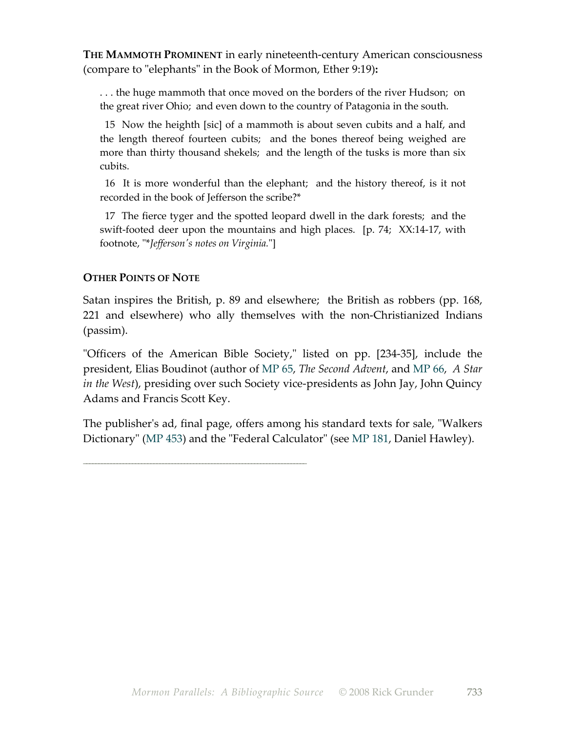**THE MAMMOTH PROMINENT** in early nineteenth-century American consciousness (compare to "elephants" in the Book of Mormon, Ether 9:19)**:**

> . . . the huge mammoth that once moved on the borders of the river Hudson; on the great river Ohio; and even down to the country of Patagonia in the south.
>
> 15 Now the heighth [sic] of a mammoth is about seven cubits and a half, and the length thereof fourteen cubits; and the bones thereof being weighed are more than thirty thousand shekels; and the length of the tusks is more than six cubits.
>
> 16 It is more wonderful than the elephant; and the history thereof, is it not recorded in the book of Jefferson the scribe?*
>
> 17 The fierce tyger and the spotted leopard dwell in the dark forests; and the swift-footed deer upon the mountains and high places. [p. 74; XX:14-17, with footnote, "**Jefferson's notes on Virginia.*"]

**OTHER POINTS OF NOTE**

Satan inspires the British, p. 89 and elsewhere; the British as robbers (pp. 168, 221 and elsewhere) who ally themselves with the non-Christianized Indians (passim).

"Officers of the American Bible Society," listed on pp. [234-35], include the president, Elias Boudinot (author of MP 65, *The Second Advent*, and MP 66, *A Star in the West*), presiding over such Society vice-presidents as John Jay, John Quincy Adams and Francis Scott Key.

The publisher's ad, final page, offers among his standard texts for sale, "Walkers Dictionary" (MP 453) and the "Federal Calculator" (see MP 181, Daniel Hawley).

---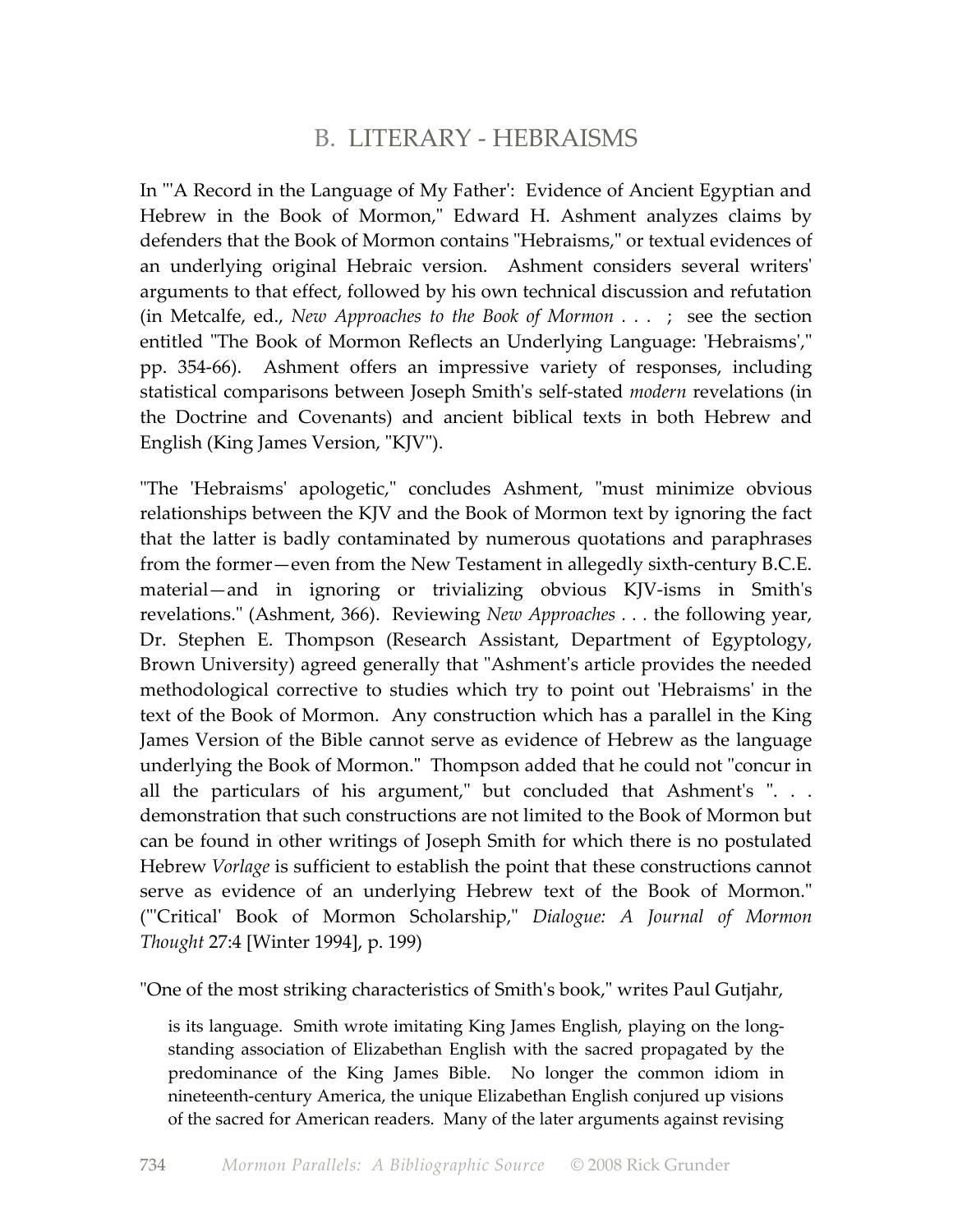## B. LITERARY - HEBRAISMS

In "'A Record in the Language of My Father': Evidence of Ancient Egyptian and Hebrew in the Book of Mormon," Edward H. Ashment analyzes claims by defenders that the Book of Mormon contains "Hebraisms," or textual evidences of an underlying original Hebraic version. Ashment considers several writers' arguments to that effect, followed by his own technical discussion and refutation (in Metcalfe, ed., *New Approaches to the Book of Mormon . . .* ; see the section entitled "The Book of Mormon Reflects an Underlying Language: 'Hebraisms'," pp. 354-66). Ashment offers an impressive variety of responses, including statistical comparisons between Joseph Smith's self-stated *modern* revelations (in the Doctrine and Covenants) and ancient biblical texts in both Hebrew and English (King James Version, "KJV").

"The 'Hebraisms' apologetic," concludes Ashment, "must minimize obvious relationships between the KJV and the Book of Mormon text by ignoring the fact that the latter is badly contaminated by numerous quotations and paraphrases from the former—even from the New Testament in allegedly sixth-century B.C.E. material—and in ignoring or trivializing obvious KJV-isms in Smith's revelations." (Ashment, 366). Reviewing *New Approaches . . .* the following year, Dr. Stephen E. Thompson (Research Assistant, Department of Egyptology, Brown University) agreed generally that "Ashment's article provides the needed methodological corrective to studies which try to point out 'Hebraisms' in the text of the Book of Mormon. Any construction which has a parallel in the King James Version of the Bible cannot serve as evidence of Hebrew as the language underlying the Book of Mormon." Thompson added that he could not "concur in all the particulars of his argument," but concluded that Ashment's ". . . demonstration that such constructions are not limited to the Book of Mormon but can be found in other writings of Joseph Smith for which there is no postulated Hebrew *Vorlage* is sufficient to establish the point that these constructions cannot serve as evidence of an underlying Hebrew text of the Book of Mormon." ("'Critical' Book of Mormon Scholarship," *Dialogue: A Journal of Mormon Thought* 27:4 [Winter 1994], p. 199)

"One of the most striking characteristics of Smith's book," writes Paul Gutjahr,

> is its language. Smith wrote imitating King James English, playing on the long-standing association of Elizabethan English with the sacred propagated by the predominance of the King James Bible. No longer the common idiom in nineteenth-century America, the unique Elizabethan English conjured up visions of the sacred for American readers. Many of the later arguments against revising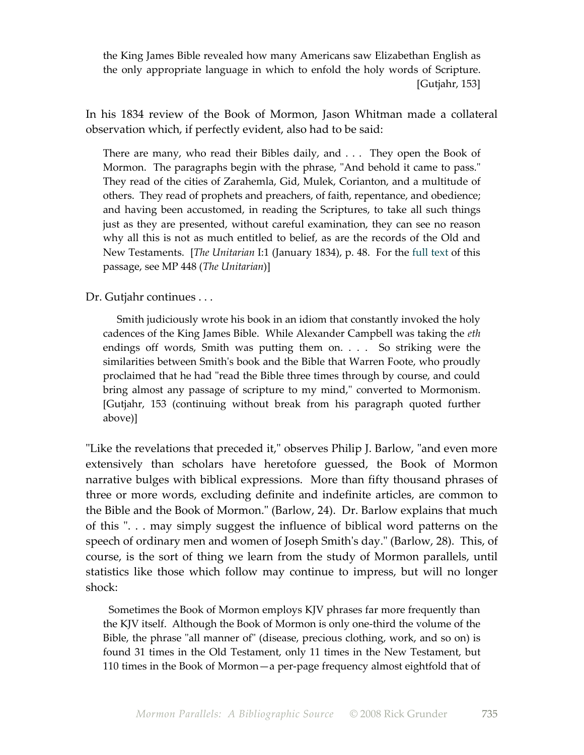> the King James Bible revealed how many Americans saw Elizabethan English as the only appropriate language in which to enfold the holy words of Scripture. [Gutjahr, 153]

In his 1834 review of the Book of Mormon, Jason Whitman made a collateral observation which, if perfectly evident, also had to be said:

> There are many, who read their Bibles daily, and . . . They open the Book of Mormon. The paragraphs begin with the phrase, "And behold it came to pass." They read of the cities of Zarahemla, Gid, Mulek, Corianton, and a multitude of others. They read of prophets and preachers, of faith, repentance, and obedience; and having been accustomed, in reading the Scriptures, to take all such things just as they are presented, without careful examination, they can see no reason why all this is not as much entitled to belief, as are the records of the Old and New Testaments. [*The Unitarian* I:1 (January 1834), p. 48. For the full text of this passage, see MP 448 (*The Unitarian*)]

Dr. Gutjahr continues . . .

> Smith judiciously wrote his book in an idiom that constantly invoked the holy cadences of the King James Bible. While Alexander Campbell was taking the *eth* endings off words, Smith was putting them on. . . . So striking were the similarities between Smith's book and the Bible that Warren Foote, who proudly proclaimed that he had "read the Bible three times through by course, and could bring almost any passage of scripture to my mind," converted to Mormonism. [Gutjahr, 153 (continuing without break from his paragraph quoted further above)]

"Like the revelations that preceded it," observes Philip J. Barlow, "and even more extensively than scholars have heretofore guessed, the Book of Mormon narrative bulges with biblical expressions. More than fifty thousand phrases of three or more words, excluding definite and indefinite articles, are common to the Bible and the Book of Mormon." (Barlow, 24). Dr. Barlow explains that much of this ". . . may simply suggest the influence of biblical word patterns on the speech of ordinary men and women of Joseph Smith's day." (Barlow, 28). This, of course, is the sort of thing we learn from the study of Mormon parallels, until statistics like those which follow may continue to impress, but will no longer shock:

> Sometimes the Book of Mormon employs KJV phrases far more frequently than the KJV itself. Although the Book of Mormon is only one-third the volume of the Bible, the phrase "all manner of" (disease, precious clothing, work, and so on) is found 31 times in the Old Testament, only 11 times in the New Testament, but 110 times in the Book of Mormon—a per-page frequency almost eightfold that of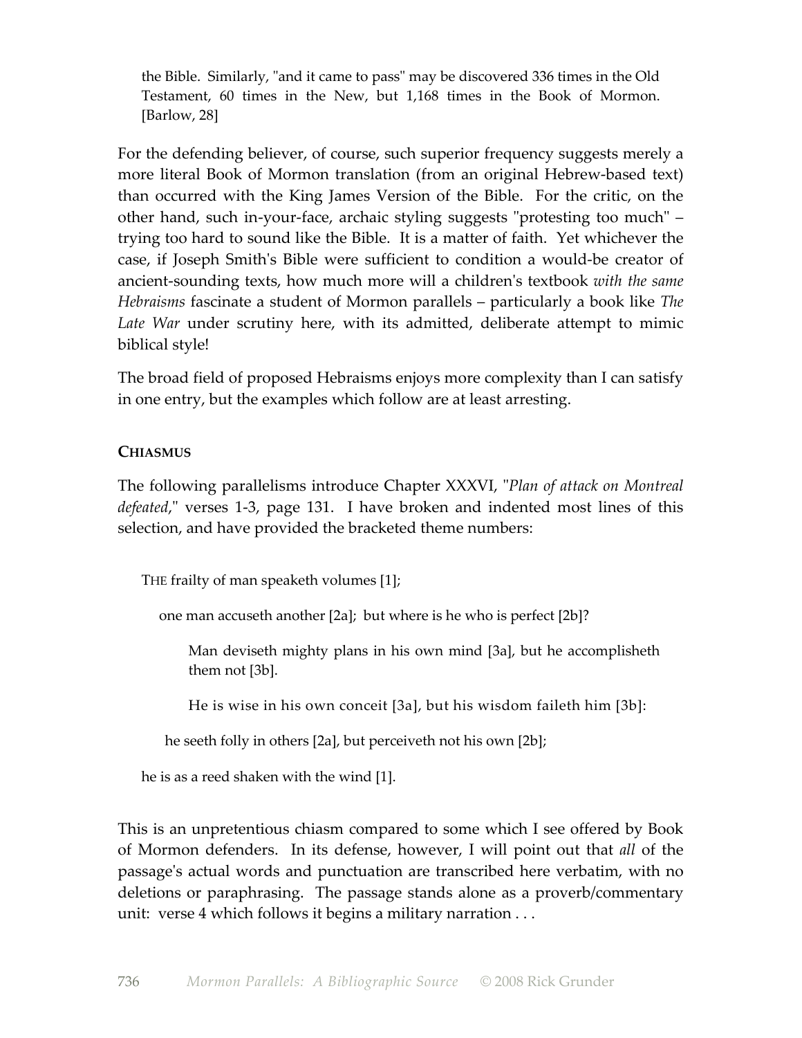> the Bible. Similarly, "and it came to pass" may be discovered 336 times in the Old Testament, 60 times in the New, but 1,168 times in the Book of Mormon. [Barlow, 28]

For the defending believer, of course, such superior frequency suggests merely a more literal Book of Mormon translation (from an original Hebrew-based text) than occurred with the King James Version of the Bible. For the critic, on the other hand, such in-your-face, archaic styling suggests "protesting too much" – trying too hard to sound like the Bible. It is a matter of faith. Yet whichever the case, if Joseph Smith's Bible were sufficient to condition a would-be creator of ancient-sounding texts, how much more will a children's textbook *with the same Hebraisms* fascinate a student of Mormon parallels – particularly a book like *The Late War* under scrutiny here, with its admitted, deliberate attempt to mimic biblical style!

The broad field of proposed Hebraisms enjoys more complexity than I can satisfy in one entry, but the examples which follow are at least arresting.

#### CHIASMUS

The following parallelisms introduce Chapter XXXVI, "*Plan of attack on Montreal defeated*," verses 1-3, page 131. I have broken and indented most lines of this selection, and have provided the bracketed theme numbers:

> THE frailty of man speaketh volumes [1];
>
> one man accuseth another [2a]; but where is he who is perfect [2b]?
>
> Man deviseth mighty plans in his own mind [3a], but he accomplisheth them not [3b].
>
> He is wise in his own conceit [3a], but his wisdom faileth him [3b]:
>
> he seeth folly in others [2a], but perceiveth not his own [2b];
>
> he is as a reed shaken with the wind [1].

This is an unpretentious chiasm compared to some which I see offered by Book of Mormon defenders. In its defense, however, I will point out that *all* of the passage's actual words and punctuation are transcribed here verbatim, with no deletions or paraphrasing. The passage stands alone as a proverb/commentary unit: verse 4 which follows it begins a military narration . . .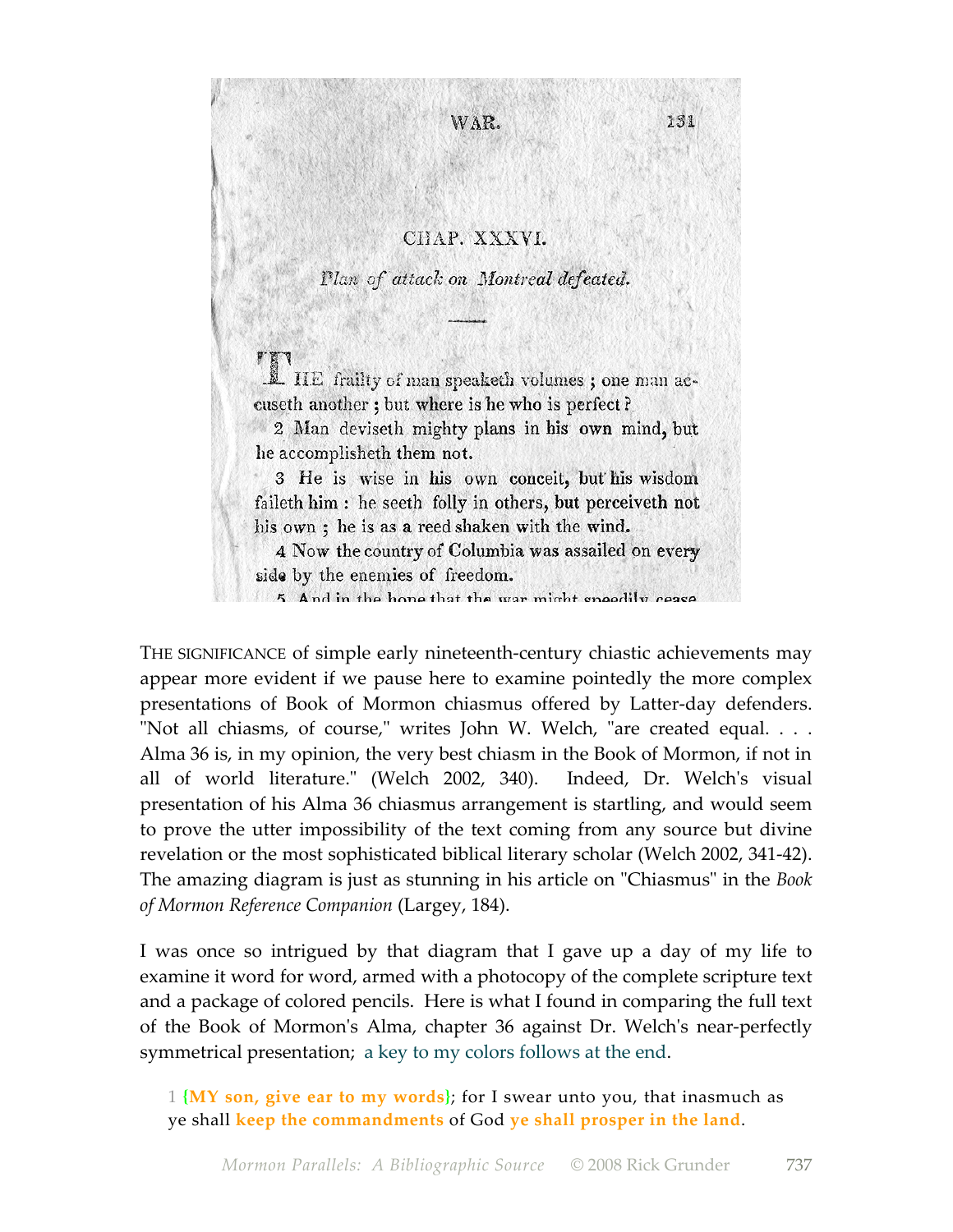WAR.

CHAP. XXXVI.

*Plan of attack on Montreal defeated.*

THE frailty of man speaketh volumes ; one man accuseth another ; but where is he who is perfect ?

2 Man deviseth mighty plans in his own mind, but he accomplisheth them not.

3 He is wise in his own conceit, but his wisdom faileth him : he seeth folly in others, but perceiveth not his own ; he is as a reed shaken with the wind.

4 Now the country of Columbia was assailed on every side by the enemies of freedom.

5 And in the hope that the war might speedily cease

THE SIGNIFICANCE of simple early nineteenth-century chiastic achievements may appear more evident if we pause here to examine pointedly the more complex presentations of Book of Mormon chiasmus offered by Latter-day defenders. "Not all chiasms, of course," writes John W. Welch, "are created equal. . . . Alma 36 is, in my opinion, the very best chiasm in the Book of Mormon, if not in all of world literature." (Welch 2002, 340). Indeed, Dr. Welch's visual presentation of his Alma 36 chiasmus arrangement is startling, and would seem to prove the utter impossibility of the text coming from any source but divine revelation or the most sophisticated biblical literary scholar (Welch 2002, 341-42). The amazing diagram is just as stunning in his article on "Chiasmus" in the *Book of Mormon Reference Companion* (Largey, 184).

I was once so intrigued by that diagram that I gave up a day of my life to examine it word for word, armed with a photocopy of the complete scripture text and a package of colored pencils. Here is what I found in comparing the full text of the Book of Mormon's Alma, chapter 36 against Dr. Welch's near-perfectly symmetrical presentation; a key to my colors follows at the end.

1 **{MY son, give ear to my words}**; for I swear unto you, that inasmuch as ye shall **keep the commandments** of God **ye shall prosper in the land**.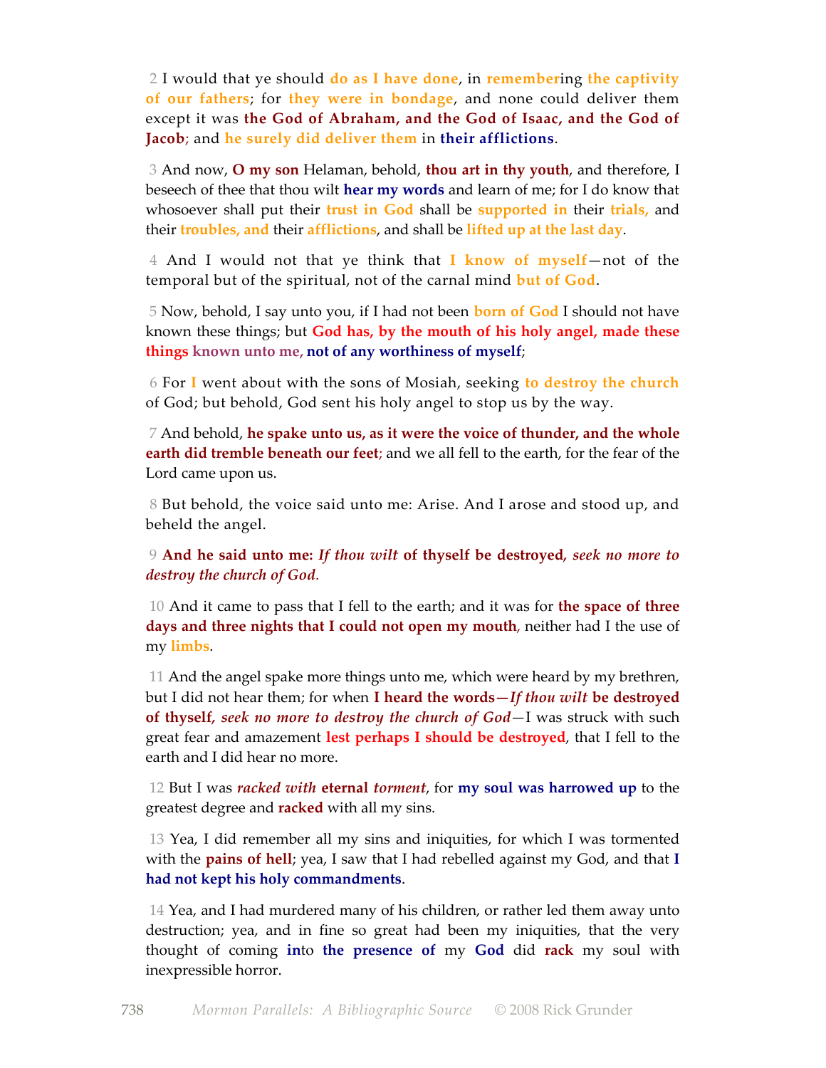2 I would that ye should **do as I have done**, in **remember**ing **the captivity of our fathers**; for **they were in bondage**, and none could deliver them except it was **the God of Abraham, and the God of Isaac, and the God of Jacob**; and **he surely did deliver them** in **their afflictions**.

3 And now, **O my son** Helaman, behold, **thou art in thy youth**, and therefore, I beseech of thee that thou wilt **hear my words** and learn of me; for I do know that whosoever shall put their **trust in God** shall be **supported in** their **trials,** and their **troubles, and** their **afflictions**, and shall be **lifted up at the last day**.

4 And I would not that ye think that **I know of myself**—not of the temporal but of the spiritual, not of the carnal mind **but of God**.

5 Now, behold, I say unto you, if I had not been **born of God** I should not have known these things; but **God has, by the mouth of his holy angel, made these things known unto me, not of any worthiness of myself**;

6 For **I** went about with the sons of Mosiah, seeking **to destroy the church** of God; but behold, God sent his holy angel to stop us by the way.

7 And behold, **he spake unto us, as it were the voice of thunder, and the whole earth did tremble beneath our feet**; and we all fell to the earth, for the fear of the Lord came upon us.

8 But behold, the voice said unto me: Arise. And I arose and stood up, and beheld the angel.

9 **And he said unto me:** ***If thou wilt*** **of thyself be destroyed*****, seek no more to destroy the church of God.***

10 And it came to pass that I fell to the earth; and it was for **the space of three days and three nights that I could not open my mouth**, neither had I the use of my **limbs**.

11 And the angel spake more things unto me, which were heard by my brethren, but I did not hear them; for when **I heard the words—*If thou wilt* be destroyed of thyself*, seek no more to destroy the church of God***—I was struck with such great fear and amazement **lest perhaps I should be destroyed**, that I fell to the earth and I did hear no more.

12 But I was ***racked with*** **eternal** ***torment***, for **my soul was harrowed up** to the greatest degree and **racked** with all my sins.

13 Yea, I did remember all my sins and iniquities, for which I was tormented with the **pains of hell**; yea, I saw that I had rebelled against my God, and that **I had not kept his holy commandments**.

14 Yea, and I had murdered many of his children, or rather led them away unto destruction; yea, and in fine so great had been my iniquities, that the very thought of coming **in**to **the presence of** my **God** did **rack** my soul with inexpressible horror.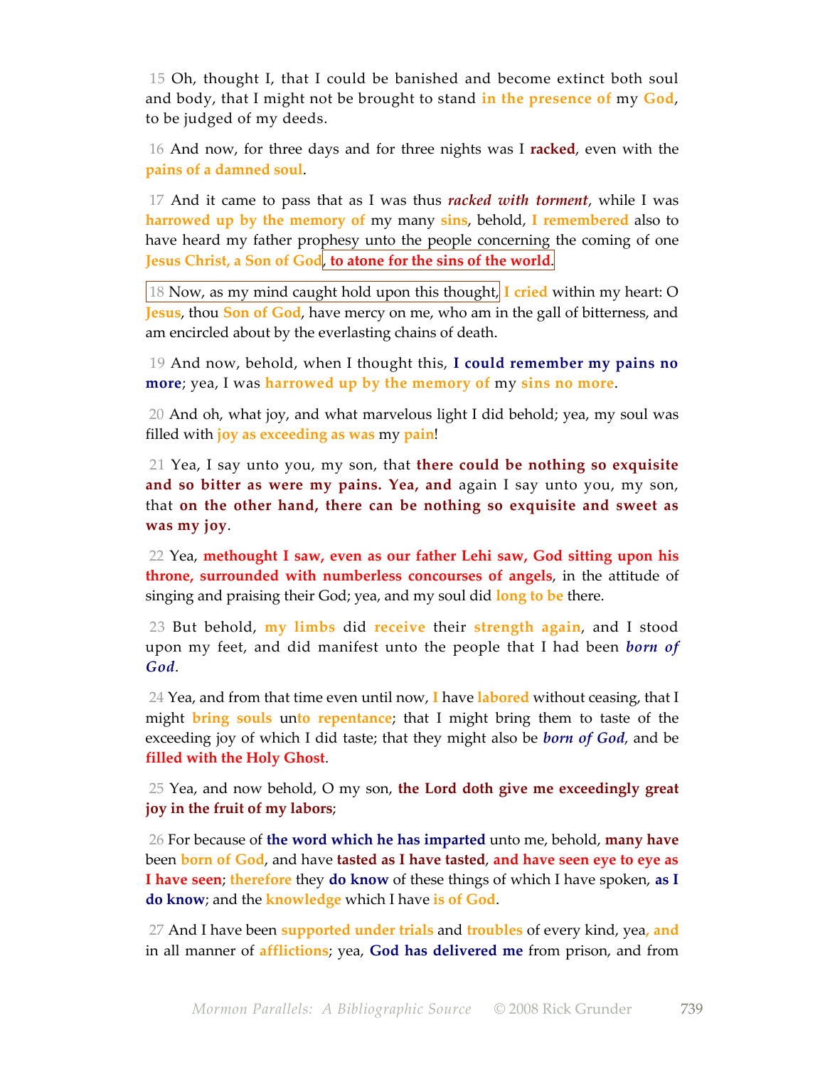15 Oh, thought I, that I could be banished and become extinct both soul and body, that I might not be brought to stand **in the presence of** my **God**, to be judged of my deeds.

16 And now, for three days and for three nights was I **racked**, even with the **pains of a damned soul**.

17 And it came to pass that as I was thus ***racked with torment***, while I was **harrowed up by the memory of** my many **sins**, behold, **I remembered** also to have heard my father prophesy unto the people concerning the coming of one **Jesus Christ, a Son of God**, **to atone for the sins of the world**.

18 Now, as my mind caught hold upon this thought, **I cried** within my heart: O **Jesus**, thou **Son of God**, have mercy on me, who am in the gall of bitterness, and am encircled about by the everlasting chains of death.

19 And now, behold, when I thought this, **I could remember my pains no more**; yea, I was **harrowed up by the memory of** my **sins no more**.

20 And oh, what joy, and what marvelous light I did behold; yea, my soul was filled with **joy as exceeding as was** my **pain**!

21 Yea, I say unto you, my son, that **there could be nothing so exquisite and so bitter as were my pains. Yea, and** again I say unto you, my son, that **on the other hand, there can be nothing so exquisite and sweet as was my joy**.

22 Yea, **methought I saw, even as our father Lehi saw, God sitting upon his throne, surrounded with numberless concourses of angels**, in the attitude of singing and praising their God; yea, and my soul did **long to be** there.

23 But behold, **my limbs** did **receive** their **strength again**, and I stood upon my feet, and did manifest unto the people that I had been ***born of God***.

24 Yea, and from that time even until now, **I** have **labored** without ceasing, that I might **bring souls** un**to repentance**; that I might bring them to taste of the exceeding joy of which I did taste; that they might also be ***born of God***, and be **filled with the Holy Ghost**.

25 Yea, and now behold, O my son, **the Lord doth give me exceedingly great joy in the fruit of my labors**;

26 For because of **the word which he has imparted** unto me, behold, **many have** been **born of God**, and have **tasted as I have tasted**, **and have seen eye to eye as I have seen**; **therefore** they **do know** of these things of which I have spoken, **as I do know**; and the **knowledge** which I have **is of God**.

27 And I have been **supported under trials** and **troubles** of every kind, yea**, and** in all manner of **afflictions**; yea, **God has delivered me** from prison, and from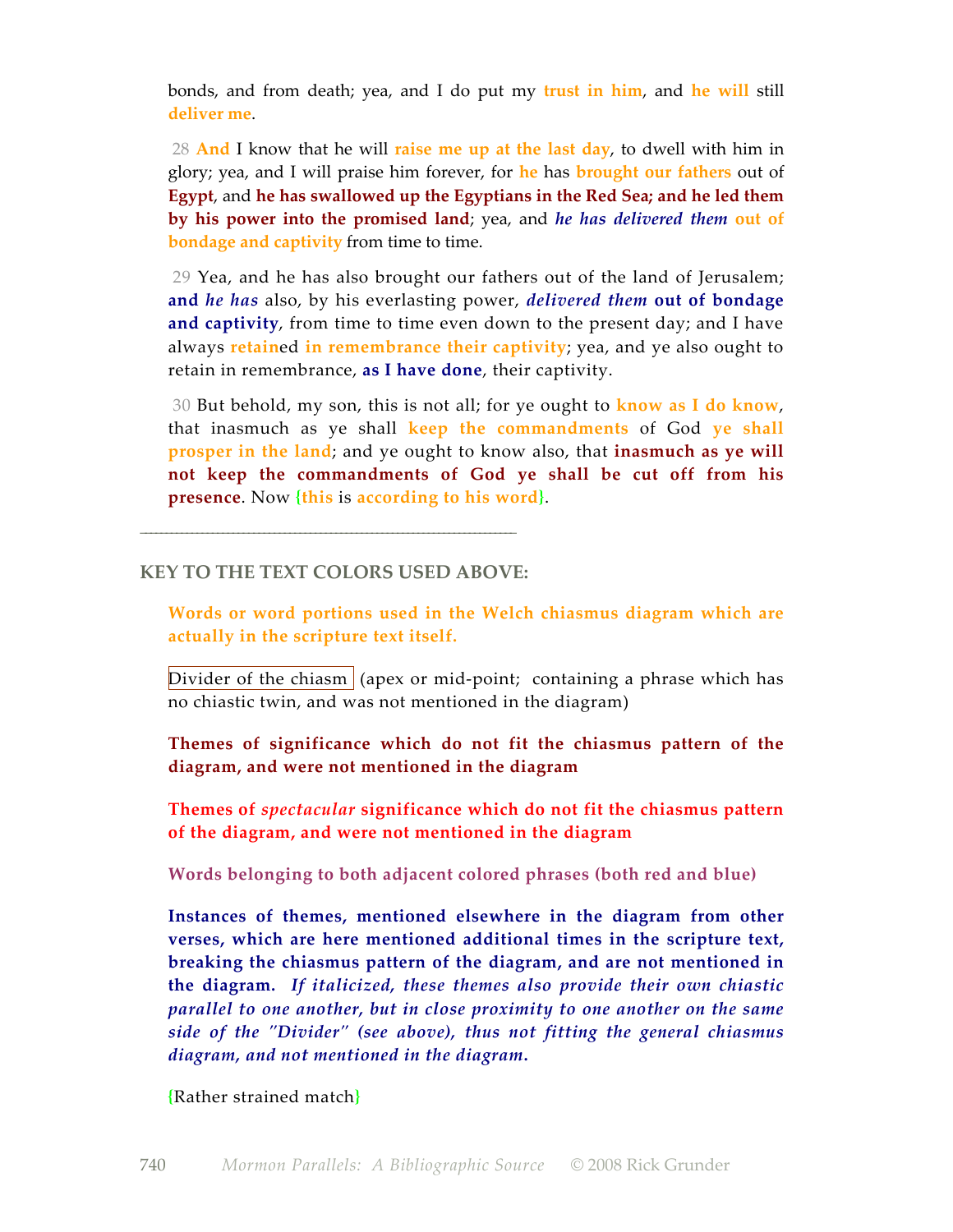bonds, and from death; yea, and I do put my **trust in him**, and **he will** still **deliver me**.

28 **And** I know that he will **raise me up at the last day**, to dwell with him in glory; yea, and I will praise him forever, for **he** has **brought our fathers** out of **Egypt**, and **he has swallowed up the Egyptians in the Red Sea; and he led them by his power into the promised land**; yea, and ***he has delivered them*** **out of bondage and captivity** from time to time.

29 Yea, and he has also brought our fathers out of the land of Jerusalem; **and *he has*** also, by his everlasting power, ***delivered them*** **out of bondage and captivity**, from time to time even down to the present day; and I have always **retain**ed **in remembrance their captivity**; yea, and ye also ought to retain in remembrance, **as I have done**, their captivity.

30 But behold, my son, this is not all; for ye ought to **know as I do know**, that inasmuch as ye shall **keep the commandments** of God **ye shall prosper in the land**; and ye ought to know also, that **inasmuch as ye will not keep the commandments of God ye shall be cut off from his presence**. Now {**this** is **according to his word**}.

---

## KEY TO THE TEXT COLORS USED ABOVE:

**Words or word portions used in the Welch chiasmus diagram which are actually in the scripture text itself.**

Divider of the chiasm (apex or mid-point; containing a phrase which has no chiastic twin, and was not mentioned in the diagram)

**Themes of significance which do not fit the chiasmus pattern of the diagram, and were not mentioned in the diagram**

**Themes of *spectacular* significance which do not fit the chiasmus pattern of the diagram, and were not mentioned in the diagram**

**Words belonging to both adjacent colored phrases (both red and blue)**

**Instances of themes, mentioned elsewhere in the diagram from other verses, which are here mentioned additional times in the scripture text, breaking the chiasmus pattern of the diagram, and are not mentioned in the diagram.** ***If italicized, these themes also provide their own chiastic parallel to one another, but in close proximity to one another on the same side of the "Divider" (see above), thus not fitting the general chiasmus diagram, and not mentioned in the diagram.***

{Rather strained match}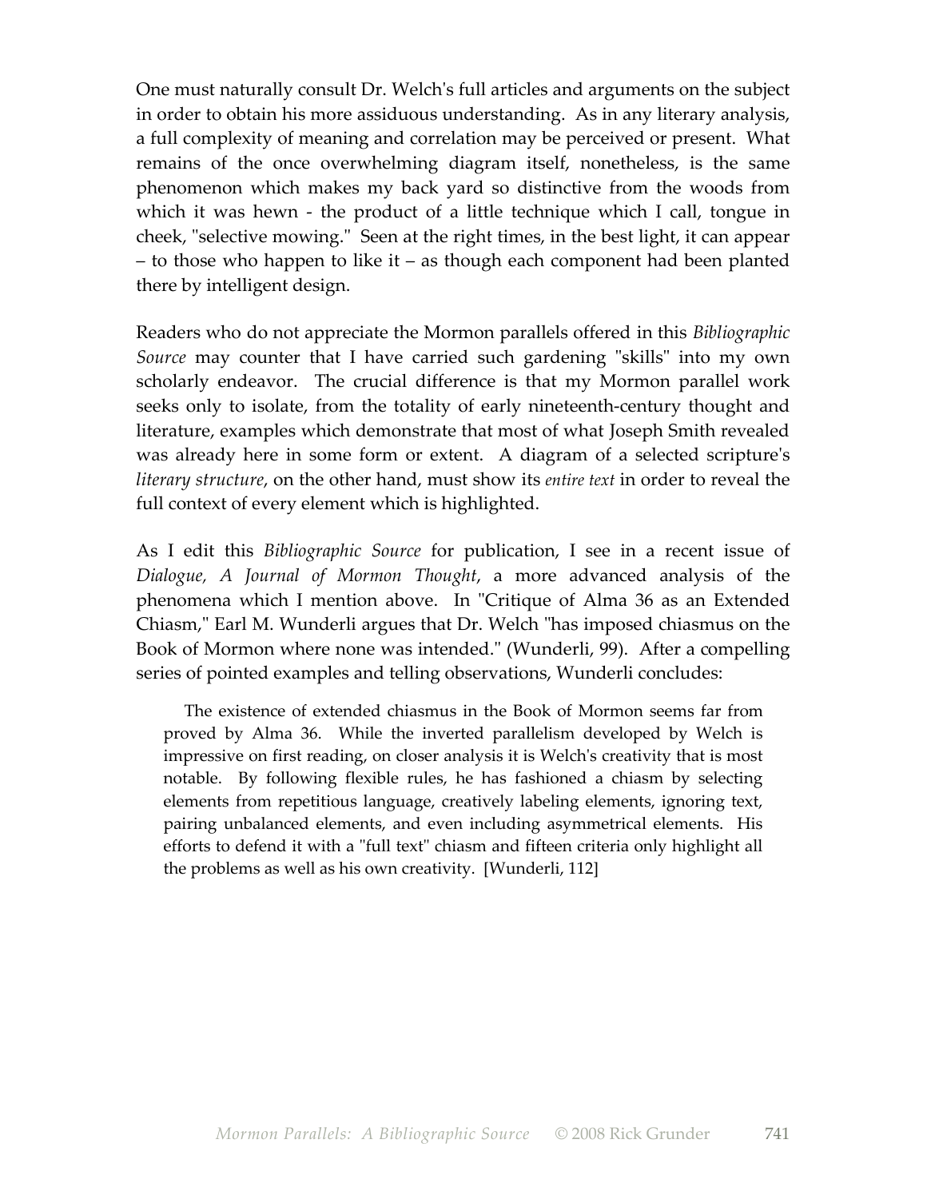One must naturally consult Dr. Welch's full articles and arguments on the subject in order to obtain his more assiduous understanding. As in any literary analysis, a full complexity of meaning and correlation may be perceived or present. What remains of the once overwhelming diagram itself, nonetheless, is the same phenomenon which makes my back yard so distinctive from the woods from which it was hewn - the product of a little technique which I call, tongue in cheek, "selective mowing." Seen at the right times, in the best light, it can appear – to those who happen to like it – as though each component had been planted there by intelligent design.

Readers who do not appreciate the Mormon parallels offered in this *Bibliographic Source* may counter that I have carried such gardening "skills" into my own scholarly endeavor. The crucial difference is that my Mormon parallel work seeks only to isolate, from the totality of early nineteenth-century thought and literature, examples which demonstrate that most of what Joseph Smith revealed was already here in some form or extent. A diagram of a selected scripture's *literary structure*, on the other hand, must show its *entire text* in order to reveal the full context of every element which is highlighted.

As I edit this *Bibliographic Source* for publication, I see in a recent issue of *Dialogue, A Journal of Mormon Thought*, a more advanced analysis of the phenomena which I mention above. In "Critique of Alma 36 as an Extended Chiasm," Earl M. Wunderli argues that Dr. Welch "has imposed chiasmus on the Book of Mormon where none was intended." (Wunderli, 99). After a compelling series of pointed examples and telling observations, Wunderli concludes:

> The existence of extended chiasmus in the Book of Mormon seems far from proved by Alma 36. While the inverted parallelism developed by Welch is impressive on first reading, on closer analysis it is Welch's creativity that is most notable. By following flexible rules, he has fashioned a chiasm by selecting elements from repetitious language, creatively labeling elements, ignoring text, pairing unbalanced elements, and even including asymmetrical elements. His efforts to defend it with a "full text" chiasm and fifteen criteria only highlight all the problems as well as his own creativity. [Wunderli, 112]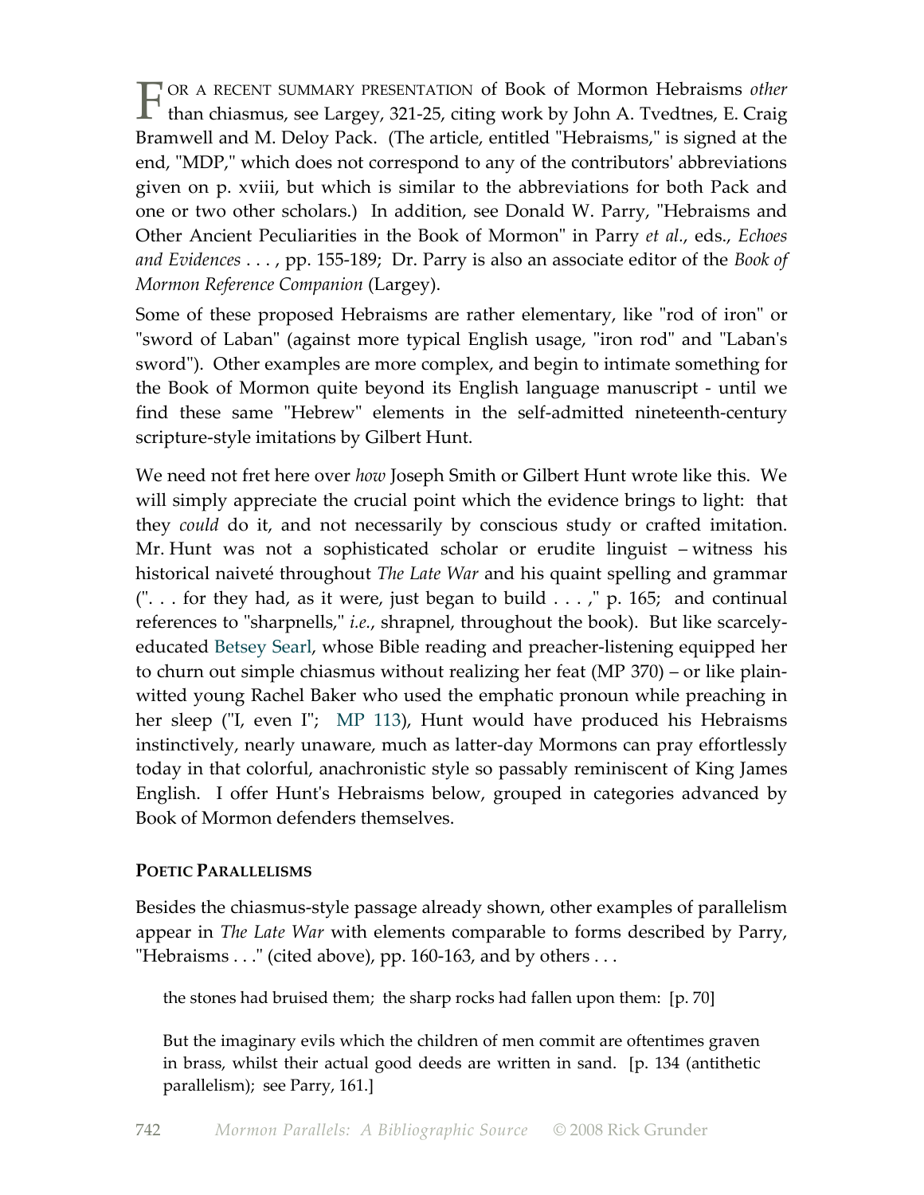For a recent summary presentation of Book of Mormon Hebraisms *other* than chiasmus, see Largey, 321-25, citing work by John A. Tvedtnes, E. Craig Bramwell and M. Deloy Pack. (The article, entitled "Hebraisms," is signed at the end, "MDP," which does not correspond to any of the contributors' abbreviations given on p. xviii, but which is similar to the abbreviations for both Pack and one or two other scholars.) In addition, see Donald W. Parry, "Hebraisms and Other Ancient Peculiarities in the Book of Mormon" in Parry *et al.*, eds., *Echoes and Evidences* . . . , pp. 155-189; Dr. Parry is also an associate editor of the *Book of Mormon Reference Companion* (Largey).

Some of these proposed Hebraisms are rather elementary, like "rod of iron" or "sword of Laban" (against more typical English usage, "iron rod" and "Laban's sword"). Other examples are more complex, and begin to intimate something for the Book of Mormon quite beyond its English language manuscript - until we find these same "Hebrew" elements in the self-admitted nineteenth-century scripture-style imitations by Gilbert Hunt.

We need not fret here over *how* Joseph Smith or Gilbert Hunt wrote like this. We will simply appreciate the crucial point which the evidence brings to light: that they *could* do it, and not necessarily by conscious study or crafted imitation. Mr. Hunt was not a sophisticated scholar or erudite linguist – witness his historical naiveté throughout *The Late War* and his quaint spelling and grammar (". . . for they had, as it were, just began to build . . . ," p. 165; and continual references to "sharpnells," *i.e.*, shrapnel, throughout the book). But like scarcely-educated Betsey Searl, whose Bible reading and preacher-listening equipped her to churn out simple chiasmus without realizing her feat (MP 370) – or like plain-witted young Rachel Baker who used the emphatic pronoun while preaching in her sleep ("I, even I"; MP 113), Hunt would have produced his Hebraisms instinctively, nearly unaware, much as latter-day Mormons can pray effortlessly today in that colorful, anachronistic style so passably reminiscent of King James English. I offer Hunt's Hebraisms below, grouped in categories advanced by Book of Mormon defenders themselves.

**Poetic Parallelisms**

Besides the chiasmus-style passage already shown, other examples of parallelism appear in *The Late War* with elements comparable to forms described by Parry, "Hebraisms . . ." (cited above), pp. 160-163, and by others . . .

> the stones had bruised them; the sharp rocks had fallen upon them: [p. 70]

> But the imaginary evils which the children of men commit are oftentimes graven in brass, whilst their actual good deeds are written in sand. [p. 134 (antithetic parallelism); see Parry, 161.]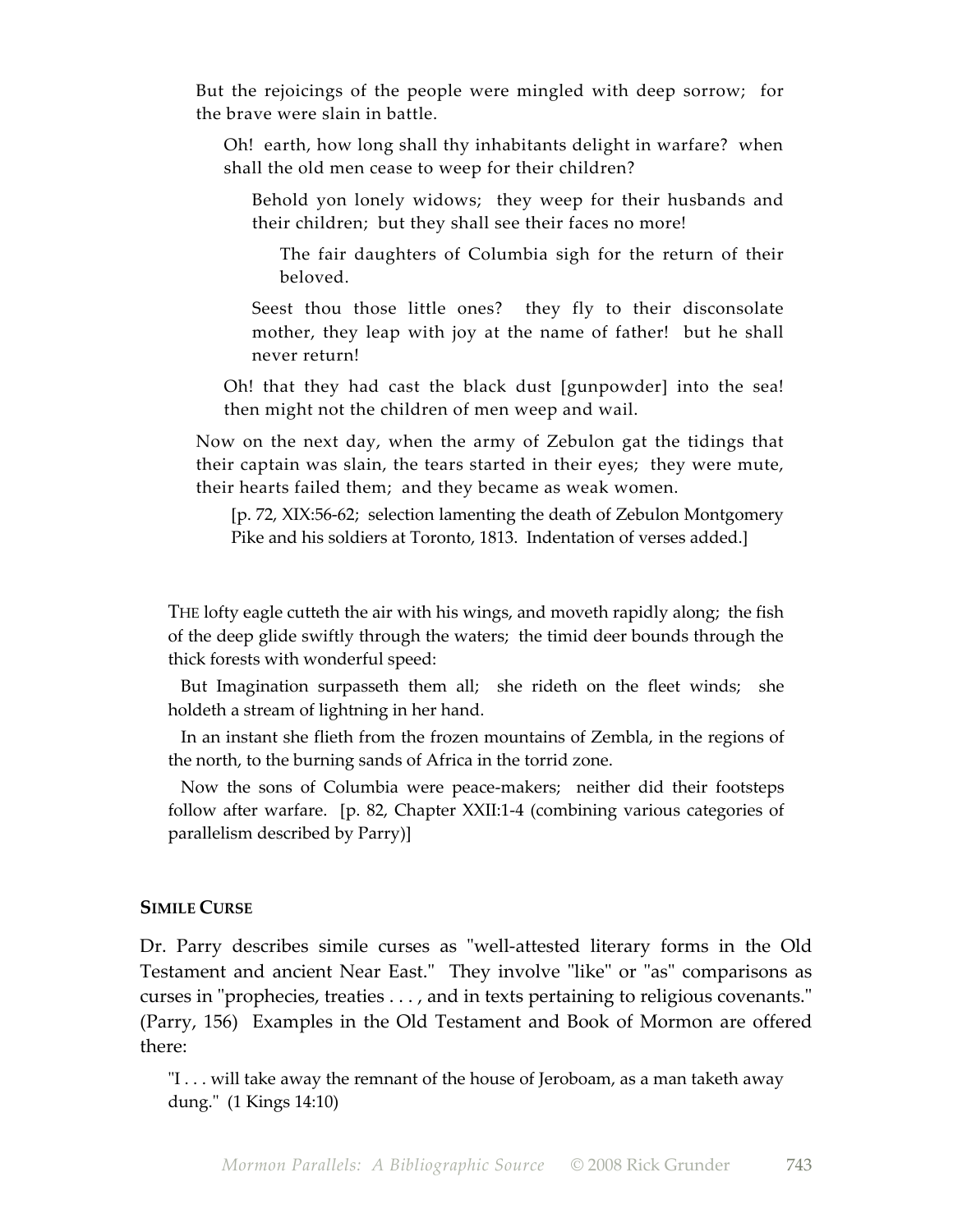> But the rejoicings of the people were mingled with deep sorrow; for the brave were slain in battle.
>
> > Oh! earth, how long shall thy inhabitants delight in warfare? when shall the old men cease to weep for their children?
> >
> > > Behold yon lonely widows; they weep for their husbands and their children; but they shall see their faces no more!
> > >
> > > > The fair daughters of Columbia sigh for the return of their beloved.
> > >
> > > Seest thou those little ones? they fly to their disconsolate mother, they leap with joy at the name of father! but he shall never return!
> >
> > Oh! that they had cast the black dust [gunpowder] into the sea! then might not the children of men weep and wail.
>
> Now on the next day, when the army of Zebulon gat the tidings that their captain was slain, the tears started in their eyes; they were mute, their hearts failed them; and they became as weak women.
>
> [p. 72, XIX:56-62; selection lamenting the death of Zebulon Montgomery Pike and his soldiers at Toronto, 1813. Indentation of verses added.]

> THE lofty eagle cutteth the air with his wings, and moveth rapidly along; the fish of the deep glide swiftly through the waters; the timid deer bounds through the thick forests with wonderful speed:
>
> But Imagination surpasseth them all; she rideth on the fleet winds; she holdeth a stream of lightning in her hand.
>
> In an instant she flieth from the frozen mountains of Zembla, in the regions of the north, to the burning sands of Africa in the torrid zone.
>
> Now the sons of Columbia were peace-makers; neither did their footsteps follow after warfare. [p. 82, Chapter XXII:1-4 (combining various categories of parallelism described by Parry)]

### SIMILE CURSE

Dr. Parry describes simile curses as "well-attested literary forms in the Old Testament and ancient Near East." They involve "like" or "as" comparisons as curses in "prophecies, treaties . . . , and in texts pertaining to religious covenants." (Parry, 156) Examples in the Old Testament and Book of Mormon are offered there:

> "I . . . will take away the remnant of the house of Jeroboam, as a man taketh away dung." (1 Kings 14:10)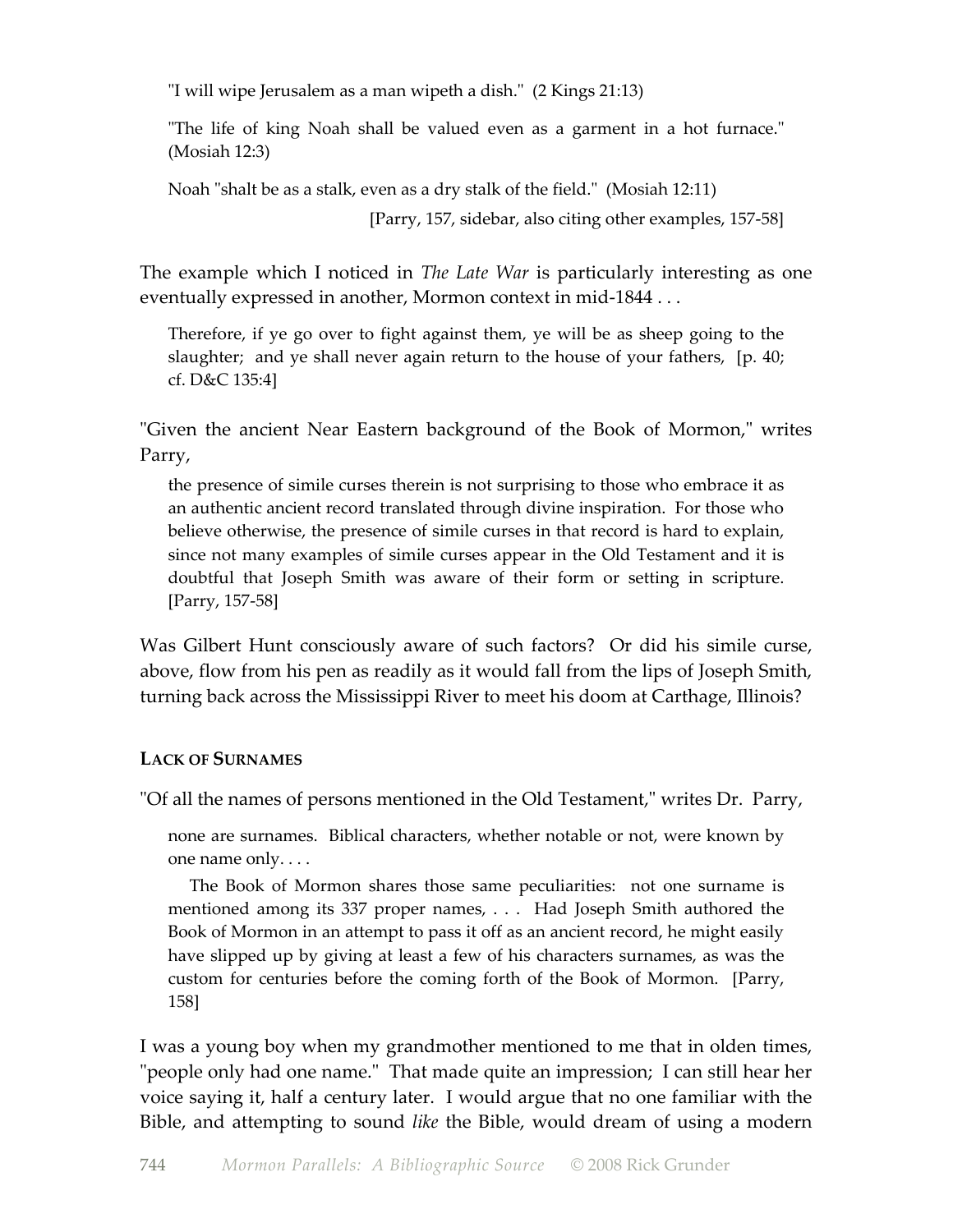> "I will wipe Jerusalem as a man wipeth a dish." (2 Kings 21:13)
>
> "The life of king Noah shall be valued even as a garment in a hot furnace." (Mosiah 12:3)
>
> Noah "shalt be as a stalk, even as a dry stalk of the field." (Mosiah 12:11)
>
> [Parry, 157, sidebar, also citing other examples, 157-58]

The example which I noticed in *The Late War* is particularly interesting as one eventually expressed in another, Mormon context in mid-1844 . . .

> Therefore, if ye go over to fight against them, ye will be as sheep going to the slaughter; and ye shall never again return to the house of your fathers, [p. 40; cf. D&C 135:4]

"Given the ancient Near Eastern background of the Book of Mormon," writes Parry,

> the presence of simile curses therein is not surprising to those who embrace it as an authentic ancient record translated through divine inspiration. For those who believe otherwise, the presence of simile curses in that record is hard to explain, since not many examples of simile curses appear in the Old Testament and it is doubtful that Joseph Smith was aware of their form or setting in scripture. [Parry, 157-58]

Was Gilbert Hunt consciously aware of such factors? Or did his simile curse, above, flow from his pen as readily as it would fall from the lips of Joseph Smith, turning back across the Mississippi River to meet his doom at Carthage, Illinois?

#### LACK OF SURNAMES

"Of all the names of persons mentioned in the Old Testament," writes Dr. Parry,

> none are surnames. Biblical characters, whether notable or not, were known by one name only. . . .
>
> The Book of Mormon shares those same peculiarities: not one surname is mentioned among its 337 proper names, . . . Had Joseph Smith authored the Book of Mormon in an attempt to pass it off as an ancient record, he might easily have slipped up by giving at least a few of his characters surnames, as was the custom for centuries before the coming forth of the Book of Mormon. [Parry, 158]

I was a young boy when my grandmother mentioned to me that in olden times, "people only had one name." That made quite an impression; I can still hear her voice saying it, half a century later. I would argue that no one familiar with the Bible, and attempting to sound *like* the Bible, would dream of using a modern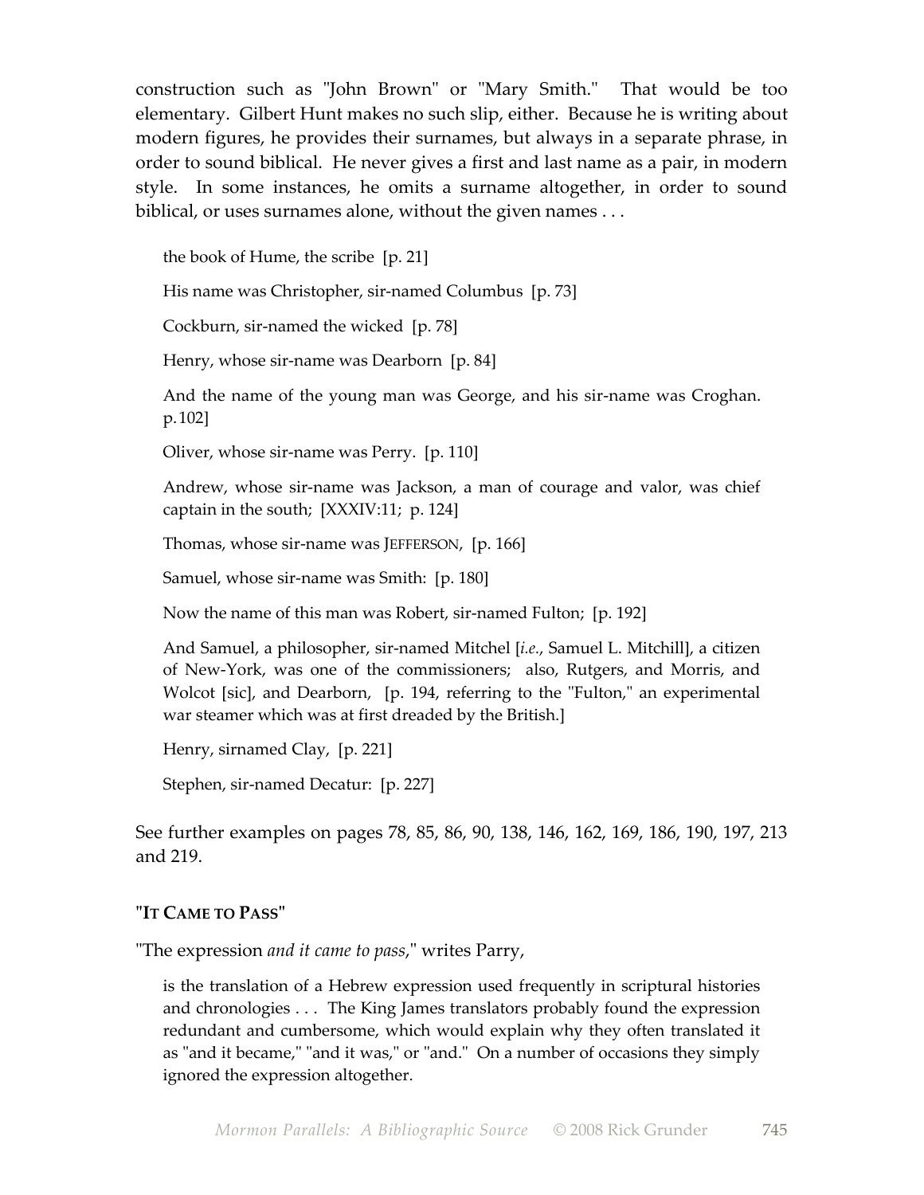construction such as "John Brown" or "Mary Smith." That would be too elementary. Gilbert Hunt makes no such slip, either. Because he is writing about modern figures, he provides their surnames, but always in a separate phrase, in order to sound biblical. He never gives a first and last name as a pair, in modern style. In some instances, he omits a surname altogether, in order to sound biblical, or uses surnames alone, without the given names . . .

> the book of Hume, the scribe [p. 21]
>
> His name was Christopher, sir-named Columbus [p. 73]
>
> Cockburn, sir-named the wicked [p. 78]
>
> Henry, whose sir-name was Dearborn [p. 84]
>
> And the name of the young man was George, and his sir-name was Croghan. p. 102]
>
> Oliver, whose sir-name was Perry. [p. 110]
>
> Andrew, whose sir-name was Jackson, a man of courage and valor, was chief captain in the south; [XXXIV:11; p. 124]
>
> Thomas, whose sir-name was JEFFERSON, [p. 166]
>
> Samuel, whose sir-name was Smith: [p. 180]
>
> Now the name of this man was Robert, sir-named Fulton; [p. 192]
>
> And Samuel, a philosopher, sir-named Mitchel [*i.e.*, Samuel L. Mitchill], a citizen of New-York, was one of the commissioners; also, Rutgers, and Morris, and Wolcot [sic], and Dearborn, [p. 194, referring to the "Fulton," an experimental war steamer which was at first dreaded by the British.]
>
> Henry, sirnamed Clay, [p. 221]
>
> Stephen, sir-named Decatur: [p. 227]

See further examples on pages 78, 85, 86, 90, 138, 146, 162, 169, 186, 190, 197, 213 and 219.

### "IT CAME TO PASS"

"The expression *and it came to pass*," writes Parry,

> is the translation of a Hebrew expression used frequently in scriptural histories and chronologies . . . The King James translators probably found the expression redundant and cumbersome, which would explain why they often translated it as "and it became," "and it was," or "and." On a number of occasions they simply ignored the expression altogether.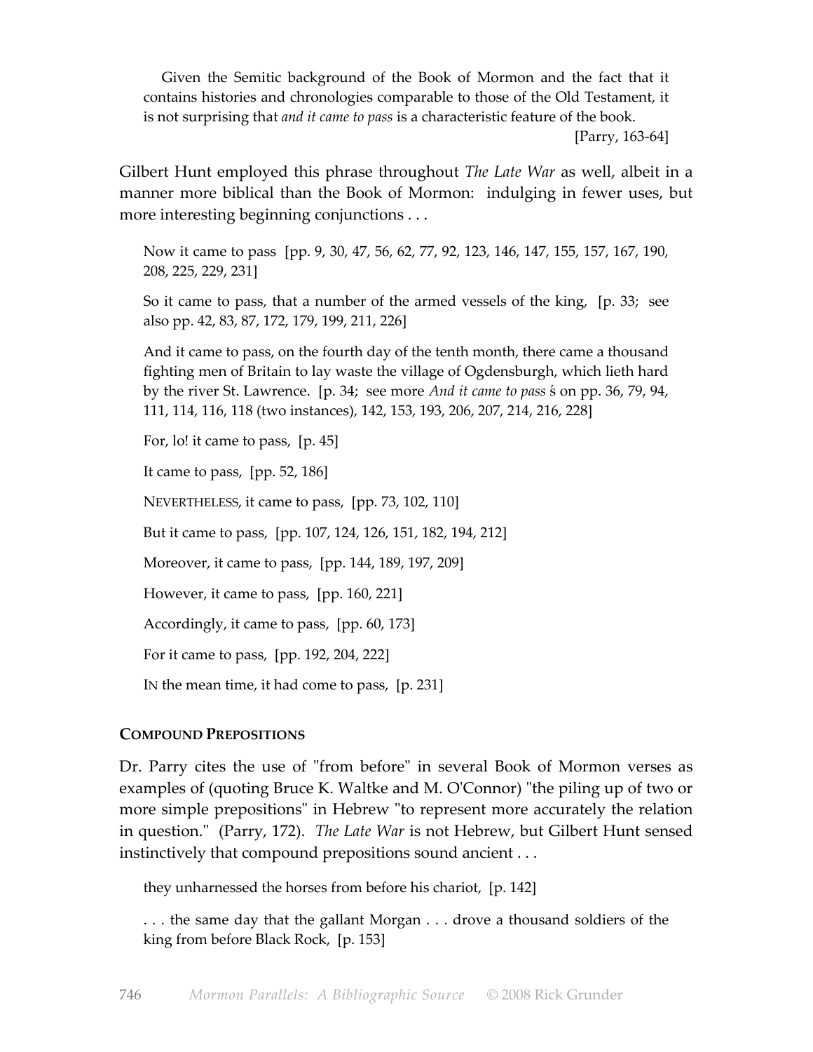> Given the Semitic background of the Book of Mormon and the fact that it contains histories and chronologies comparable to those of the Old Testament, it is not surprising that *and it came to pass* is a characteristic feature of the book.
>
> [Parry, 163-64]

Gilbert Hunt employed this phrase throughout *The Late War* as well, albeit in a manner more biblical than the Book of Mormon: indulging in fewer uses, but more interesting beginning conjunctions . . .

> Now it came to pass [pp. 9, 30, 47, 56, 62, 77, 92, 123, 146, 147, 155, 157, 167, 190, 208, 225, 229, 231]
>
> So it came to pass, that a number of the armed vessels of the king, [p. 33; see also pp. 42, 83, 87, 172, 179, 199, 211, 226]
>
> And it came to pass, on the fourth day of the tenth month, there came a thousand fighting men of Britain to lay waste the village of Ogdensburgh, which lieth hard by the river St. Lawrence. [p. 34; see more *And it came to pass* ś on pp. 36, 79, 94, 111, 114, 116, 118 (two instances), 142, 153, 193, 206, 207, 214, 216, 228]
>
> For, lo! it came to pass, [p. 45]
>
> It came to pass, [pp. 52, 186]
>
> NEVERTHELESS, it came to pass, [pp. 73, 102, 110]
>
> But it came to pass, [pp. 107, 124, 126, 151, 182, 194, 212]
>
> Moreover, it came to pass, [pp. 144, 189, 197, 209]
>
> However, it came to pass, [pp. 160, 221]
>
> Accordingly, it came to pass, [pp. 60, 173]
>
> For it came to pass, [pp. 192, 204, 222]
>
> IN the mean time, it had come to pass, [p. 231]

**COMPOUND PREPOSITIONS**

Dr. Parry cites the use of "from before" in several Book of Mormon verses as examples of (quoting Bruce K. Waltke and M. O'Connor) "the piling up of two or more simple prepositions" in Hebrew "to represent more accurately the relation in question." (Parry, 172). *The Late War* is not Hebrew, but Gilbert Hunt sensed instinctively that compound prepositions sound ancient . . .

> they unharnessed the horses from before his chariot, [p. 142]
>
> . . . the same day that the gallant Morgan . . . drove a thousand soldiers of the king from before Black Rock, [p. 153]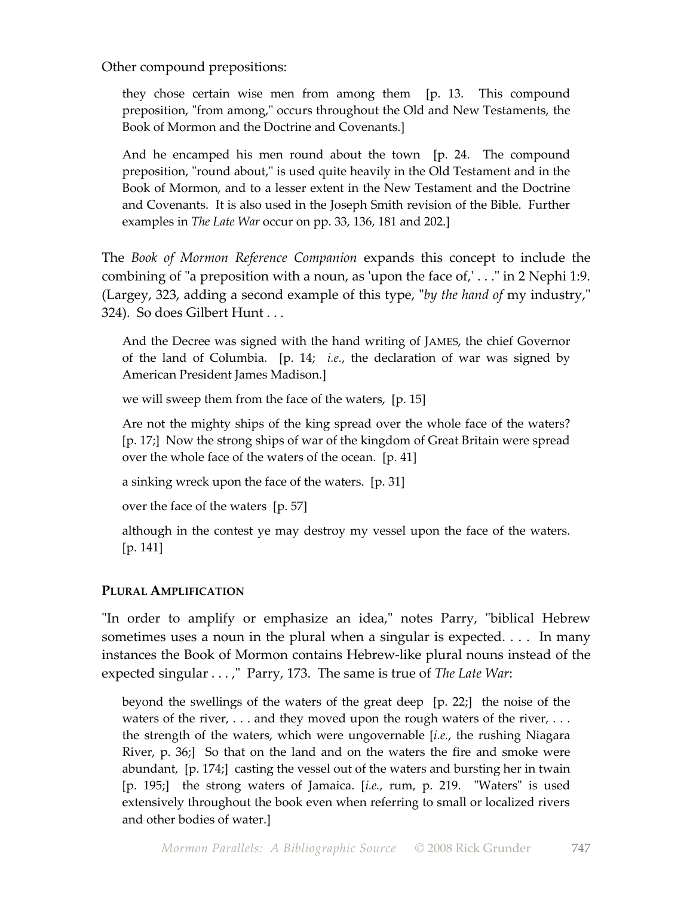Other compound prepositions:

> they chose certain wise men from among them [p. 13. This compound preposition, "from among," occurs throughout the Old and New Testaments, the Book of Mormon and the Doctrine and Covenants.]
>
> And he encamped his men round about the town [p. 24. The compound preposition, "round about," is used quite heavily in the Old Testament and in the Book of Mormon, and to a lesser extent in the New Testament and the Doctrine and Covenants. It is also used in the Joseph Smith revision of the Bible. Further examples in *The Late War* occur on pp. 33, 136, 181 and 202.]

The *Book of Mormon Reference Companion* expands this concept to include the combining of "a preposition with a noun, as 'upon the face of,' . . ." in 2 Nephi 1:9. (Largey, 323, adding a second example of this type, "*by the hand of* my industry," 324). So does Gilbert Hunt . . .

> And the Decree was signed with the hand writing of JAMES, the chief Governor of the land of Columbia. [p. 14; *i.e.*, the declaration of war was signed by American President James Madison.]
>
> we will sweep them from the face of the waters, [p. 15]
>
> Are not the mighty ships of the king spread over the whole face of the waters? [p. 17;] Now the strong ships of war of the kingdom of Great Britain were spread over the whole face of the waters of the ocean. [p. 41]
>
> a sinking wreck upon the face of the waters. [p. 31]
>
> over the face of the waters [p. 57]
>
> although in the contest ye may destroy my vessel upon the face of the waters. [p. 141]

#### PLURAL AMPLIFICATION

"In order to amplify or emphasize an idea," notes Parry, "biblical Hebrew sometimes uses a noun in the plural when a singular is expected. . . . In many instances the Book of Mormon contains Hebrew-like plural nouns instead of the expected singular . . . ," Parry, 173. The same is true of *The Late War*:

> beyond the swellings of the waters of the great deep [p. 22;] the noise of the waters of the river, . . . and they moved upon the rough waters of the river, . . . the strength of the waters, which were ungovernable [*i.e.*, the rushing Niagara River, p. 36;] So that on the land and on the waters the fire and smoke were abundant, [p. 174;] casting the vessel out of the waters and bursting her in twain [p. 195;] the strong waters of Jamaica. [*i.e.*, rum, p. 219. "Waters" is used extensively throughout the book even when referring to small or localized rivers and other bodies of water.]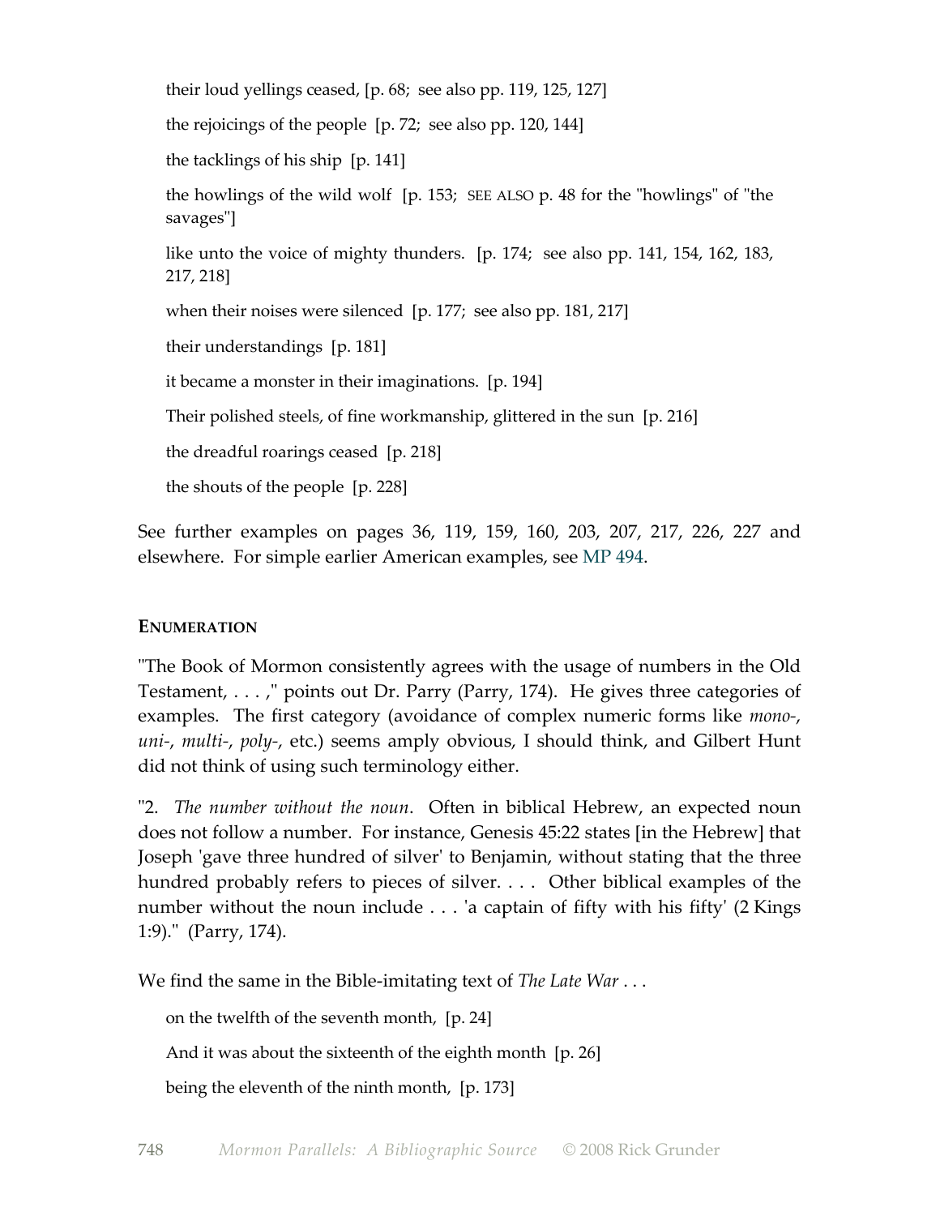their loud yellings ceased, [p. 68; see also pp. 119, 125, 127]

the rejoicings of the people [p. 72; see also pp. 120, 144]

the tacklings of his ship [p. 141]

the howlings of the wild wolf [p. 153; SEE ALSO p. 48 for the "howlings" of "the savages"]

like unto the voice of mighty thunders. [p. 174; see also pp. 141, 154, 162, 183, 217, 218]

when their noises were silenced [p. 177; see also pp. 181, 217]

their understandings [p. 181]

it became a monster in their imaginations. [p. 194]

Their polished steels, of fine workmanship, glittered in the sun [p. 216]

the dreadful roarings ceased [p. 218]

the shouts of the people [p. 228]

See further examples on pages 36, 119, 159, 160, 203, 207, 217, 226, 227 and elsewhere. For simple earlier American examples, see MP 494.

**ENUMERATION**

"The Book of Mormon consistently agrees with the usage of numbers in the Old Testament, . . . ," points out Dr. Parry (Parry, 174). He gives three categories of examples. The first category (avoidance of complex numeric forms like *mono-*, *uni-*, *multi-*, *poly-*, etc.) seems amply obvious, I should think, and Gilbert Hunt did not think of using such terminology either.

"2. *The number without the noun*. Often in biblical Hebrew, an expected noun does not follow a number. For instance, Genesis 45:22 states [in the Hebrew] that Joseph 'gave three hundred of silver' to Benjamin, without stating that the three hundred probably refers to pieces of silver. . . . Other biblical examples of the number without the noun include . . . 'a captain of fifty with his fifty' (2 Kings 1:9)." (Parry, 174).

We find the same in the Bible-imitating text of *The Late War* . . .

on the twelfth of the seventh month, [p. 24]

And it was about the sixteenth of the eighth month [p. 26]

being the eleventh of the ninth month, [p. 173]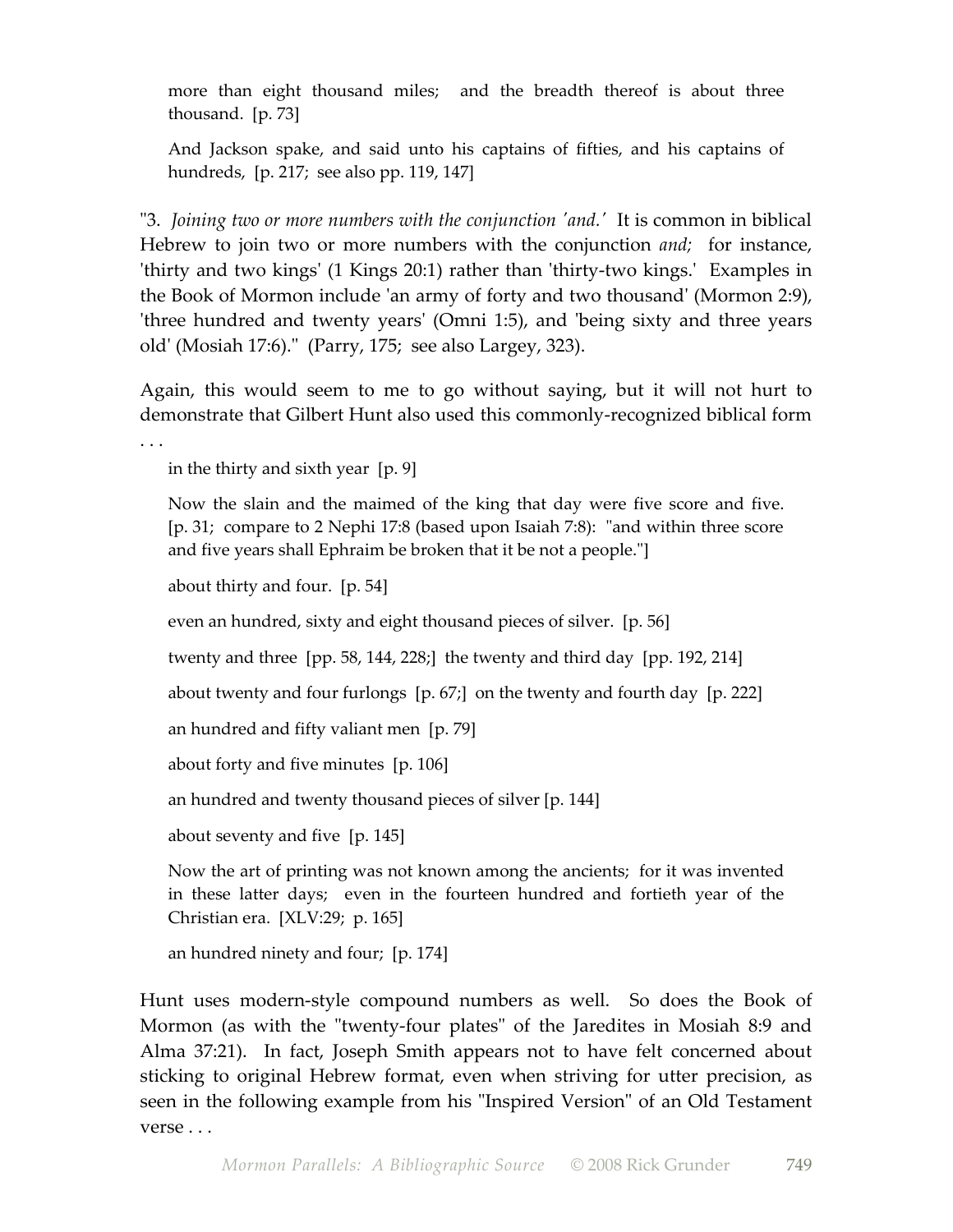> more than eight thousand miles; and the breadth thereof is about three thousand. [p. 73]
>
> And Jackson spake, and said unto his captains of fifties, and his captains of hundreds, [p. 217; see also pp. 119, 147]

"3. *Joining two or more numbers with the conjunction 'and.'* It is common in biblical Hebrew to join two or more numbers with the conjunction *and;* for instance, 'thirty and two kings' (1 Kings 20:1) rather than 'thirty-two kings.' Examples in the Book of Mormon include 'an army of forty and two thousand' (Mormon 2:9), 'three hundred and twenty years' (Omni 1:5), and 'being sixty and three years old' (Mosiah 17:6)." (Parry, 175; see also Largey, 323).

Again, this would seem to me to go without saying, but it will not hurt to demonstrate that Gilbert Hunt also used this commonly-recognized biblical form . . .

> in the thirty and sixth year [p. 9]
>
> Now the slain and the maimed of the king that day were five score and five. [p. 31; compare to 2 Nephi 17:8 (based upon Isaiah 7:8): "and within three score and five years shall Ephraim be broken that it be not a people."]
>
> about thirty and four. [p. 54]
>
> even an hundred, sixty and eight thousand pieces of silver. [p. 56]
>
> twenty and three [pp. 58, 144, 228;] the twenty and third day [pp. 192, 214]
>
> about twenty and four furlongs [p. 67;] on the twenty and fourth day [p. 222]
>
> an hundred and fifty valiant men [p. 79]
>
> about forty and five minutes [p. 106]
>
> an hundred and twenty thousand pieces of silver [p. 144]
>
> about seventy and five [p. 145]
>
> Now the art of printing was not known among the ancients; for it was invented in these latter days; even in the fourteen hundred and fortieth year of the Christian era. [XLV:29; p. 165]
>
> an hundred ninety and four; [p. 174]

Hunt uses modern-style compound numbers as well. So does the Book of Mormon (as with the "twenty-four plates" of the Jaredites in Mosiah 8:9 and Alma 37:21). In fact, Joseph Smith appears not to have felt concerned about sticking to original Hebrew format, even when striving for utter precision, as seen in the following example from his "Inspired Version" of an Old Testament verse . . .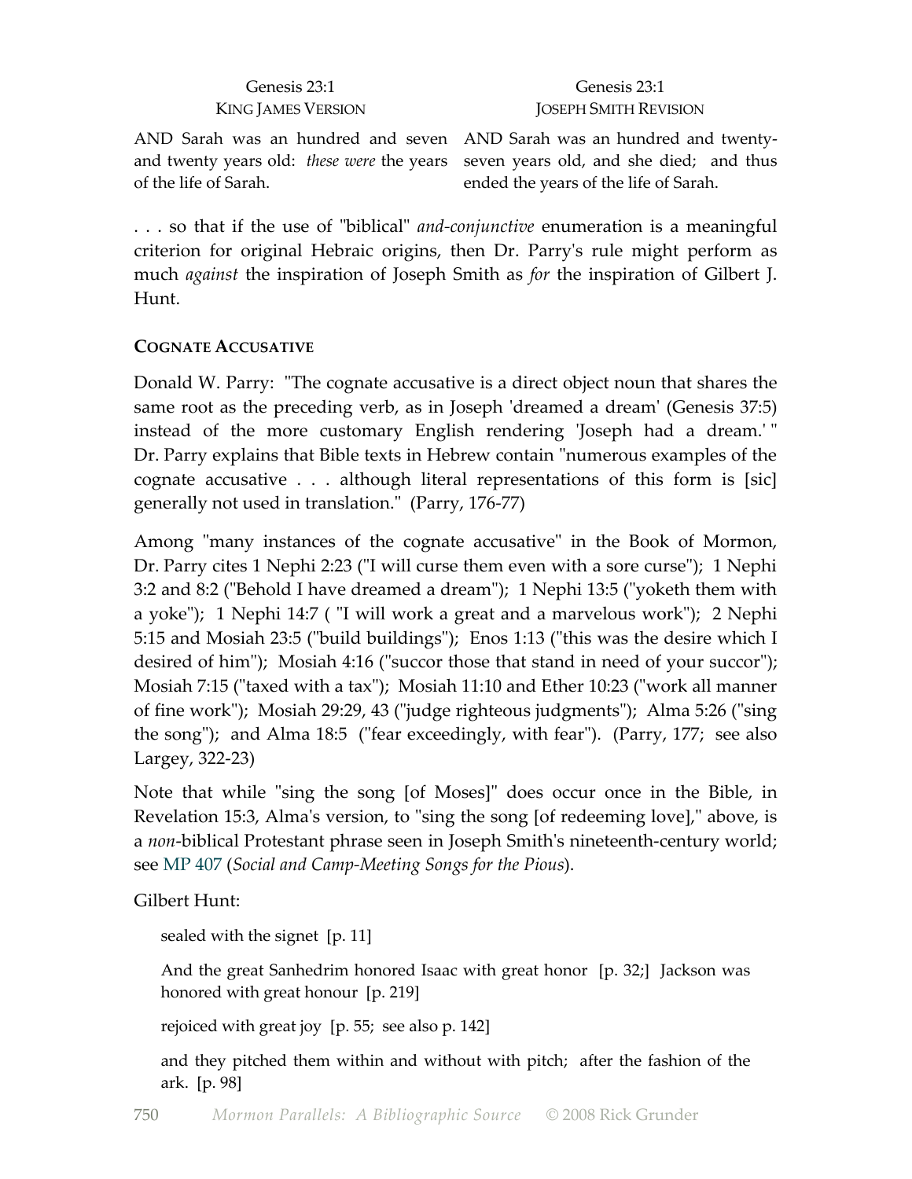| Genesis 23:1<br>KING JAMES VERSION | Genesis 23:1<br>JOSEPH SMITH REVISION |
|---|---|
| AND Sarah was an hundred and seven and twenty years old: *these were* the years of the life of Sarah. | AND Sarah was an hundred and twenty-seven years old, and she died; and thus ended the years of the life of Sarah. |

. . . so that if the use of "biblical" *and-conjunctive* enumeration is a meaningful criterion for original Hebraic origins, then Dr. Parry's rule might perform as much *against* the inspiration of Joseph Smith as *for* the inspiration of Gilbert J. Hunt.

**COGNATE ACCUSATIVE**

Donald W. Parry: "The cognate accusative is a direct object noun that shares the same root as the preceding verb, as in Joseph 'dreamed a dream' (Genesis 37:5) instead of the more customary English rendering 'Joseph had a dream.' " Dr. Parry explains that Bible texts in Hebrew contain "numerous examples of the cognate accusative . . . although literal representations of this form is [sic] generally not used in translation." (Parry, 176-77)

Among "many instances of the cognate accusative" in the Book of Mormon, Dr. Parry cites 1 Nephi 2:23 ("I will curse them even with a sore curse"); 1 Nephi 3:2 and 8:2 ("Behold I have dreamed a dream"); 1 Nephi 13:5 ("yoketh them with a yoke"); 1 Nephi 14:7 ( "I will work a great and a marvelous work"); 2 Nephi 5:15 and Mosiah 23:5 ("build buildings"); Enos 1:13 ("this was the desire which I desired of him"); Mosiah 4:16 ("succor those that stand in need of your succor"); Mosiah 7:15 ("taxed with a tax"); Mosiah 11:10 and Ether 10:23 ("work all manner of fine work"); Mosiah 29:29, 43 ("judge righteous judgments"); Alma 5:26 ("sing the song"); and Alma 18:5 ("fear exceedingly, with fear"). (Parry, 177; see also Largey, 322-23)

Note that while "sing the song [of Moses]" does occur once in the Bible, in Revelation 15:3, Alma's version, to "sing the song [of redeeming love]," above, is a *non*-biblical Protestant phrase seen in Joseph Smith's nineteenth-century world; see MP 407 (*Social and Camp-Meeting Songs for the Pious*).

Gilbert Hunt:

> sealed with the signet [p. 11]
>
> And the great Sanhedrim honored Isaac with great honor [p. 32;] Jackson was honored with great honour [p. 219]
>
> rejoiced with great joy [p. 55; see also p. 142]
>
> and they pitched them within and without with pitch; after the fashion of the ark. [p. 98]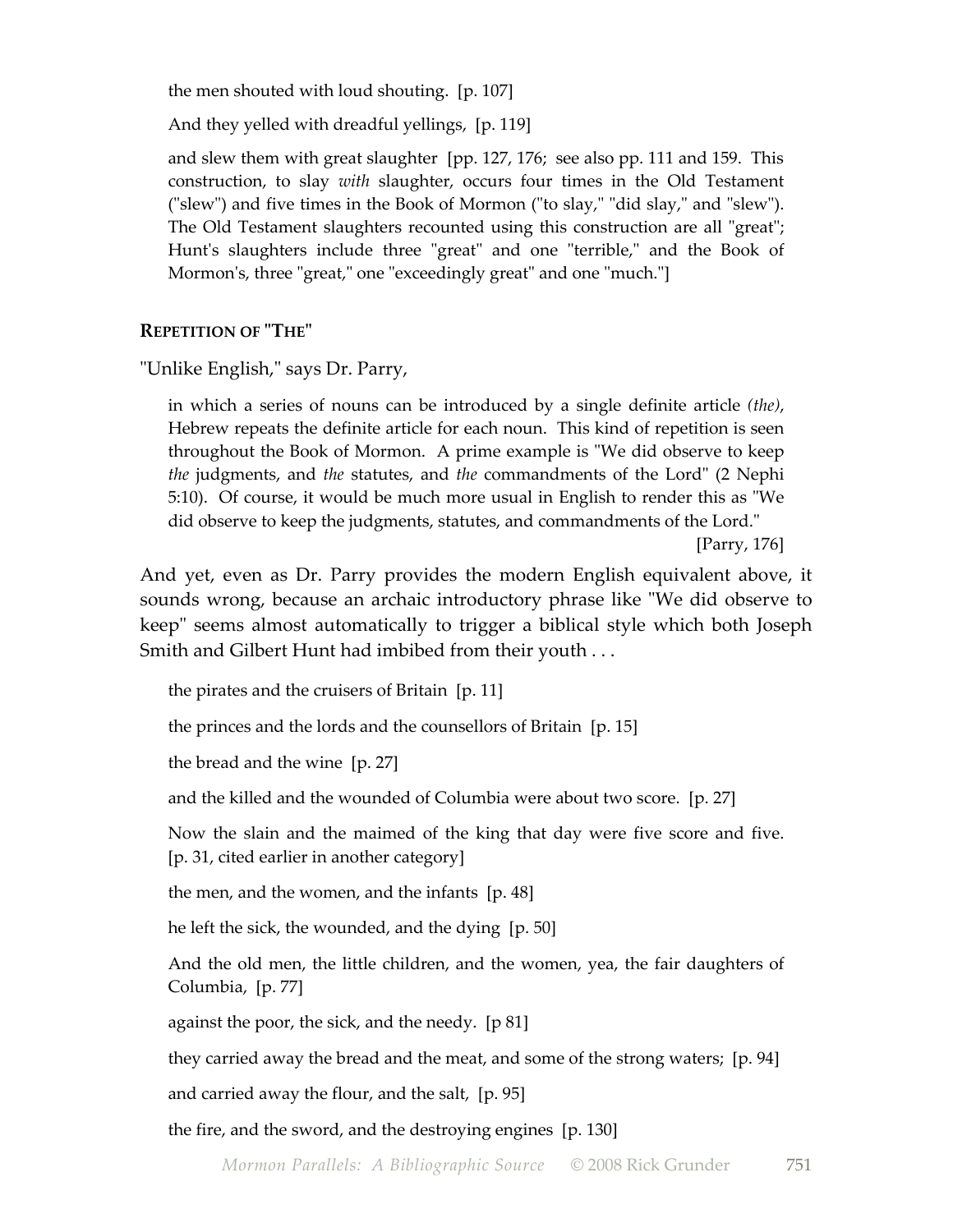> the men shouted with loud shouting. [p. 107]

> And they yelled with dreadful yellings, [p. 119]

> and slew them with great slaughter [pp. 127, 176; see also pp. 111 and 159. This construction, to slay *with* slaughter, occurs four times in the Old Testament ("slew") and five times in the Book of Mormon ("to slay," "did slay," and "slew"). The Old Testament slaughters recounted using this construction are all "great"; Hunt's slaughters include three "great" and one "terrible," and the Book of Mormon's, three "great," one "exceedingly great" and one "much."]

**REPETITION OF "THE"**

"Unlike English," says Dr. Parry,

> in which a series of nouns can be introduced by a single definite article *(the)*, Hebrew repeats the definite article for each noun. This kind of repetition is seen throughout the Book of Mormon. A prime example is "We did observe to keep *the* judgments, and *the* statutes, and *the* commandments of the Lord" (2 Nephi 5:10). Of course, it would be much more usual in English to render this as "We did observe to keep the judgments, statutes, and commandments of the Lord."
>
> [Parry, 176]

And yet, even as Dr. Parry provides the modern English equivalent above, it sounds wrong, because an archaic introductory phrase like "We did observe to keep" seems almost automatically to trigger a biblical style which both Joseph Smith and Gilbert Hunt had imbibed from their youth . . .

> the pirates and the cruisers of Britain [p. 11]

> the princes and the lords and the counsellors of Britain [p. 15]

> the bread and the wine [p. 27]

> and the killed and the wounded of Columbia were about two score. [p. 27]

> Now the slain and the maimed of the king that day were five score and five. [p. 31, cited earlier in another category]

> the men, and the women, and the infants [p. 48]

> he left the sick, the wounded, and the dying [p. 50]

> And the old men, the little children, and the women, yea, the fair daughters of Columbia, [p. 77]

> against the poor, the sick, and the needy. [p 81]

> they carried away the bread and the meat, and some of the strong waters; [p. 94]

> and carried away the flour, and the salt, [p. 95]

> the fire, and the sword, and the destroying engines [p. 130]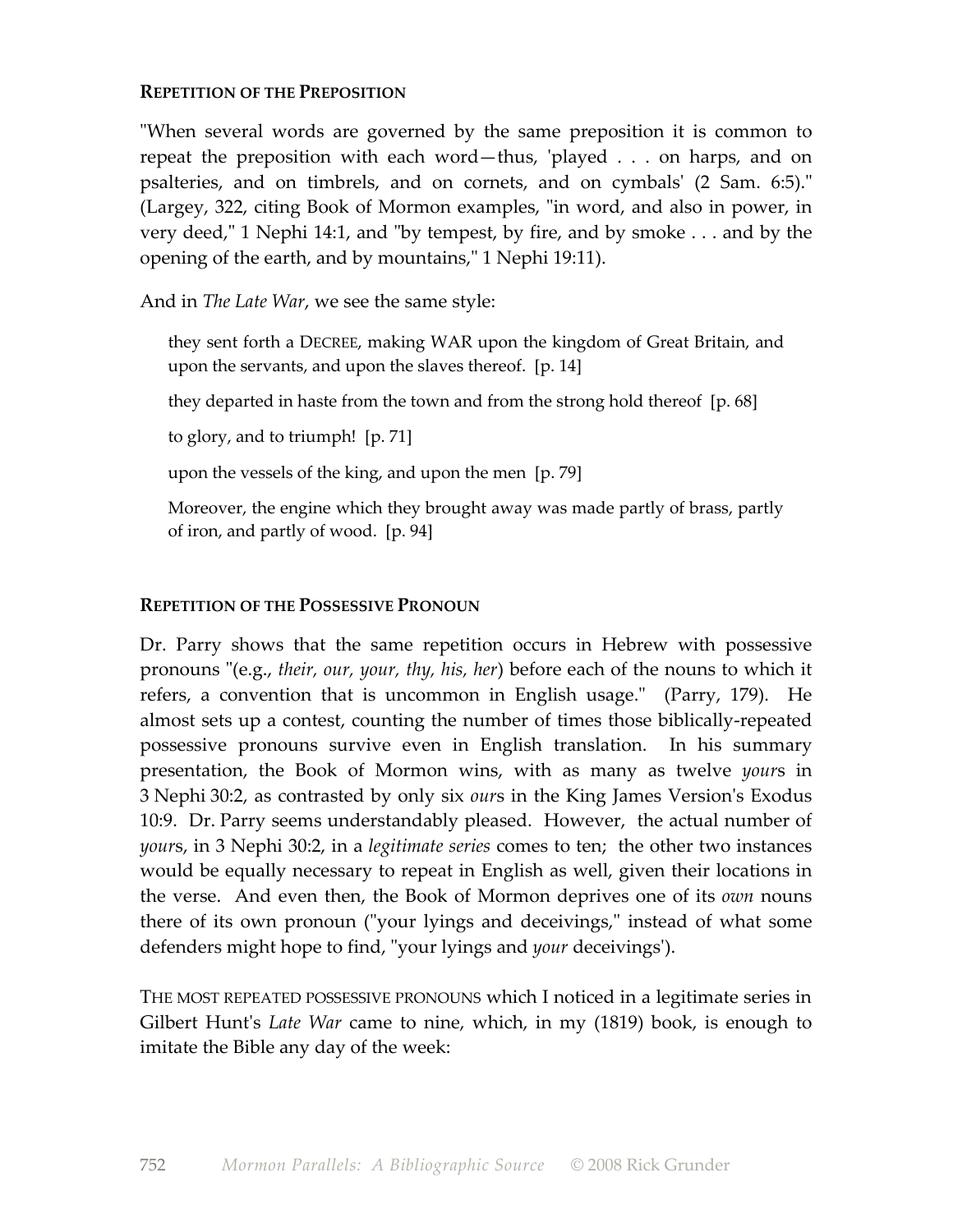### **Repetition of the Preposition**

"When several words are governed by the same preposition it is common to repeat the preposition with each word—thus, 'played . . . on harps, and on psalteries, and on timbrels, and on cornets, and on cymbals' (2 Sam. 6:5)." (Largey, 322, citing Book of Mormon examples, "in word, and also in power, in very deed," 1 Nephi 14:1, and "by tempest, by fire, and by smoke . . . and by the opening of the earth, and by mountains," 1 Nephi 19:11).

And in *The Late War*, we see the same style:

> they sent forth a DECREE, making WAR upon the kingdom of Great Britain, and upon the servants, and upon the slaves thereof. [p. 14]
>
> they departed in haste from the town and from the strong hold thereof [p. 68]
>
> to glory, and to triumph! [p. 71]
>
> upon the vessels of the king, and upon the men [p. 79]
>
> Moreover, the engine which they brought away was made partly of brass, partly of iron, and partly of wood. [p. 94]

### **Repetition of the Possessive Pronoun**

Dr. Parry shows that the same repetition occurs in Hebrew with possessive pronouns "(e.g., *their, our, your, thy, his, her*) before each of the nouns to which it refers, a convention that is uncommon in English usage." (Parry, 179). He almost sets up a contest, counting the number of times those biblically-repeated possessive pronouns survive even in English translation. In his summary presentation, the Book of Mormon wins, with as many as twelve *your*s in 3 Nephi 30:2, as contrasted by only six *our*s in the King James Version's Exodus 10:9. Dr. Parry seems understandably pleased. However, the actual number of *your*s, in 3 Nephi 30:2, in a *legitimate series* comes to ten; the other two instances would be equally necessary to repeat in English as well, given their locations in the verse. And even then, the Book of Mormon deprives one of its *own* nouns there of its own pronoun ("your lyings and deceivings," instead of what some defenders might hope to find, "your lyings and *your* deceivings').

THE MOST REPEATED POSSESSIVE PRONOUNS which I noticed in a legitimate series in Gilbert Hunt's *Late War* came to nine, which, in my (1819) book, is enough to imitate the Bible any day of the week: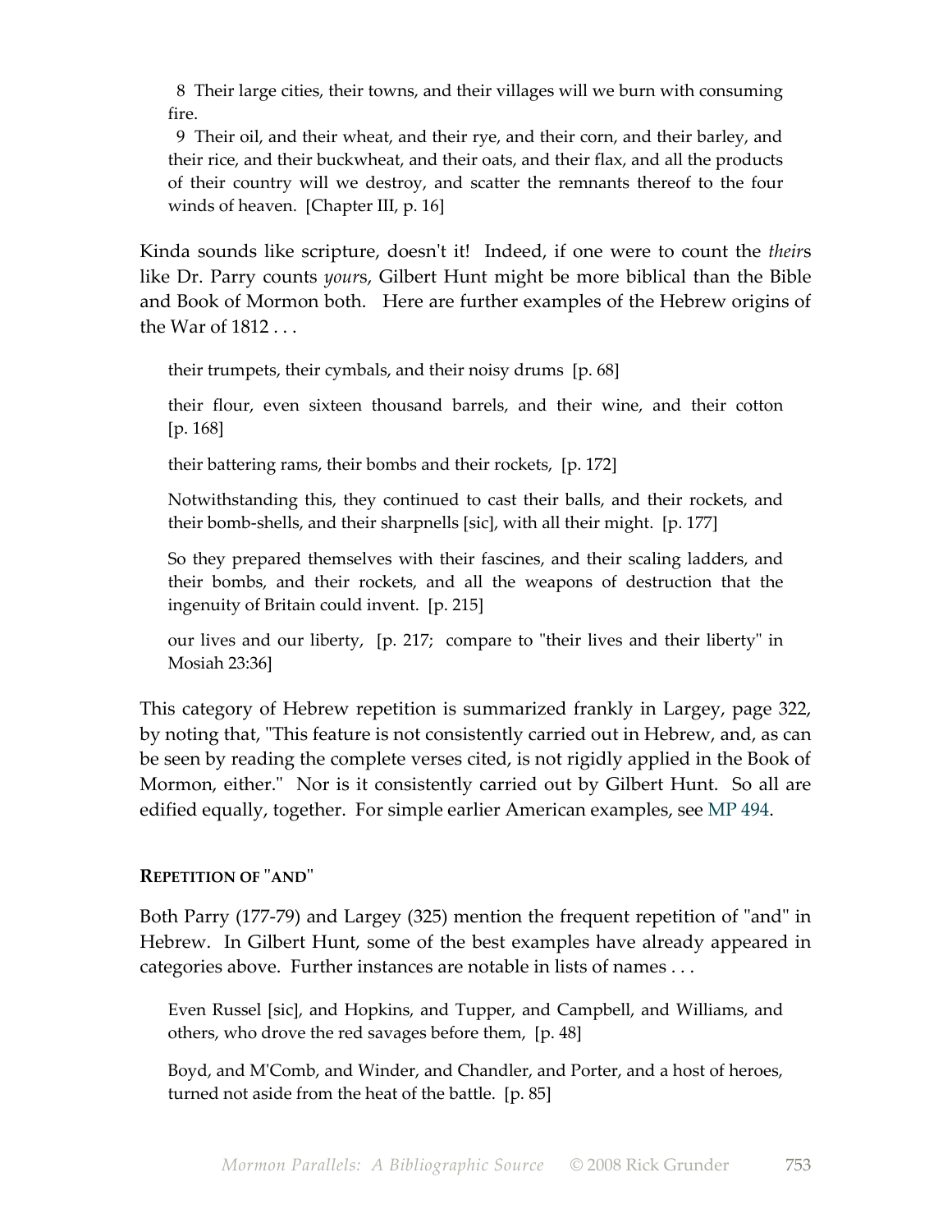> 8 Their large cities, their towns, and their villages will we burn with consuming fire.
>
> 9 Their oil, and their wheat, and their rye, and their corn, and their barley, and their rice, and their buckwheat, and their oats, and their flax, and all the products of their country will we destroy, and scatter the remnants thereof to the four winds of heaven. [Chapter III, p. 16]

Kinda sounds like scripture, doesn't it! Indeed, if one were to count the *their*s like Dr. Parry counts *your*s, Gilbert Hunt might be more biblical than the Bible and Book of Mormon both. Here are further examples of the Hebrew origins of the War of 1812 . . .

> their trumpets, their cymbals, and their noisy drums [p. 68]
>
> their flour, even sixteen thousand barrels, and their wine, and their cotton [p. 168]
>
> their battering rams, their bombs and their rockets, [p. 172]
>
> Notwithstanding this, they continued to cast their balls, and their rockets, and their bomb-shells, and their sharpnells [sic], with all their might. [p. 177]
>
> So they prepared themselves with their fascines, and their scaling ladders, and their bombs, and their rockets, and all the weapons of destruction that the ingenuity of Britain could invent. [p. 215]
>
> our lives and our liberty, [p. 217; compare to "their lives and their liberty" in Mosiah 23:36]

This category of Hebrew repetition is summarized frankly in Largey, page 322, by noting that, "This feature is not consistently carried out in Hebrew, and, as can be seen by reading the complete verses cited, is not rigidly applied in the Book of Mormon, either." Nor is it consistently carried out by Gilbert Hunt. So all are edified equally, together. For simple earlier American examples, see MP 494.

**REPETITION OF "AND"**

Both Parry (177-79) and Largey (325) mention the frequent repetition of "and" in Hebrew. In Gilbert Hunt, some of the best examples have already appeared in categories above. Further instances are notable in lists of names . . .

> Even Russel [sic], and Hopkins, and Tupper, and Campbell, and Williams, and others, who drove the red savages before them, [p. 48]
>
> Boyd, and M'Comb, and Winder, and Chandler, and Porter, and a host of heroes, turned not aside from the heat of the battle. [p. 85]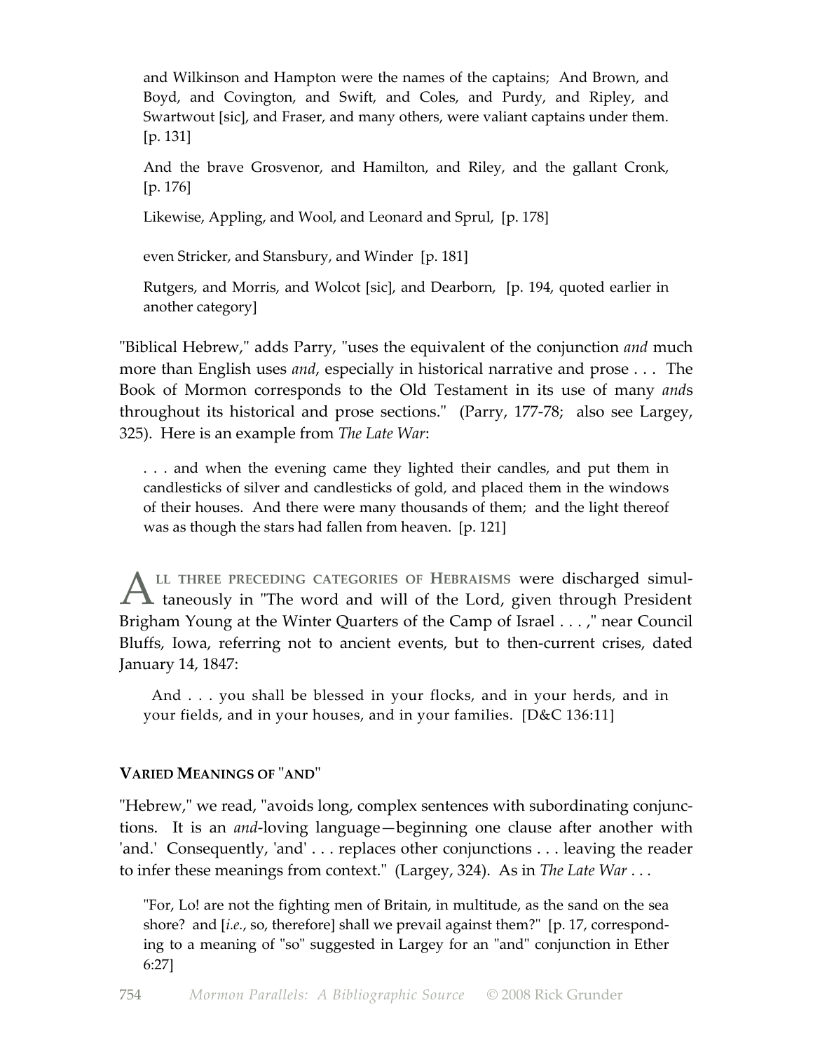> and Wilkinson and Hampton were the names of the captains; And Brown, and Boyd, and Covington, and Swift, and Coles, and Purdy, and Ripley, and Swartwout [sic], and Fraser, and many others, were valiant captains under them. [p. 131]
>
> And the brave Grosvenor, and Hamilton, and Riley, and the gallant Cronk, [p. 176]
>
> Likewise, Appling, and Wool, and Leonard and Sprul, [p. 178]
>
> even Stricker, and Stansbury, and Winder [p. 181]
>
> Rutgers, and Morris, and Wolcot [sic], and Dearborn, [p. 194, quoted earlier in another category]

"Biblical Hebrew," adds Parry, "uses the equivalent of the conjunction *and* much more than English uses *and*, especially in historical narrative and prose . . . The Book of Mormon corresponds to the Old Testament in its use of many *and*s throughout its historical and prose sections." (Parry, 177-78; also see Largey, 325). Here is an example from *The Late War*:

> . . . and when the evening came they lighted their candles, and put them in candlesticks of silver and candlesticks of gold, and placed them in the windows of their houses. And there were many thousands of them; and the light thereof was as though the stars had fallen from heaven. [p. 121]

**ALL THREE PRECEDING CATEGORIES OF HEBRAISMS** were discharged simultaneously in "The word and will of the Lord, given through President Brigham Young at the Winter Quarters of the Camp of Israel . . . ," near Council Bluffs, Iowa, referring not to ancient events, but to then-current crises, dated January 14, 1847:

> And . . . you shall be blessed in your flocks, and in your herds, and in your fields, and in your houses, and in your families. [D&C 136:11]

**VARIED MEANINGS OF "AND"**

"Hebrew," we read, "avoids long, complex sentences with subordinating conjunctions. It is an *and*-loving language—beginning one clause after another with 'and.' Consequently, 'and' . . . replaces other conjunctions . . . leaving the reader to infer these meanings from context." (Largey, 324). As in *The Late War* . . .

> "For, Lo! are not the fighting men of Britain, in multitude, as the sand on the sea shore? and [*i.e.*, so, therefore] shall we prevail against them?" [p. 17, corresponding to a meaning of "so" suggested in Largey for an "and" conjunction in Ether 6:27]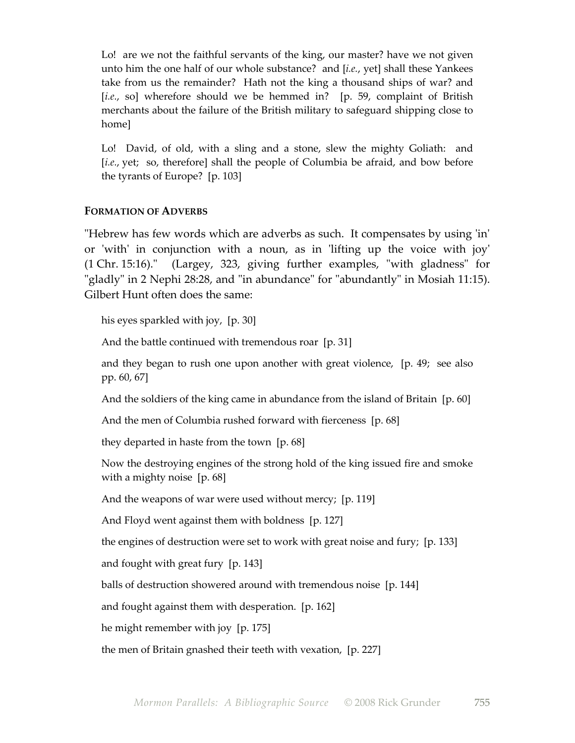Lo! are we not the faithful servants of the king, our master? have we not given unto him the one half of our whole substance? and [*i.e.*, yet] shall these Yankees take from us the remainder? Hath not the king a thousand ships of war? and [*i.e.*, so] wherefore should we be hemmed in? [p. 59, complaint of British merchants about the failure of the British military to safeguard shipping close to home]

Lo! David, of old, with a sling and a stone, slew the mighty Goliath: and [*i.e.*, yet; so, therefore] shall the people of Columbia be afraid, and bow before the tyrants of Europe? [p. 103]

**FORMATION OF ADVERBS**

"Hebrew has few words which are adverbs as such. It compensates by using 'in' or 'with' in conjunction with a noun, as in 'lifting up the voice with joy' (1 Chr. 15:16)." (Largey, 323, giving further examples, "with gladness" for "gladly" in 2 Nephi 28:28, and "in abundance" for "abundantly" in Mosiah 11:15). Gilbert Hunt often does the same:

his eyes sparkled with joy, [p. 30]

And the battle continued with tremendous roar [p. 31]

and they began to rush one upon another with great violence, [p. 49; see also pp. 60, 67]

And the soldiers of the king came in abundance from the island of Britain [p. 60]

And the men of Columbia rushed forward with fierceness [p. 68]

they departed in haste from the town [p. 68]

Now the destroying engines of the strong hold of the king issued fire and smoke with a mighty noise [p. 68]

And the weapons of war were used without mercy; [p. 119]

And Floyd went against them with boldness [p. 127]

the engines of destruction were set to work with great noise and fury; [p. 133]

and fought with great fury [p. 143]

balls of destruction showered around with tremendous noise [p. 144]

and fought against them with desperation. [p. 162]

he might remember with joy [p. 175]

the men of Britain gnashed their teeth with vexation, [p. 227]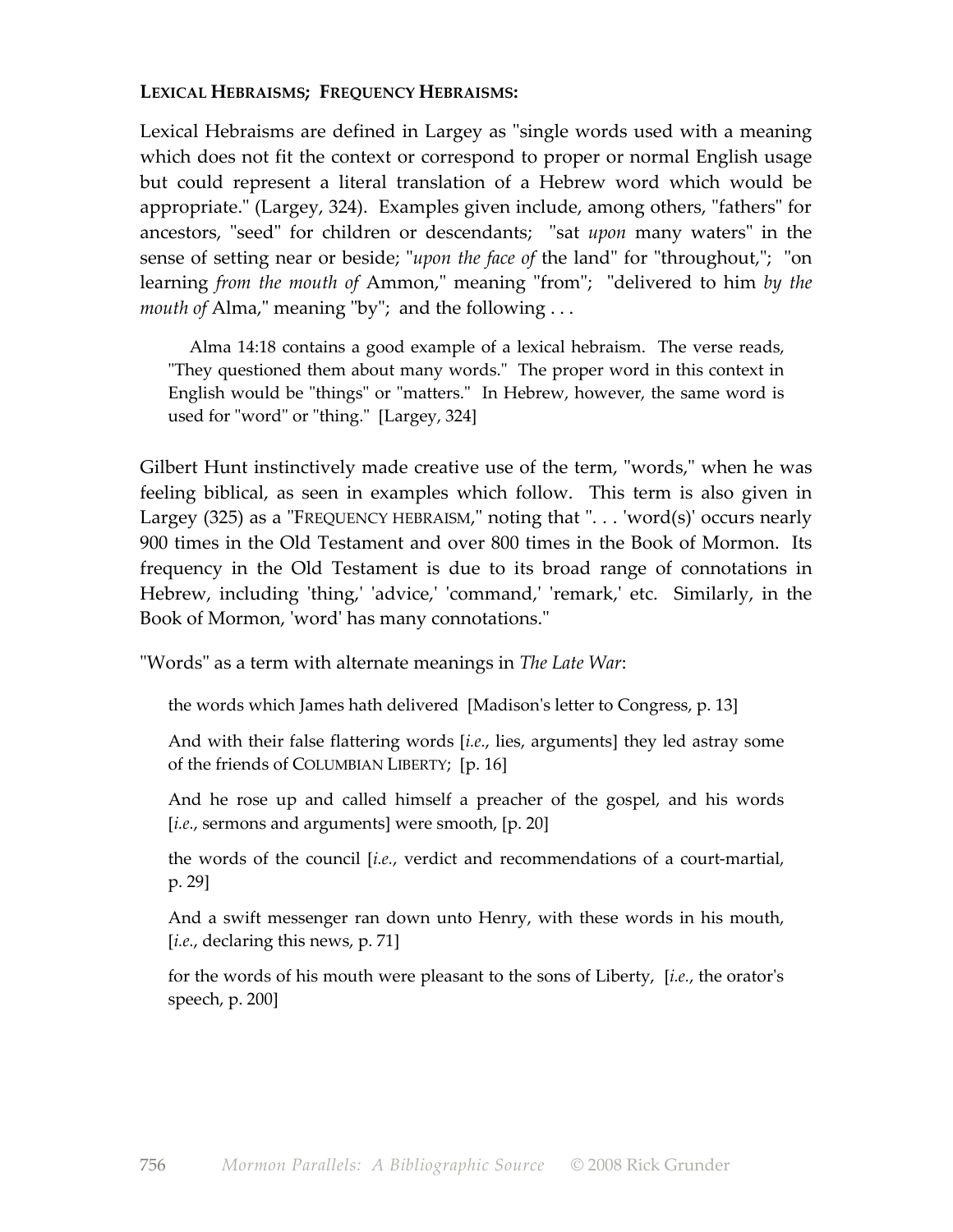**LEXICAL HEBRAISMS; FREQUENCY HEBRAISMS:**

Lexical Hebraisms are defined in Largey as "single words used with a meaning which does not fit the context or correspond to proper or normal English usage but could represent a literal translation of a Hebrew word which would be appropriate." (Largey, 324). Examples given include, among others, "fathers" for ancestors, "seed" for children or descendants; "sat *upon* many waters" in the sense of setting near or beside; "*upon the face of* the land" for "throughout,"; "on learning *from the mouth of* Ammon," meaning "from"; "delivered to him *by the mouth of* Alma," meaning "by"; and the following . . .

> Alma 14:18 contains a good example of a lexical hebraism. The verse reads, "They questioned them about many words." The proper word in this context in English would be "things" or "matters." In Hebrew, however, the same word is used for "word" or "thing." [Largey, 324]

Gilbert Hunt instinctively made creative use of the term, "words," when he was feeling biblical, as seen in examples which follow. This term is also given in Largey (325) as a "FREQUENCY HEBRAISM," noting that ". . . 'word(s)' occurs nearly 900 times in the Old Testament and over 800 times in the Book of Mormon. Its frequency in the Old Testament is due to its broad range of connotations in Hebrew, including 'thing,' 'advice,' 'command,' 'remark,' etc. Similarly, in the Book of Mormon, 'word' has many connotations."

"Words" as a term with alternate meanings in *The Late War*:

> the words which James hath delivered [Madison's letter to Congress, p. 13]
>
> And with their false flattering words [*i.e.*, lies, arguments] they led astray some of the friends of COLUMBIAN LIBERTY; [p. 16]
>
> And he rose up and called himself a preacher of the gospel, and his words [*i.e.*, sermons and arguments] were smooth, [p. 20]
>
> the words of the council [*i.e.*, verdict and recommendations of a court-martial, p. 29]
>
> And a swift messenger ran down unto Henry, with these words in his mouth, [*i.e.*, declaring this news, p. 71]
>
> for the words of his mouth were pleasant to the sons of Liberty, [*i.e.*, the orator's speech, p. 200]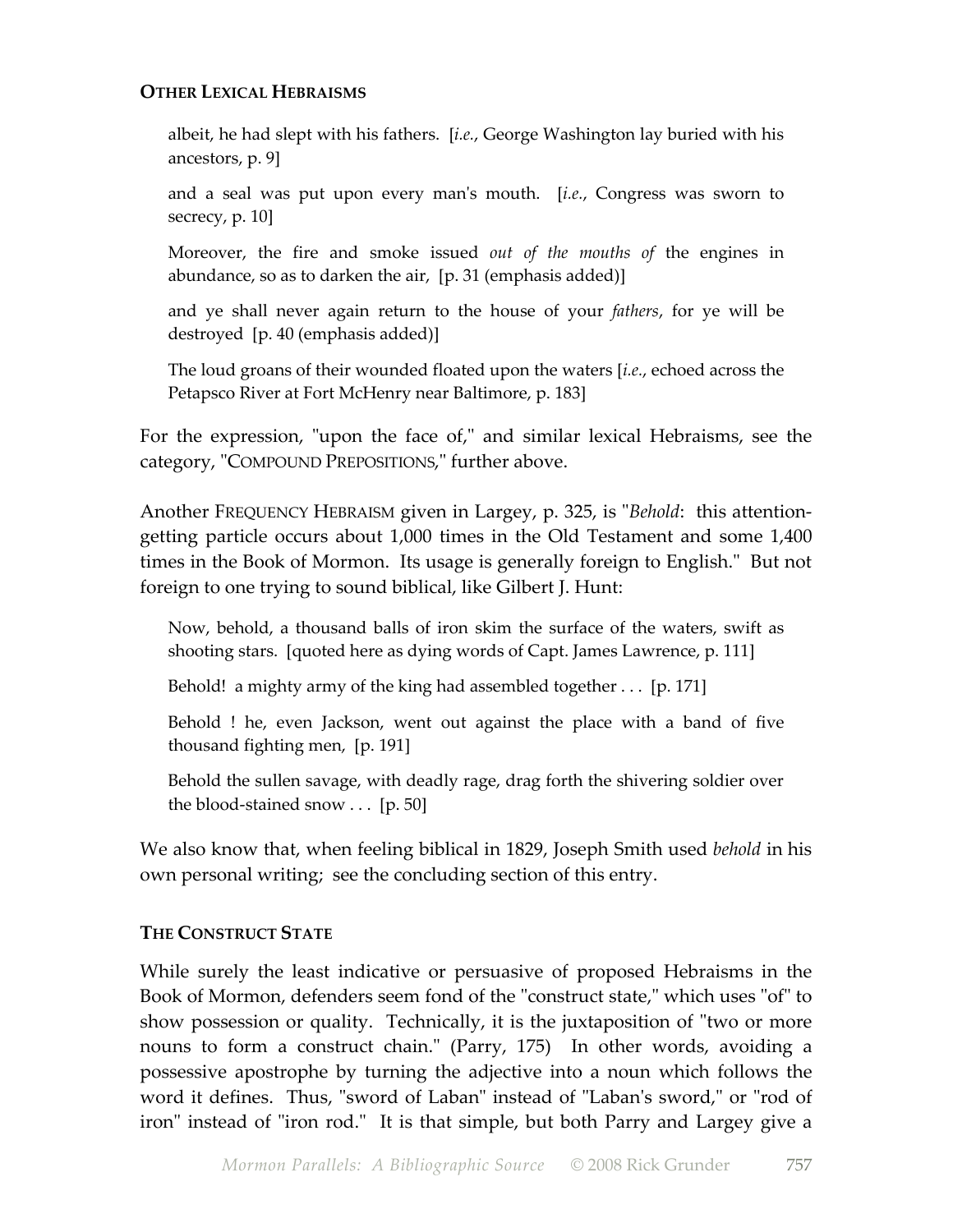#### OTHER LEXICAL HEBRAISMS

> albeit, he had slept with his fathers. [*i.e.*, George Washington lay buried with his ancestors, p. 9]
>
> and a seal was put upon every man's mouth. [*i.e.*, Congress was sworn to secrecy, p. 10]
>
> Moreover, the fire and smoke issued *out of the mouths of* the engines in abundance, so as to darken the air, [p. 31 (emphasis added)]
>
> and ye shall never again return to the house of your *fathers*, for ye will be destroyed [p. 40 (emphasis added)]
>
> The loud groans of their wounded floated upon the waters [*i.e.*, echoed across the Petapsco River at Fort McHenry near Baltimore, p. 183]

For the expression, "upon the face of," and similar lexical Hebraisms, see the category, "COMPOUND PREPOSITIONS," further above.

Another FREQUENCY HEBRAISM given in Largey, p. 325, is "*Behold*: this attention-getting particle occurs about 1,000 times in the Old Testament and some 1,400 times in the Book of Mormon. Its usage is generally foreign to English." But not foreign to one trying to sound biblical, like Gilbert J. Hunt:

> Now, behold, a thousand balls of iron skim the surface of the waters, swift as shooting stars. [quoted here as dying words of Capt. James Lawrence, p. 111]
>
> Behold! a mighty army of the king had assembled together . . . [p. 171]
>
> Behold ! he, even Jackson, went out against the place with a band of five thousand fighting men, [p. 191]
>
> Behold the sullen savage, with deadly rage, drag forth the shivering soldier over the blood-stained snow . . . [p. 50]

We also know that, when feeling biblical in 1829, Joseph Smith used *behold* in his own personal writing; see the concluding section of this entry.

#### THE CONSTRUCT STATE

While surely the least indicative or persuasive of proposed Hebraisms in the Book of Mormon, defenders seem fond of the "construct state," which uses "of" to show possession or quality. Technically, it is the juxtaposition of "two or more nouns to form a construct chain." (Parry, 175) In other words, avoiding a possessive apostrophe by turning the adjective into a noun which follows the word it defines. Thus, "sword of Laban" instead of "Laban's sword," or "rod of iron" instead of "iron rod." It is that simple, but both Parry and Largey give a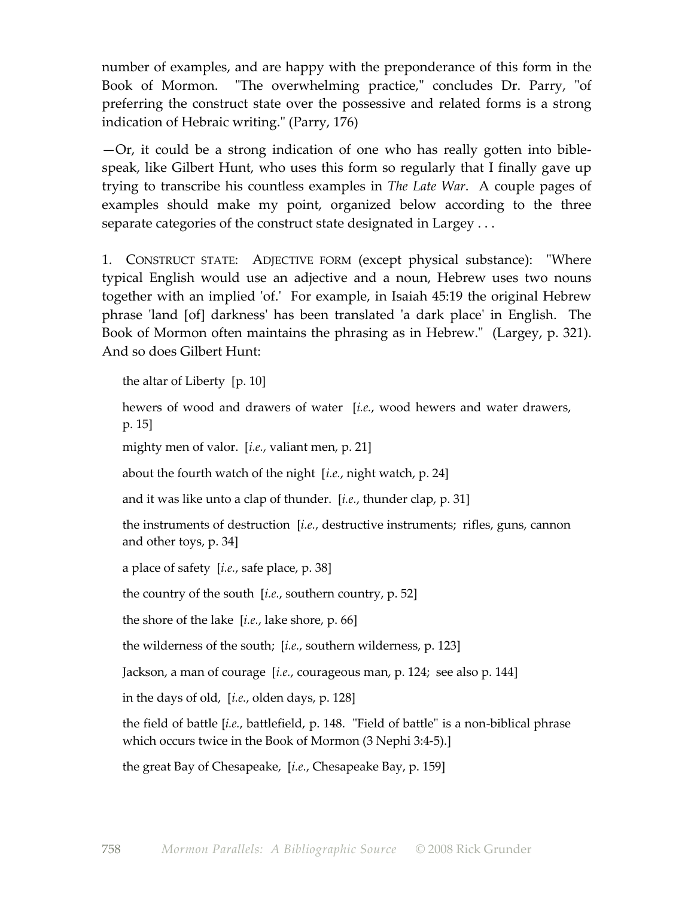number of examples, and are happy with the preponderance of this form in the Book of Mormon. "The overwhelming practice," concludes Dr. Parry, "of preferring the construct state over the possessive and related forms is a strong indication of Hebraic writing." (Parry, 176)

—Or, it could be a strong indication of one who has really gotten into bible-speak, like Gilbert Hunt, who uses this form so regularly that I finally gave up trying to transcribe his countless examples in *The Late War*. A couple pages of examples should make my point, organized below according to the three separate categories of the construct state designated in Largey . . .

1. CONSTRUCT STATE: ADJECTIVE FORM (except physical substance): "Where typical English would use an adjective and a noun, Hebrew uses two nouns together with an implied 'of.' For example, in Isaiah 45:19 the original Hebrew phrase 'land [of] darkness' has been translated 'a dark place' in English. The Book of Mormon often maintains the phrasing as in Hebrew." (Largey, p. 321). And so does Gilbert Hunt:

> the altar of Liberty [p. 10]
>
> hewers of wood and drawers of water [*i.e.*, wood hewers and water drawers, p. 15]
>
> mighty men of valor. [*i.e.*, valiant men, p. 21]
>
> about the fourth watch of the night [*i.e.*, night watch, p. 24]
>
> and it was like unto a clap of thunder. [*i.e.*, thunder clap, p. 31]
>
> the instruments of destruction [*i.e.*, destructive instruments; rifles, guns, cannon and other toys, p. 34]
>
> a place of safety [*i.e.*, safe place, p. 38]
>
> the country of the south [*i.e.*, southern country, p. 52]
>
> the shore of the lake [*i.e.*, lake shore, p. 66]
>
> the wilderness of the south; [*i.e.*, southern wilderness, p. 123]
>
> Jackson, a man of courage [*i.e.*, courageous man, p. 124; see also p. 144]
>
> in the days of old, [*i.e.*, olden days, p. 128]
>
> the field of battle [*i.e.*, battlefield, p. 148. "Field of battle" is a non-biblical phrase which occurs twice in the Book of Mormon (3 Nephi 3:4-5).]
>
> the great Bay of Chesapeake, [*i.e.*, Chesapeake Bay, p. 159]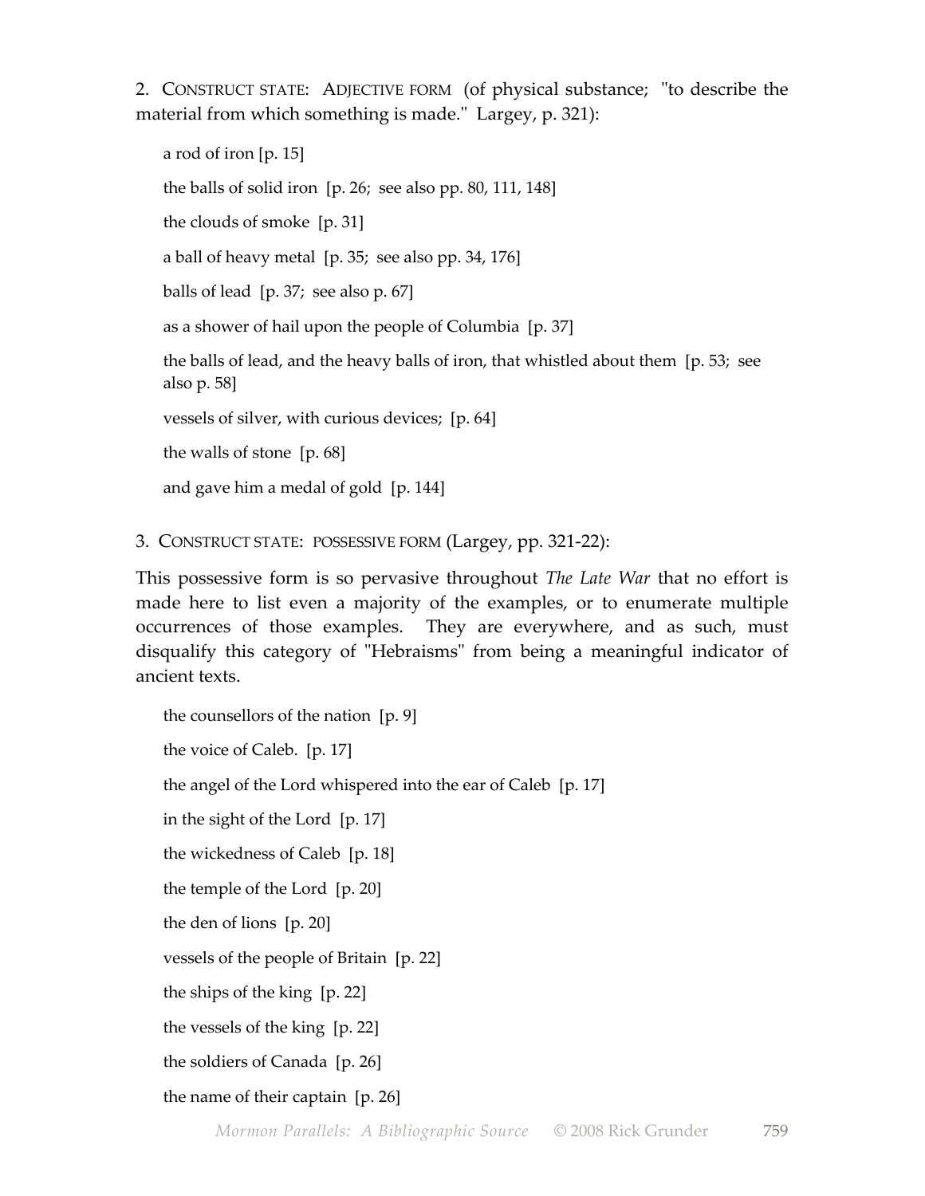2. Construct state: Adjective form (of physical substance; "to describe the material from which something is made." Largey, p. 321):

a rod of iron [p. 15]

the balls of solid iron [p. 26; see also pp. 80, 111, 148]

the clouds of smoke [p. 31]

a ball of heavy metal [p. 35; see also pp. 34, 176]

balls of lead [p. 37; see also p. 67]

as a shower of hail upon the people of Columbia [p. 37]

the balls of lead, and the heavy balls of iron, that whistled about them [p. 53; see also p. 58]

vessels of silver, with curious devices; [p. 64]

the walls of stone [p. 68]

and gave him a medal of gold [p. 144]

3. Construct state: possessive form (Largey, pp. 321-22):

This possessive form is so pervasive throughout *The Late War* that no effort is made here to list even a majority of the examples, or to enumerate multiple occurrences of those examples. They are everywhere, and as such, must disqualify this category of "Hebraisms" from being a meaningful indicator of ancient texts.

the counsellors of the nation [p. 9]

the voice of Caleb. [p. 17]

the angel of the Lord whispered into the ear of Caleb [p. 17]

in the sight of the Lord [p. 17]

the wickedness of Caleb [p. 18]

the temple of the Lord [p. 20]

the den of lions [p. 20]

vessels of the people of Britain [p. 22]

the ships of the king [p. 22]

the vessels of the king [p. 22]

the soldiers of Canada [p. 26]

the name of their captain [p. 26]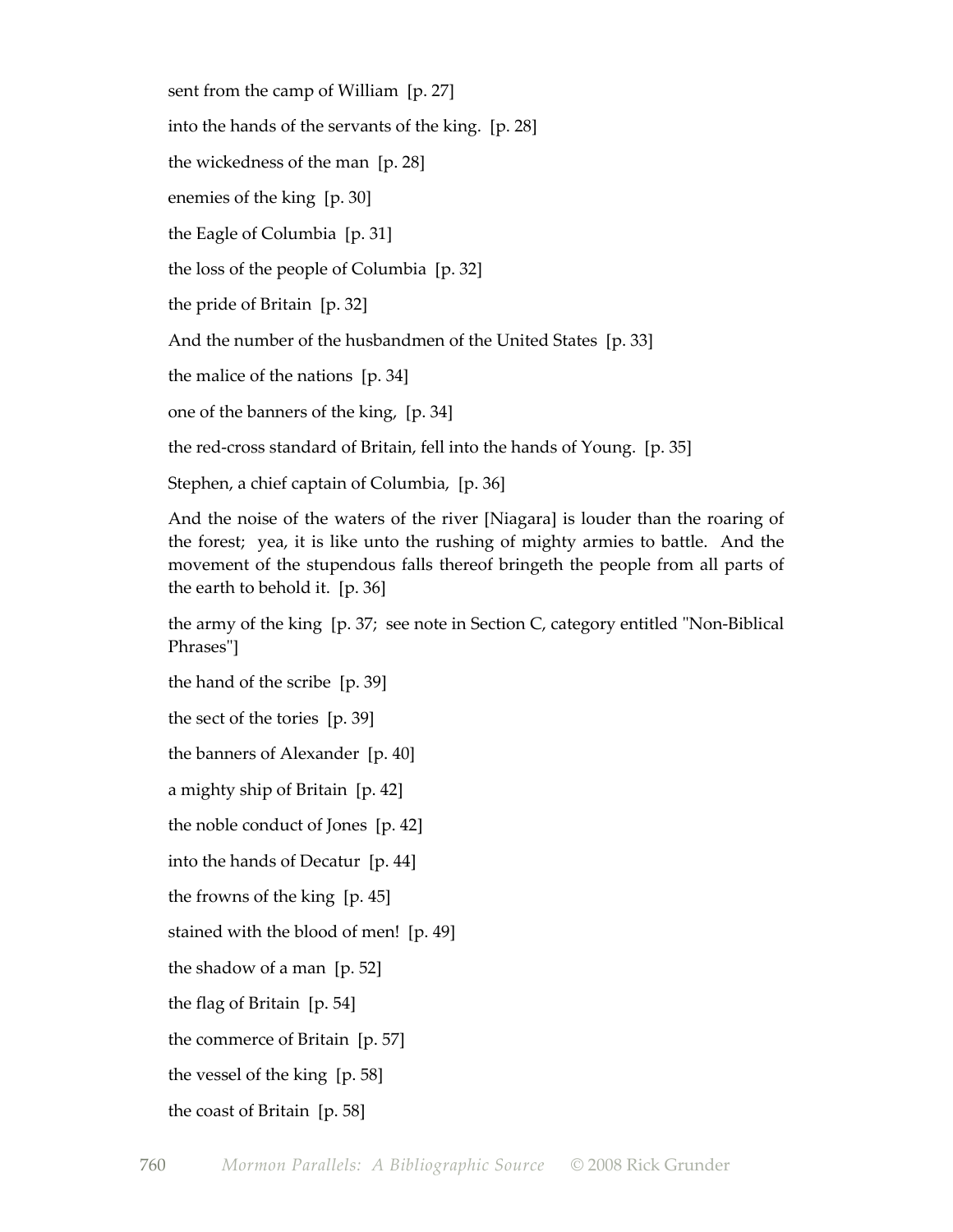sent from the camp of William  [p. 27]

into the hands of the servants of the king.  [p. 28]

the wickedness of the man  [p. 28]

enemies of the king  [p. 30]

the Eagle of Columbia  [p. 31]

the loss of the people of Columbia  [p. 32]

the pride of Britain  [p. 32]

And the number of the husbandmen of the United States  [p. 33]

the malice of the nations  [p. 34]

one of the banners of the king,  [p. 34]

the red-cross standard of Britain, fell into the hands of Young.  [p. 35]

Stephen, a chief captain of Columbia,  [p. 36]

And the noise of the waters of the river [Niagara] is louder than the roaring of the forest;  yea, it is like unto the rushing of mighty armies to battle.  And the movement of the stupendous falls thereof bringeth the people from all parts of the earth to behold it.  [p. 36]

the army of the king  [p. 37;  see note in Section C, category entitled "Non-Biblical Phrases"]

the hand of the scribe  [p. 39]

the sect of the tories  [p. 39]

the banners of Alexander  [p. 40]

a mighty ship of Britain  [p. 42]

the noble conduct of Jones  [p. 42]

into the hands of Decatur  [p. 44]

the frowns of the king  [p. 45]

stained with the blood of men!  [p. 49]

the shadow of a man  [p. 52]

the flag of Britain  [p. 54]

the commerce of Britain  [p. 57]

the vessel of the king  [p. 58]

the coast of Britain  [p. 58]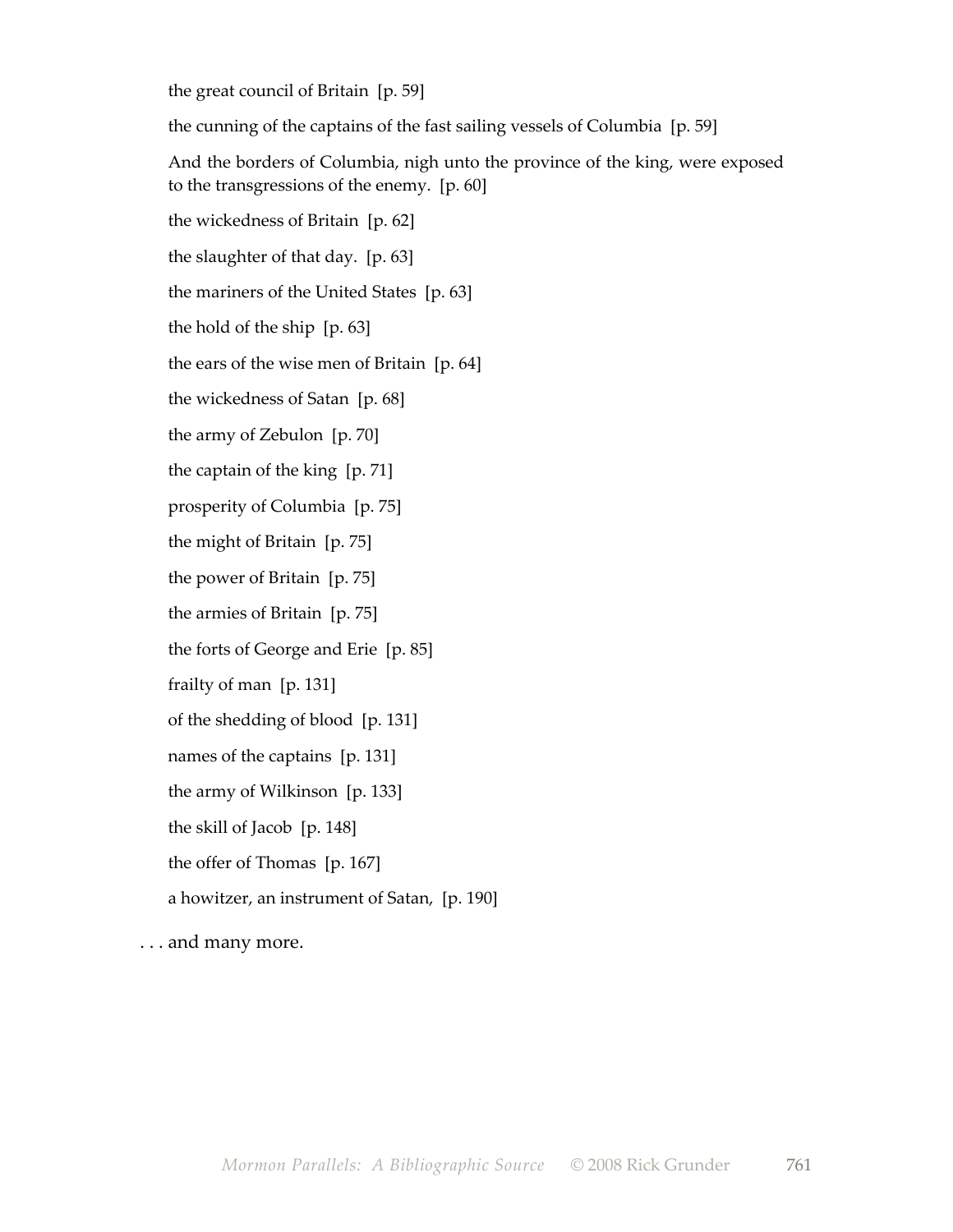the great council of Britain [p. 59]

the cunning of the captains of the fast sailing vessels of Columbia [p. 59]

And the borders of Columbia, nigh unto the province of the king, were exposed to the transgressions of the enemy. [p. 60]

the wickedness of Britain [p. 62]

the slaughter of that day. [p. 63]

the mariners of the United States [p. 63]

the hold of the ship [p. 63]

the ears of the wise men of Britain [p. 64]

the wickedness of Satan [p. 68]

the army of Zebulon [p. 70]

the captain of the king [p. 71]

prosperity of Columbia [p. 75]

the might of Britain [p. 75]

the power of Britain [p. 75]

the armies of Britain [p. 75]

the forts of George and Erie [p. 85]

frailty of man [p. 131]

of the shedding of blood [p. 131]

names of the captains [p. 131]

the army of Wilkinson [p. 133]

the skill of Jacob [p. 148]

the offer of Thomas [p. 167]

a howitzer, an instrument of Satan, [p. 190]

. . . and many more.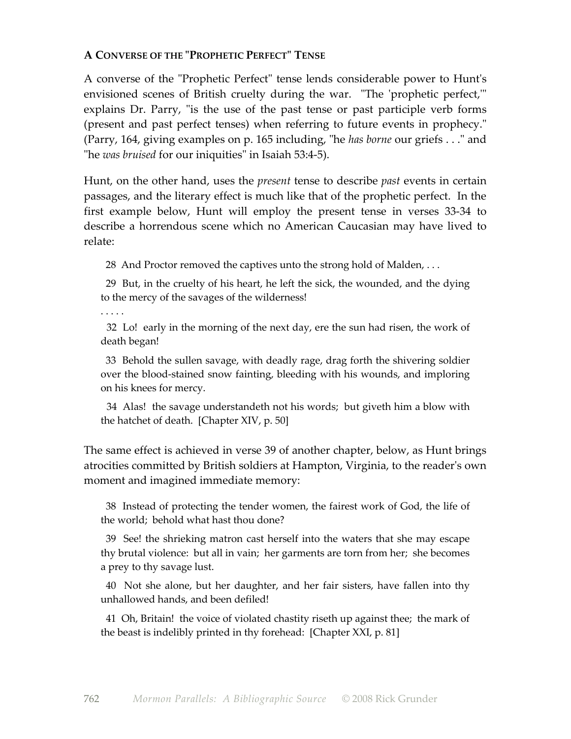**A CONVERSE OF THE "PROPHETIC PERFECT" TENSE**

A converse of the "Prophetic Perfect" tense lends considerable power to Hunt's envisioned scenes of British cruelty during the war. "The 'prophetic perfect,'" explains Dr. Parry, "is the use of the past tense or past participle verb forms (present and past perfect tenses) when referring to future events in prophecy." (Parry, 164, giving examples on p. 165 including, "he *has borne* our griefs . . ." and "he *was bruised* for our iniquities" in Isaiah 53:4-5).

Hunt, on the other hand, uses the *present* tense to describe *past* events in certain passages, and the literary effect is much like that of the prophetic perfect. In the first example below, Hunt will employ the present tense in verses 33-34 to describe a horrendous scene which no American Caucasian may have lived to relate:

> 28 And Proctor removed the captives unto the strong hold of Malden, . . .
>
> 29 But, in the cruelty of his heart, he left the sick, the wounded, and the dying to the mercy of the savages of the wilderness!
>
> . . . . .
>
> 32 Lo! early in the morning of the next day, ere the sun had risen, the work of death began!
>
> 33 Behold the sullen savage, with deadly rage, drag forth the shivering soldier over the blood-stained snow fainting, bleeding with his wounds, and imploring on his knees for mercy.
>
> 34 Alas! the savage understandeth not his words; but giveth him a blow with the hatchet of death. [Chapter XIV, p. 50]

The same effect is achieved in verse 39 of another chapter, below, as Hunt brings atrocities committed by British soldiers at Hampton, Virginia, to the reader's own moment and imagined immediate memory:

> 38 Instead of protecting the tender women, the fairest work of God, the life of the world; behold what hast thou done?
>
> 39 See! the shrieking matron cast herself into the waters that she may escape thy brutal violence: but all in vain; her garments are torn from her; she becomes a prey to thy savage lust.
>
> 40 Not she alone, but her daughter, and her fair sisters, have fallen into thy unhallowed hands, and been defiled!
>
> 41 Oh, Britain! the voice of violated chastity riseth up against thee; the mark of the beast is indelibly printed in thy forehead: [Chapter XXI, p. 81]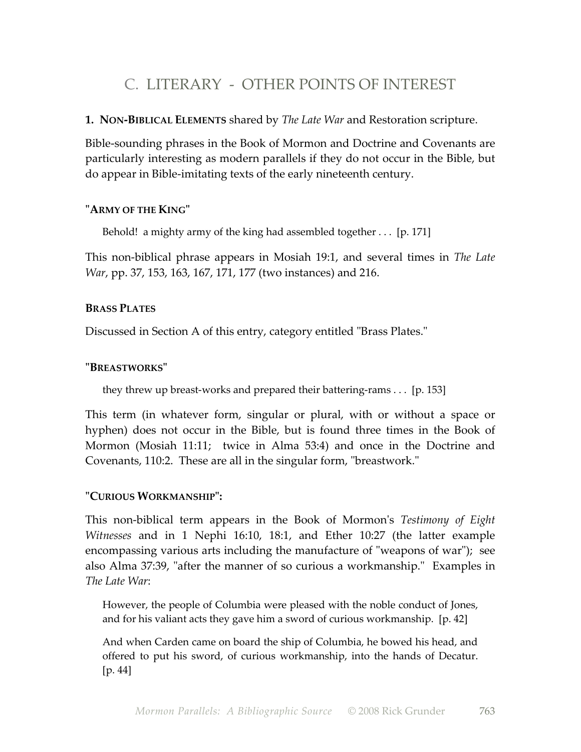## C. LITERARY - OTHER POINTS OF INTEREST

**1. NON-BIBLICAL ELEMENTS** shared by *The Late War* and Restoration scripture.

Bible-sounding phrases in the Book of Mormon and Doctrine and Covenants are particularly interesting as modern parallels if they do not occur in the Bible, but do appear in Bible-imitating texts of the early nineteenth century.

**"ARMY OF THE KING"**

> Behold! a mighty army of the king had assembled together . . . [p. 171]

This non-biblical phrase appears in Mosiah 19:1, and several times in *The Late War*, pp. 37, 153, 163, 167, 171, 177 (two instances) and 216.

**BRASS PLATES**

Discussed in Section A of this entry, category entitled "Brass Plates."

**"BREASTWORKS"**

> they threw up breast-works and prepared their battering-rams . . . [p. 153]

This term (in whatever form, singular or plural, with or without a space or hyphen) does not occur in the Bible, but is found three times in the Book of Mormon (Mosiah 11:11; twice in Alma 53:4) and once in the Doctrine and Covenants, 110:2. These are all in the singular form, "breastwork."

**"CURIOUS WORKMANSHIP":**

This non-biblical term appears in the Book of Mormon's *Testimony of Eight Witnesses* and in 1 Nephi 16:10, 18:1, and Ether 10:27 (the latter example encompassing various arts including the manufacture of "weapons of war"); see also Alma 37:39, "after the manner of so curious a workmanship." Examples in *The Late War*:

> However, the people of Columbia were pleased with the noble conduct of Jones, and for his valiant acts they gave him a sword of curious workmanship. [p. 42]

> And when Carden came on board the ship of Columbia, he bowed his head, and offered to put his sword, of curious workmanship, into the hands of Decatur. [p. 44]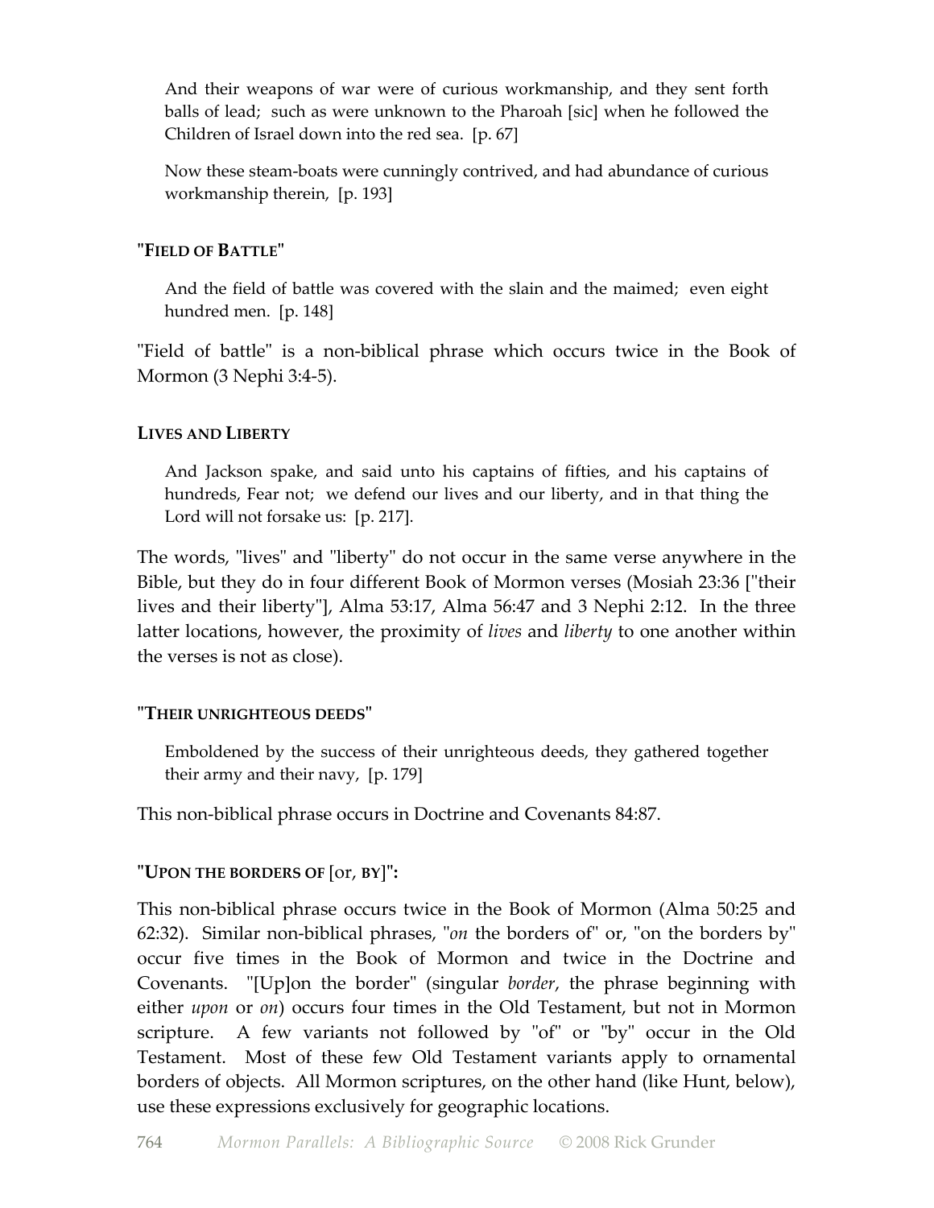> And their weapons of war were of curious workmanship, and they sent forth balls of lead; such as were unknown to the Pharoah [sic] when he followed the Children of Israel down into the red sea. [p. 67]

> Now these steam-boats were cunningly contrived, and had abundance of curious workmanship therein, [p. 193]

#### "FIELD OF BATTLE"

> And the field of battle was covered with the slain and the maimed; even eight hundred men. [p. 148]

"Field of battle" is a non-biblical phrase which occurs twice in the Book of Mormon (3 Nephi 3:4-5).

#### LIVES AND LIBERTY

> And Jackson spake, and said unto his captains of fifties, and his captains of hundreds, Fear not; we defend our lives and our liberty, and in that thing the Lord will not forsake us: [p. 217].

The words, "lives" and "liberty" do not occur in the same verse anywhere in the Bible, but they do in four different Book of Mormon verses (Mosiah 23:36 ["their lives and their liberty"], Alma 53:17, Alma 56:47 and 3 Nephi 2:12. In the three latter locations, however, the proximity of *lives* and *liberty* to one another within the verses is not as close).

#### "THEIR UNRIGHTEOUS DEEDS"

> Emboldened by the success of their unrighteous deeds, they gathered together their army and their navy, [p. 179]

This non-biblical phrase occurs in Doctrine and Covenants 84:87.

#### "UPON THE BORDERS OF [or, BY]":

This non-biblical phrase occurs twice in the Book of Mormon (Alma 50:25 and 62:32). Similar non-biblical phrases, "*on* the borders of" or, "on the borders by" occur five times in the Book of Mormon and twice in the Doctrine and Covenants. "[Up]on the border" (singular *border*, the phrase beginning with either *upon* or *on*) occurs four times in the Old Testament, but not in Mormon scripture. A few variants not followed by "of" or "by" occur in the Old Testament. Most of these few Old Testament variants apply to ornamental borders of objects. All Mormon scriptures, on the other hand (like Hunt, below), use these expressions exclusively for geographic locations.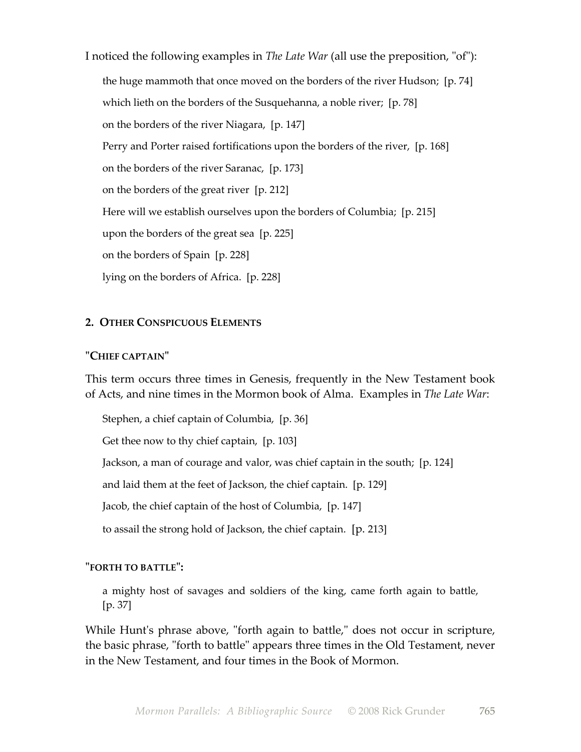I noticed the following examples in *The Late War* (all use the preposition, "of"):

> the huge mammoth that once moved on the borders of the river Hudson; [p. 74]
>
> which lieth on the borders of the Susquehanna, a noble river; [p. 78]
>
> on the borders of the river Niagara, [p. 147]
>
> Perry and Porter raised fortifications upon the borders of the river, [p. 168]
>
> on the borders of the river Saranac, [p. 173]
>
> on the borders of the great river [p. 212]
>
> Here will we establish ourselves upon the borders of Columbia; [p. 215]
>
> upon the borders of the great sea [p. 225]
>
> on the borders of Spain [p. 228]
>
> lying on the borders of Africa. [p. 228]

## 2. OTHER CONSPICUOUS ELEMENTS

### "CHIEF CAPTAIN"

This term occurs three times in Genesis, frequently in the New Testament book of Acts, and nine times in the Mormon book of Alma. Examples in *The Late War*:

> Stephen, a chief captain of Columbia, [p. 36]
>
> Get thee now to thy chief captain, [p. 103]
>
> Jackson, a man of courage and valor, was chief captain in the south; [p. 124]
>
> and laid them at the feet of Jackson, the chief captain. [p. 129]
>
> Jacob, the chief captain of the host of Columbia, [p. 147]
>
> to assail the strong hold of Jackson, the chief captain. [p. 213]

### "FORTH TO BATTLE":

> a mighty host of savages and soldiers of the king, came forth again to battle, [p. 37]

While Hunt's phrase above, "forth again to battle," does not occur in scripture, the basic phrase, "forth to battle" appears three times in the Old Testament, never in the New Testament, and four times in the Book of Mormon.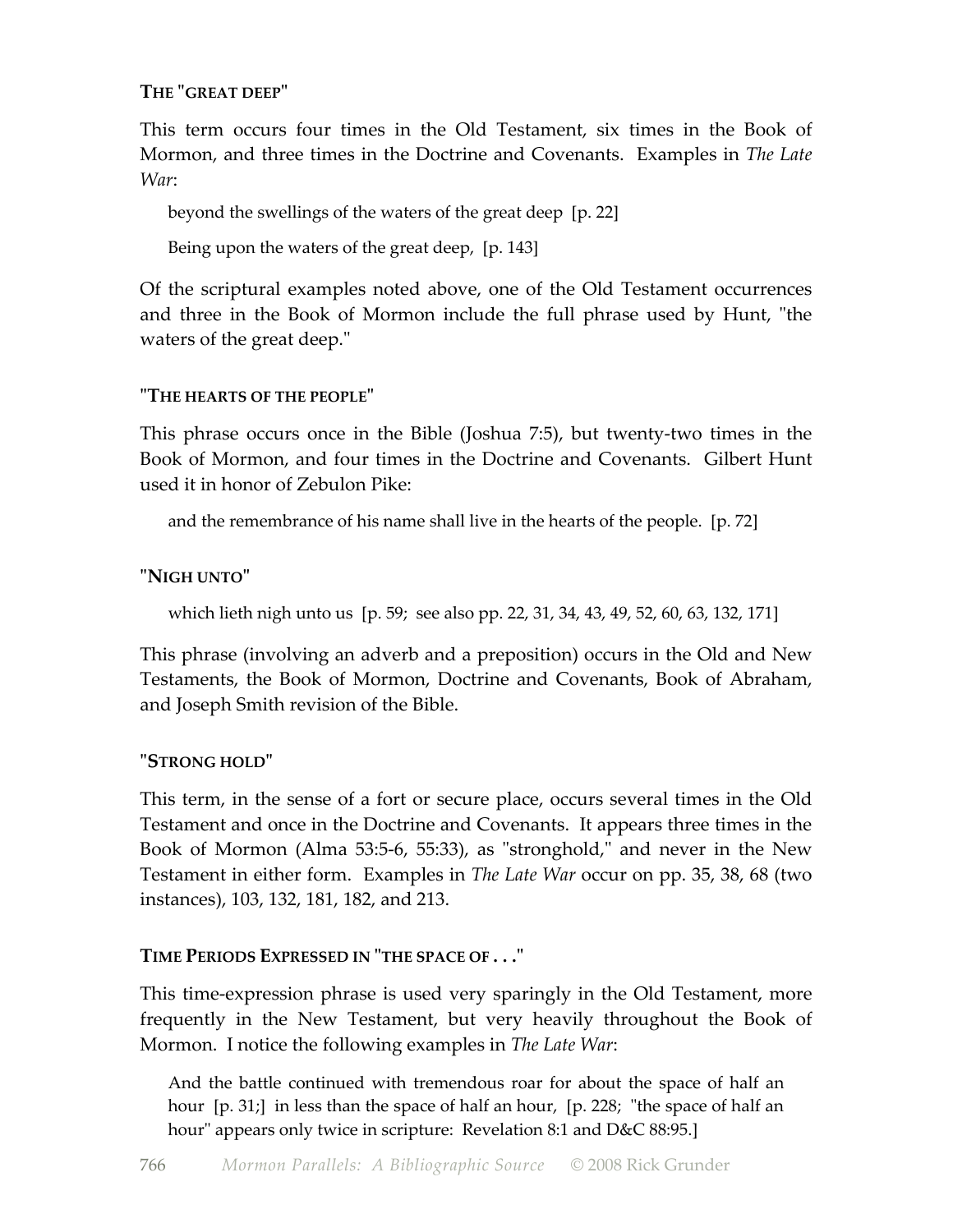#### THE "GREAT DEEP"

This term occurs four times in the Old Testament, six times in the Book of Mormon, and three times in the Doctrine and Covenants. Examples in *The Late War*:

> beyond the swellings of the waters of the great deep [p. 22]
>
> Being upon the waters of the great deep, [p. 143]

Of the scriptural examples noted above, one of the Old Testament occurrences and three in the Book of Mormon include the full phrase used by Hunt, "the waters of the great deep."

#### "THE HEARTS OF THE PEOPLE"

This phrase occurs once in the Bible (Joshua 7:5), but twenty-two times in the Book of Mormon, and four times in the Doctrine and Covenants. Gilbert Hunt used it in honor of Zebulon Pike:

> and the remembrance of his name shall live in the hearts of the people. [p. 72]

#### "NIGH UNTO"

> which lieth nigh unto us [p. 59; see also pp. 22, 31, 34, 43, 49, 52, 60, 63, 132, 171]

This phrase (involving an adverb and a preposition) occurs in the Old and New Testaments, the Book of Mormon, Doctrine and Covenants, Book of Abraham, and Joseph Smith revision of the Bible.

#### "STRONG HOLD"

This term, in the sense of a fort or secure place, occurs several times in the Old Testament and once in the Doctrine and Covenants. It appears three times in the Book of Mormon (Alma 53:5-6, 55:33), as "stronghold," and never in the New Testament in either form. Examples in *The Late War* occur on pp. 35, 38, 68 (two instances), 103, 132, 181, 182, and 213.

#### TIME PERIODS EXPRESSED IN "THE SPACE OF . . ."

This time-expression phrase is used very sparingly in the Old Testament, more frequently in the New Testament, but very heavily throughout the Book of Mormon. I notice the following examples in *The Late War*:

> And the battle continued with tremendous roar for about the space of half an hour [p. 31;] in less than the space of half an hour, [p. 228; "the space of half an hour" appears only twice in scripture: Revelation 8:1 and D&C 88:95.]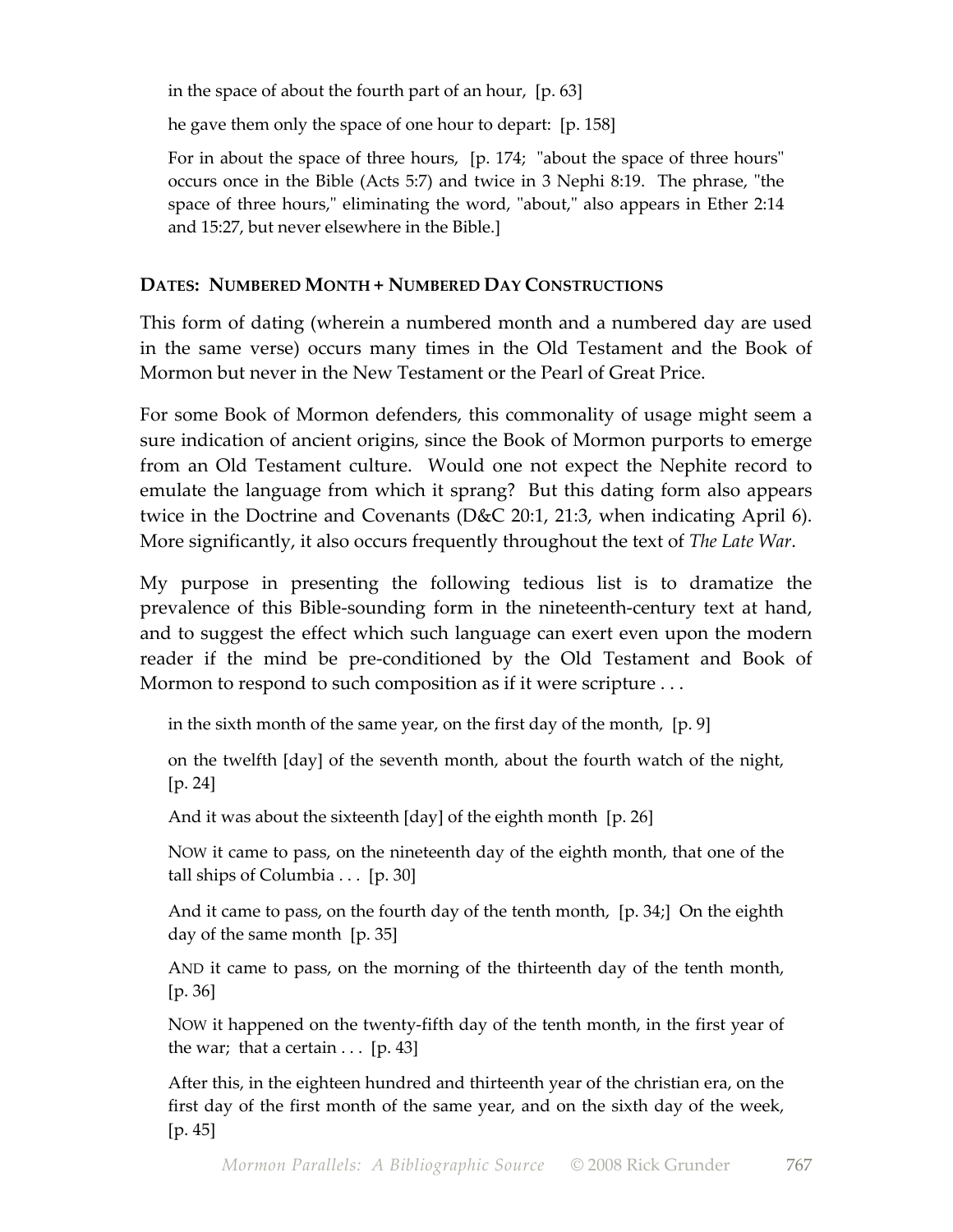in the space of about the fourth part of an hour,  [p. 63]

he gave them only the space of one hour to depart:  [p. 158]

For in about the space of three hours,  [p. 174;  "about the space of three hours" occurs once in the Bible (Acts 5:7) and twice in 3 Nephi 8:19.  The phrase, "the space of three hours," eliminating the word, "about," also appears in Ether 2:14 and 15:27, but never elsewhere in the Bible.]

### DATES:  NUMBERED MONTH + NUMBERED DAY CONSTRUCTIONS

This form of dating (wherein a numbered month and a numbered day are used in the same verse) occurs many times in the Old Testament and the Book of Mormon but never in the New Testament or the Pearl of Great Price.

For some Book of Mormon defenders, this commonality of usage might seem a sure indication of ancient origins, since the Book of Mormon purports to emerge from an Old Testament culture.  Would one not expect the Nephite record to emulate the language from which it sprang?  But this dating form also appears twice in the Doctrine and Covenants (D&C 20:1, 21:3, when indicating April 6).  More significantly, it also occurs frequently throughout the text of *The Late War*.

My purpose in presenting the following tedious list is to dramatize the prevalence of this Bible-sounding form in the nineteenth-century text at hand, and to suggest the effect which such language can exert even upon the modern reader if the mind be pre-conditioned by the Old Testament and Book of Mormon to respond to such composition as if it were scripture . . .

in the sixth month of the same year, on the first day of the month,  [p. 9]

on the twelfth [day] of the seventh month, about the fourth watch of the night,  [p. 24]

And it was about the sixteenth [day] of the eighth month  [p. 26]

NOW it came to pass, on the nineteenth day of the eighth month, that one of the tall ships of Columbia . . .  [p. 30]

And it came to pass, on the fourth day of the tenth month,  [p. 34;]  On the eighth day of the same month  [p. 35]

AND it came to pass, on the morning of the thirteenth day of the tenth month,  [p. 36]

NOW it happened on the twenty-fifth day of the tenth month, in the first year of the war;  that a certain . . .  [p. 43]

After this, in the eighteen hundred and thirteenth year of the christian era, on the first day of the first month of the same year, and on the sixth day of the week,  [p. 45]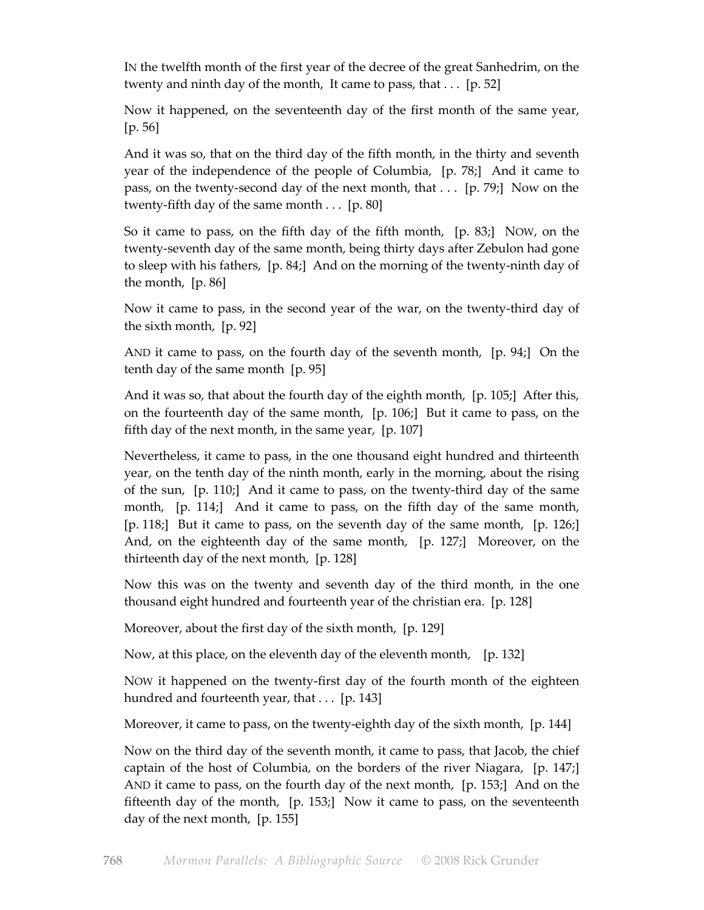IN the twelfth month of the first year of the decree of the great Sanhedrim, on the twenty and ninth day of the month, It came to pass, that . . . [p. 52]

Now it happened, on the seventeenth day of the first month of the same year, [p. 56]

And it was so, that on the third day of the fifth month, in the thirty and seventh year of the independence of the people of Columbia, [p. 78;] And it came to pass, on the twenty-second day of the next month, that . . . [p. 79;] Now on the twenty-fifth day of the same month . . . [p. 80]

So it came to pass, on the fifth day of the fifth month, [p. 83;] NOW, on the twenty-seventh day of the same month, being thirty days after Zebulon had gone to sleep with his fathers, [p. 84;] And on the morning of the twenty-ninth day of the month, [p. 86]

Now it came to pass, in the second year of the war, on the twenty-third day of the sixth month, [p. 92]

AND it came to pass, on the fourth day of the seventh month, [p. 94;] On the tenth day of the same month [p. 95]

And it was so, that about the fourth day of the eighth month, [p. 105;] After this, on the fourteenth day of the same month, [p. 106;] But it came to pass, on the fifth day of the next month, in the same year, [p. 107]

Nevertheless, it came to pass, in the one thousand eight hundred and thirteenth year, on the tenth day of the ninth month, early in the morning, about the rising of the sun, [p. 110;] And it came to pass, on the twenty-third day of the same month, [p. 114;] And it came to pass, on the fifth day of the same month, [p. 118;] But it came to pass, on the seventh day of the same month, [p. 126;] And, on the eighteenth day of the same month, [p. 127;] Moreover, on the thirteenth day of the next month, [p. 128]

Now this was on the twenty and seventh day of the third month, in the one thousand eight hundred and fourteenth year of the christian era. [p. 128]

Moreover, about the first day of the sixth month, [p. 129]

Now, at this place, on the eleventh day of the eleventh month, [p. 132]

NOW it happened on the twenty-first day of the fourth month of the eighteen hundred and fourteenth year, that . . . [p. 143]

Moreover, it came to pass, on the twenty-eighth day of the sixth month, [p. 144]

Now on the third day of the seventh month, it came to pass, that Jacob, the chief captain of the host of Columbia, on the borders of the river Niagara, [p. 147;] AND it came to pass, on the fourth day of the next month, [p. 153;] And on the fifteenth day of the month, [p. 153;] Now it came to pass, on the seventeenth day of the next month, [p. 155]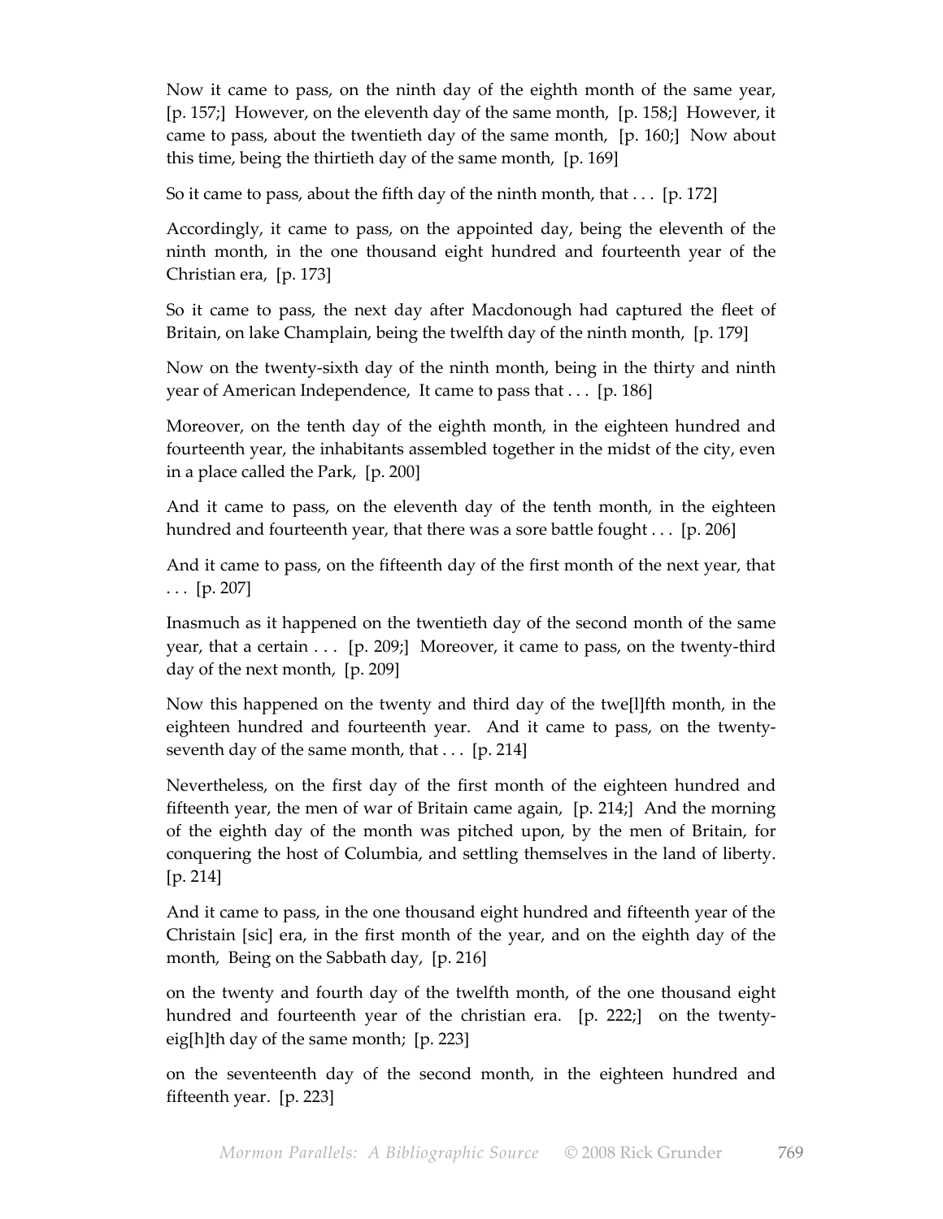Now it came to pass, on the ninth day of the eighth month of the same year, [p. 157;] However, on the eleventh day of the same month, [p. 158;] However, it came to pass, about the twentieth day of the same month, [p. 160;] Now about this time, being the thirtieth day of the same month, [p. 169]

So it came to pass, about the fifth day of the ninth month, that . . . [p. 172]

Accordingly, it came to pass, on the appointed day, being the eleventh of the ninth month, in the one thousand eight hundred and fourteenth year of the Christian era, [p. 173]

So it came to pass, the next day after Macdonough had captured the fleet of Britain, on lake Champlain, being the twelfth day of the ninth month, [p. 179]

Now on the twenty-sixth day of the ninth month, being in the thirty and ninth year of American Independence, It came to pass that . . . [p. 186]

Moreover, on the tenth day of the eighth month, in the eighteen hundred and fourteenth year, the inhabitants assembled together in the midst of the city, even in a place called the Park, [p. 200]

And it came to pass, on the eleventh day of the tenth month, in the eighteen hundred and fourteenth year, that there was a sore battle fought . . . [p. 206]

And it came to pass, on the fifteenth day of the first month of the next year, that . . . [p. 207]

Inasmuch as it happened on the twentieth day of the second month of the same year, that a certain . . . [p. 209;] Moreover, it came to pass, on the twenty-third day of the next month, [p. 209]

Now this happened on the twenty and third day of the twe[l]fth month, in the eighteen hundred and fourteenth year. And it came to pass, on the twenty-seventh day of the same month, that . . . [p. 214]

Nevertheless, on the first day of the first month of the eighteen hundred and fifteenth year, the men of war of Britain came again, [p. 214;] And the morning of the eighth day of the month was pitched upon, by the men of Britain, for conquering the host of Columbia, and settling themselves in the land of liberty. [p. 214]

And it came to pass, in the one thousand eight hundred and fifteenth year of the Christain [sic] era, in the first month of the year, and on the eighth day of the month, Being on the Sabbath day, [p. 216]

on the twenty and fourth day of the twelfth month, of the one thousand eight hundred and fourteenth year of the christian era. [p. 222;] on the twenty-eig[h]th day of the same month; [p. 223]

on the seventeenth day of the second month, in the eighteen hundred and fifteenth year. [p. 223]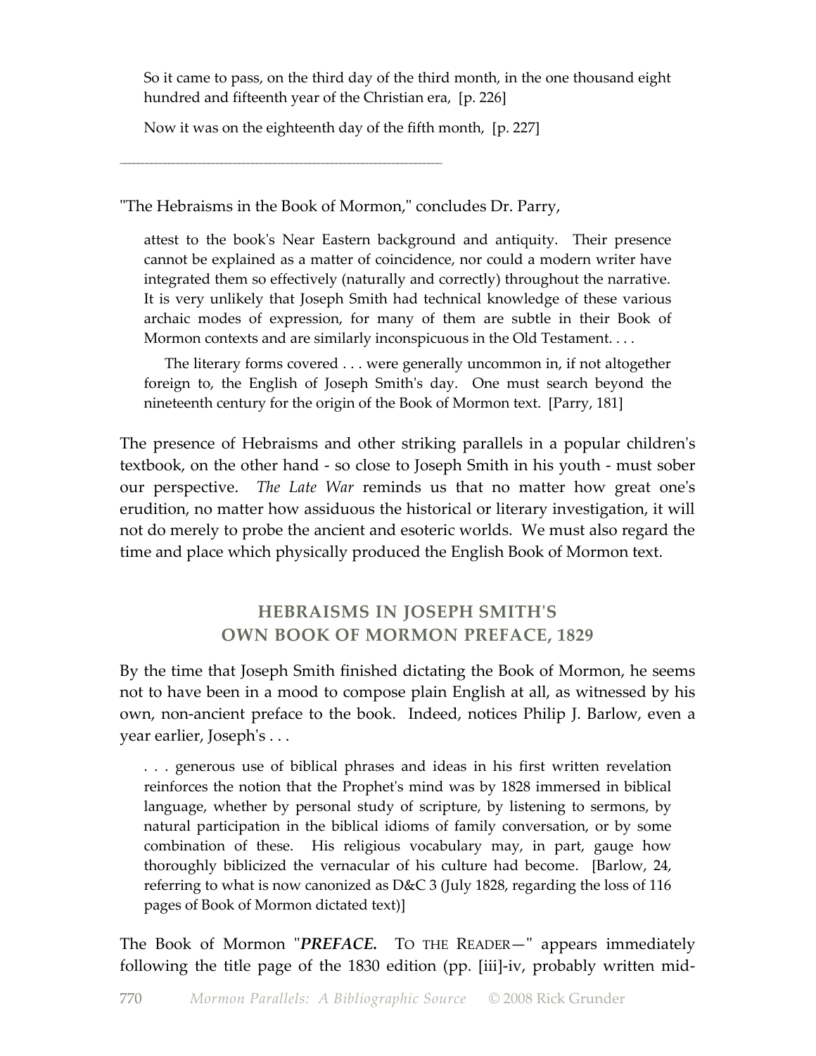> So it came to pass, on the third day of the third month, in the one thousand eight hundred and fifteenth year of the Christian era, [p. 226]
>
> Now it was on the eighteenth day of the fifth month, [p. 227]

---

"The Hebraisms in the Book of Mormon," concludes Dr. Parry,

> attest to the book's Near Eastern background and antiquity. Their presence cannot be explained as a matter of coincidence, nor could a modern writer have integrated them so effectively (naturally and correctly) throughout the narrative. It is very unlikely that Joseph Smith had technical knowledge of these various archaic modes of expression, for many of them are subtle in their Book of Mormon contexts and are similarly inconspicuous in the Old Testament. . . .
>
> The literary forms covered . . . were generally uncommon in, if not altogether foreign to, the English of Joseph Smith's day. One must search beyond the nineteenth century for the origin of the Book of Mormon text. [Parry, 181]

The presence of Hebraisms and other striking parallels in a popular children's textbook, on the other hand - so close to Joseph Smith in his youth - must sober our perspective. *The Late War* reminds us that no matter how great one's erudition, no matter how assiduous the historical or literary investigation, it will not do merely to probe the ancient and esoteric worlds. We must also regard the time and place which physically produced the English Book of Mormon text.

## HEBRAISMS IN JOSEPH SMITH'S OWN BOOK OF MORMON PREFACE, 1829

By the time that Joseph Smith finished dictating the Book of Mormon, he seems not to have been in a mood to compose plain English at all, as witnessed by his own, non-ancient preface to the book. Indeed, notices Philip J. Barlow, even a year earlier, Joseph's . . .

> . . . generous use of biblical phrases and ideas in his first written revelation reinforces the notion that the Prophet's mind was by 1828 immersed in biblical language, whether by personal study of scripture, by listening to sermons, by natural participation in the biblical idioms of family conversation, or by some combination of these. His religious vocabulary may, in part, gauge how thoroughly biblicized the vernacular of his culture had become. [Barlow, 24, referring to what is now canonized as D&C 3 (July 1828, regarding the loss of 116 pages of Book of Mormon dictated text)]

The Book of Mormon "***PREFACE.*** TO THE READER—" appears immediately following the title page of the 1830 edition (pp. [iii]-iv, probably written mid-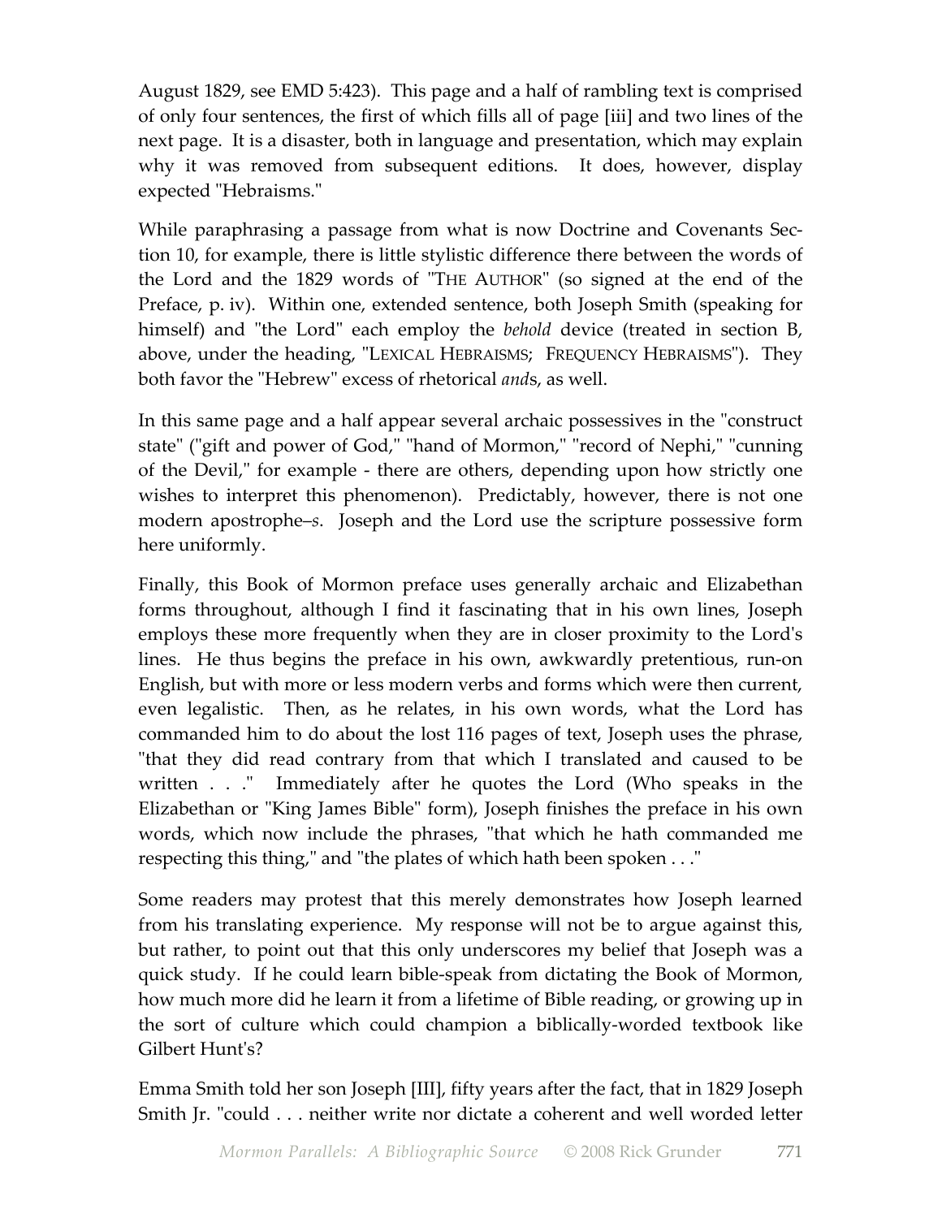August 1829, see EMD 5:423). This page and a half of rambling text is comprised of only four sentences, the first of which fills all of page [iii] and two lines of the next page. It is a disaster, both in language and presentation, which may explain why it was removed from subsequent editions. It does, however, display expected "Hebraisms."

While paraphrasing a passage from what is now Doctrine and Covenants Section 10, for example, there is little stylistic difference there between the words of the Lord and the 1829 words of "THE AUTHOR" (so signed at the end of the Preface, p. iv). Within one, extended sentence, both Joseph Smith (speaking for himself) and "the Lord" each employ the *behold* device (treated in section B, above, under the heading, "LEXICAL HEBRAISMS; FREQUENCY HEBRAISMS"). They both favor the "Hebrew" excess of rhetorical *and*s, as well.

In this same page and a half appear several archaic possessives in the "construct state" ("gift and power of God," "hand of Mormon," "record of Nephi," "cunning of the Devil," for example - there are others, depending upon how strictly one wishes to interpret this phenomenon). Predictably, however, there is not one modern apostrophe–*s*. Joseph and the Lord use the scripture possessive form here uniformly.

Finally, this Book of Mormon preface uses generally archaic and Elizabethan forms throughout, although I find it fascinating that in his own lines, Joseph employs these more frequently when they are in closer proximity to the Lord's lines. He thus begins the preface in his own, awkwardly pretentious, run-on English, but with more or less modern verbs and forms which were then current, even legalistic. Then, as he relates, in his own words, what the Lord has commanded him to do about the lost 116 pages of text, Joseph uses the phrase, "that they did read contrary from that which I translated and caused to be written . . ." Immediately after he quotes the Lord (Who speaks in the Elizabethan or "King James Bible" form), Joseph finishes the preface in his own words, which now include the phrases, "that which he hath commanded me respecting this thing," and "the plates of which hath been spoken . . ."

Some readers may protest that this merely demonstrates how Joseph learned from his translating experience. My response will not be to argue against this, but rather, to point out that this only underscores my belief that Joseph was a quick study. If he could learn bible-speak from dictating the Book of Mormon, how much more did he learn it from a lifetime of Bible reading, or growing up in the sort of culture which could champion a biblically-worded textbook like Gilbert Hunt's?

Emma Smith told her son Joseph [III], fifty years after the fact, that in 1829 Joseph Smith Jr. "could . . . neither write nor dictate a coherent and well worded letter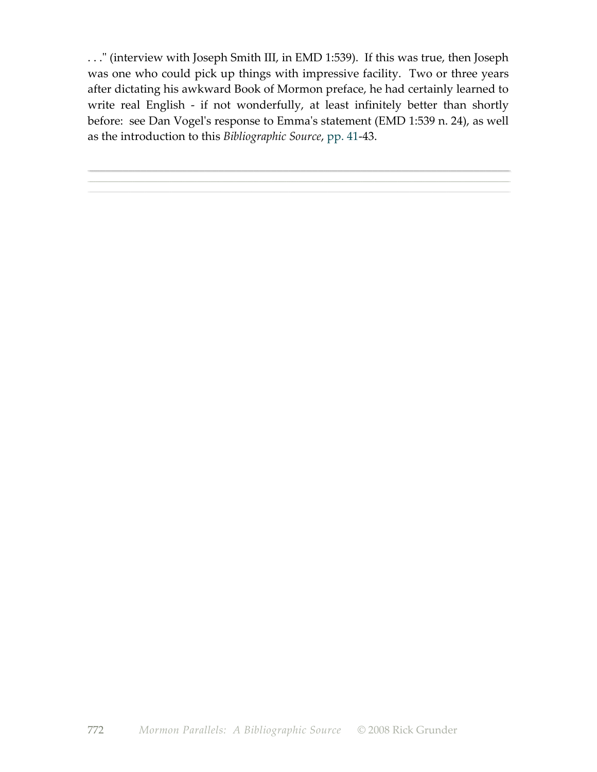. . ." (interview with Joseph Smith III, in EMD 1:539). If this was true, then Joseph was one who could pick up things with impressive facility. Two or three years after dictating his awkward Book of Mormon preface, he had certainly learned to write real English - if not wonderfully, at least infinitely better than shortly before: see Dan Vogel's response to Emma's statement (EMD 1:539 n. 24), as well as the introduction to this *Bibliographic Source*, pp. 41-43.